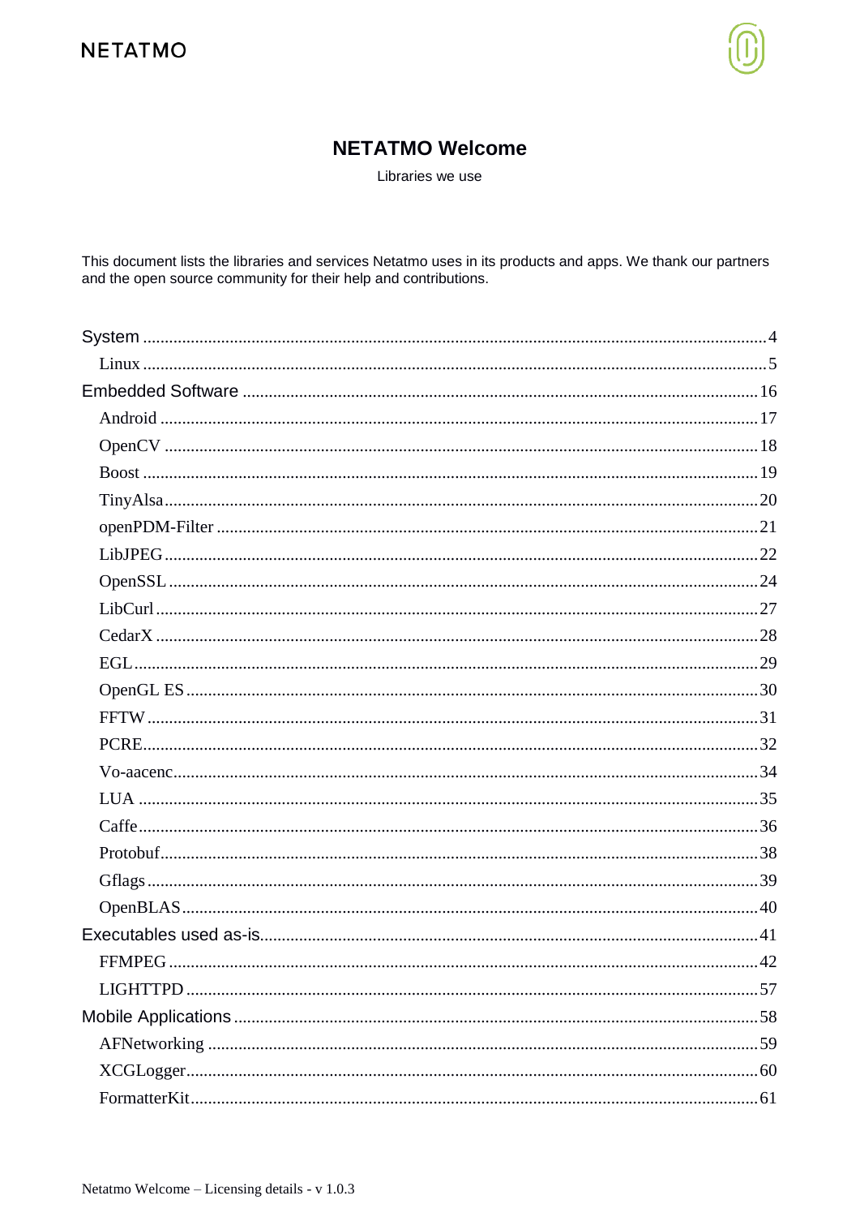NETATMO

# NETATMO Welcome

Libraries we use

This document lists the libraries and services Netatmo uses in its products and apps. We thank our partners and the open source community for their help and contributions.

- System ........ 4
  - Linux ........ 5
- Embedded Software ........ 16
  - Android ........ 17
  - OpenCV ........ 18
  - Boost ........ 19
  - TinyAlsa ........ 20
  - openPDM-Filter ........ 21
  - LibJPEG ........ 22
  - OpenSSL ........ 24
  - LibCurl ........ 27
  - CedarX ........ 28
  - EGL ........ 29
  - OpenGL ES ........ 30
  - FFTW ........ 31
  - PCRE ........ 32
  - Vo-aacenc ........ 34
  - LUA ........ 35
  - Caffe ........ 36
  - Protobuf ........ 38
  - Gflags ........ 39
  - OpenBLAS ........ 40
- Executables used as-is ........ 41
  - FFMPEG ........ 42
  - LIGHTTPD ........ 57
- Mobile Applications ........ 58
  - AFNetworking ........ 59
  - XCGLogger ........ 60
  - FormatterKit ........ 61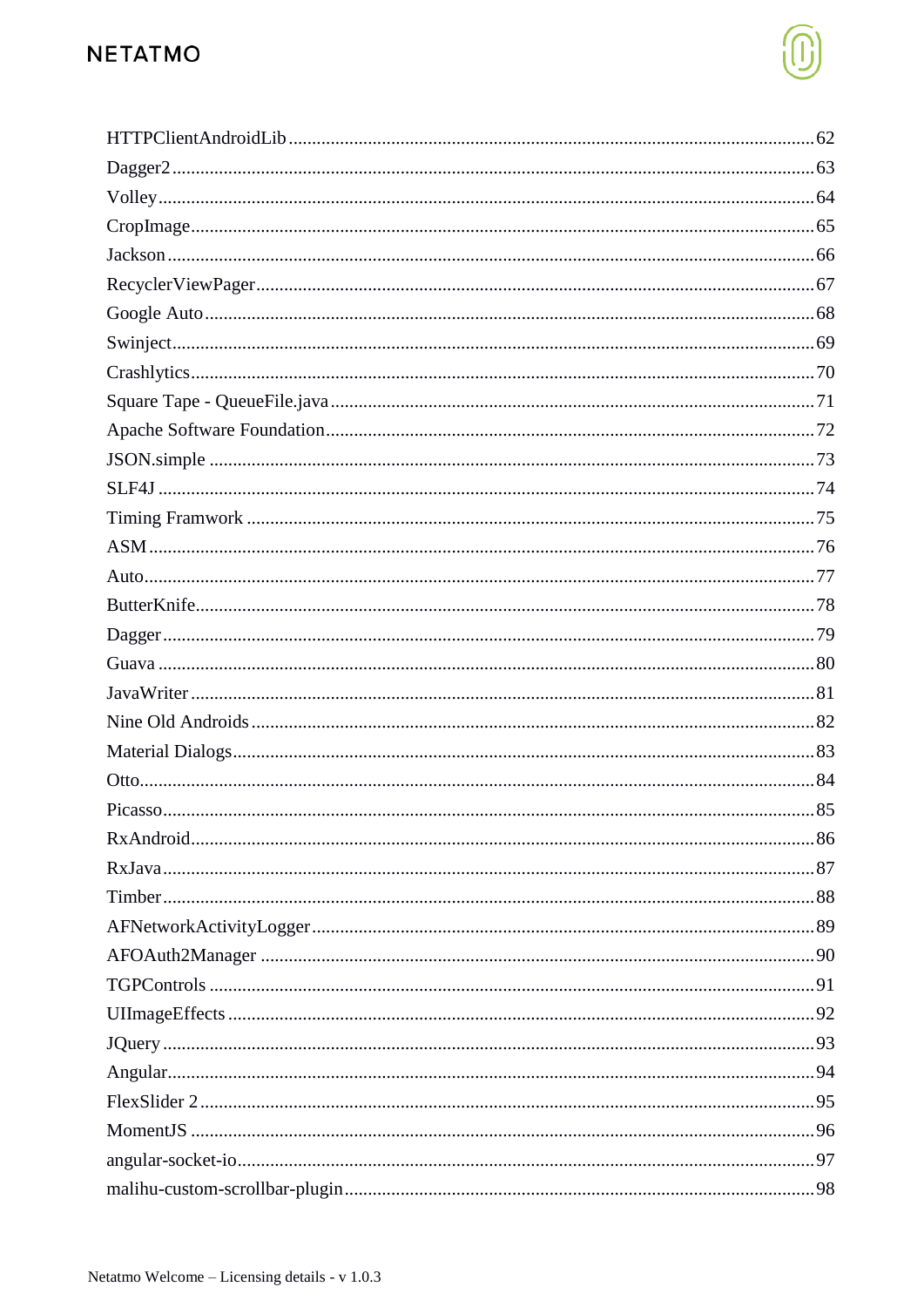HTTPClientAndroidLib ........................................ 62
Dagger2 ........................................ 63
Volley ........................................ 64
CropImage ........................................ 65
Jackson ........................................ 66
RecyclerViewPager ........................................ 67
Google Auto ........................................ 68
Swinject ........................................ 69
Crashlytics ........................................ 70
Square Tape - QueueFile.java ........................................ 71
Apache Software Foundation ........................................ 72
JSON.simple ........................................ 73
SLF4J ........................................ 74
Timing Framwork ........................................ 75
ASM ........................................ 76
Auto ........................................ 77
ButterKnife ........................................ 78
Dagger ........................................ 79
Guava ........................................ 80
JavaWriter ........................................ 81
Nine Old Androids ........................................ 82
Material Dialogs ........................................ 83
Otto ........................................ 84
Picasso ........................................ 85
RxAndroid ........................................ 86
RxJava ........................................ 87
Timber ........................................ 88
AFNetworkActivityLogger ........................................ 89
AFOAuth2Manager ........................................ 90
TGPControls ........................................ 91
UIImageEffects ........................................ 92
JQuery ........................................ 93
Angular ........................................ 94
FlexSlider 2 ........................................ 95
MomentJS ........................................ 96
angular-socket-io ........................................ 97
malihu-custom-scrollbar-plugin ........................................ 98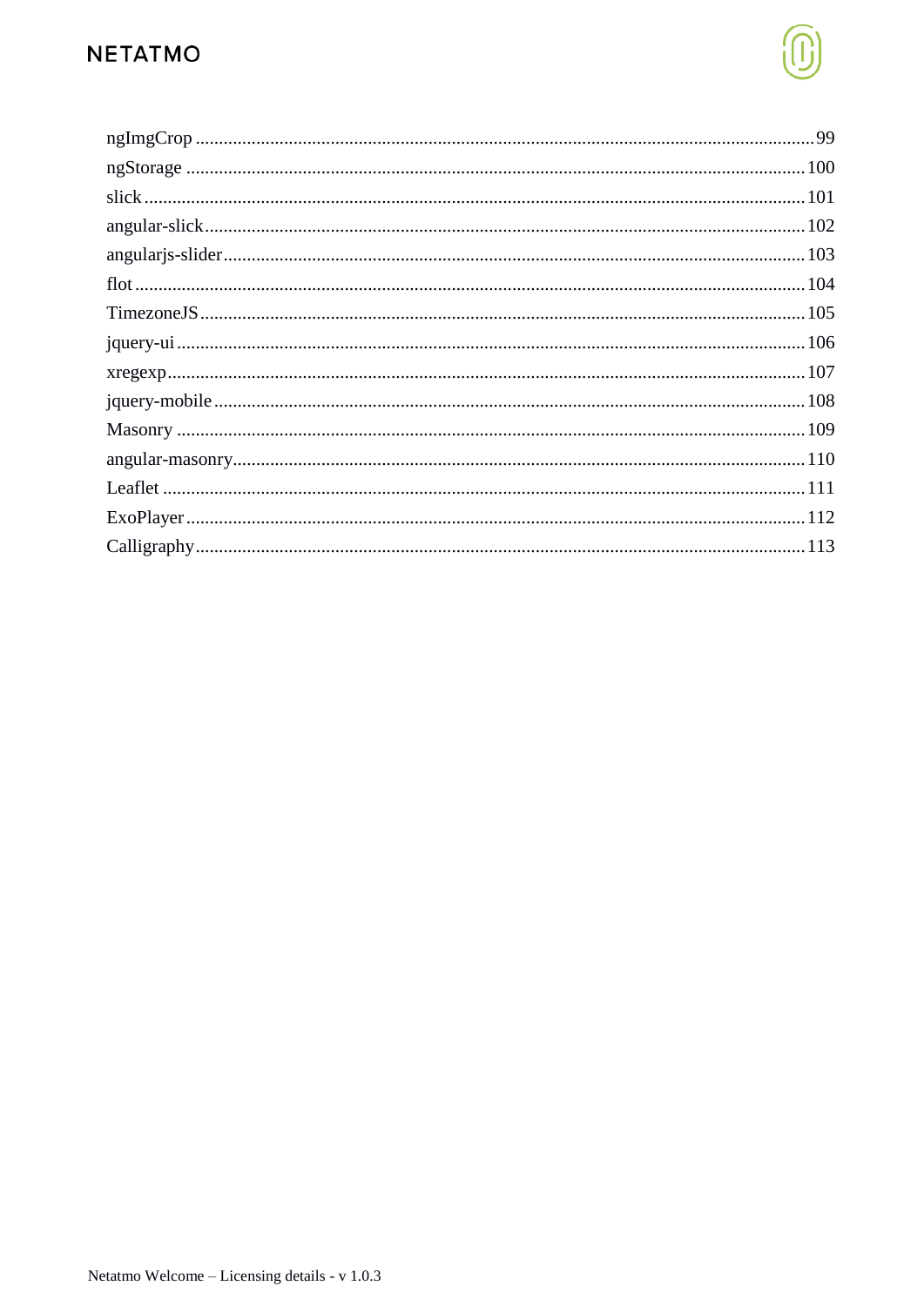ngImgCrop .......... 99

ngStorage .......... 100

slick .......... 101

angular-slick .......... 102

angularjs-slider .......... 103

flot .......... 104

TimezoneJS .......... 105

jquery-ui .......... 106

xregexp .......... 107

jquery-mobile .......... 108

Masonry .......... 109

angular-masonry .......... 110

Leaflet .......... 111

ExoPlayer .......... 112

Calligraphy .......... 113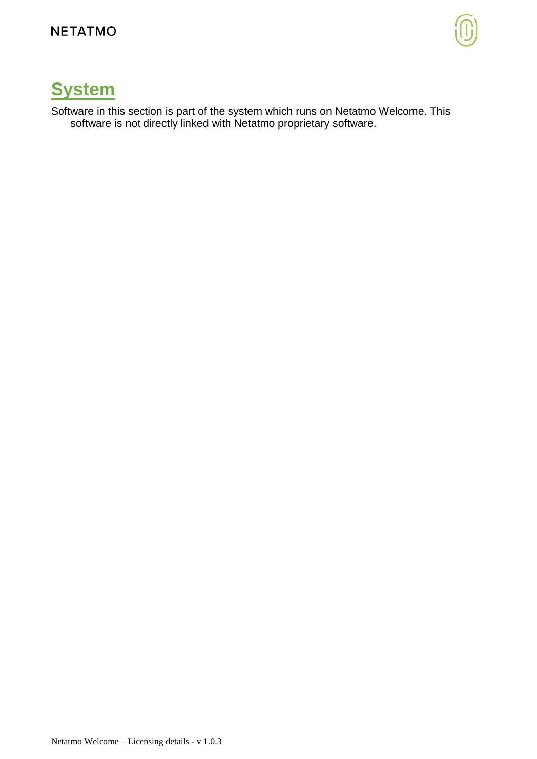# System

Software in this section is part of the system which runs on Netatmo Welcome. This software is not directly linked with Netatmo proprietary software.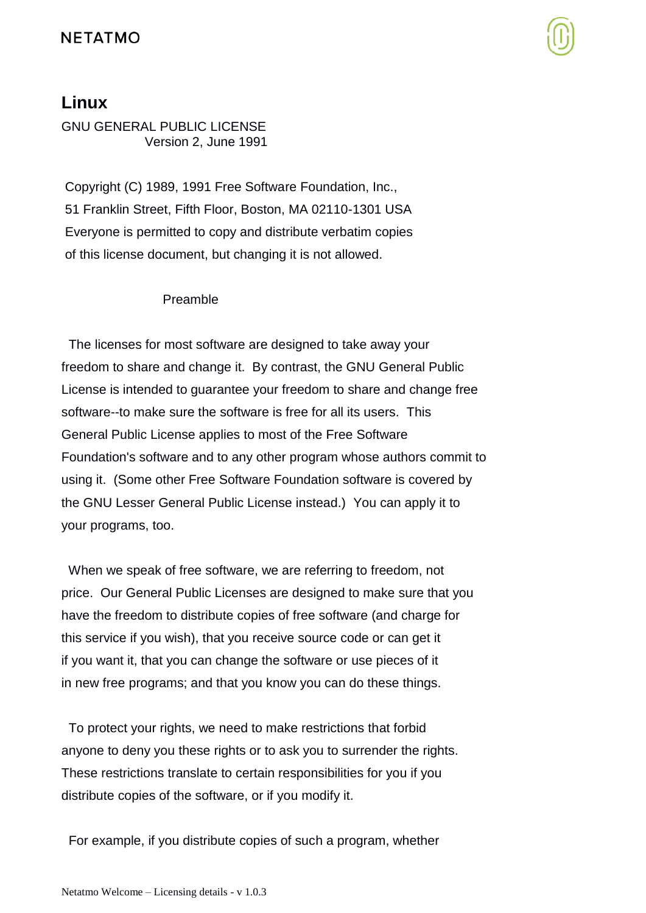## Linux

GNU GENERAL PUBLIC LICENSE
Version 2, June 1991

Copyright (C) 1989, 1991 Free Software Foundation, Inc.,
51 Franklin Street, Fifth Floor, Boston, MA 02110-1301 USA
Everyone is permitted to copy and distribute verbatim copies
of this license document, but changing it is not allowed.

Preamble

The licenses for most software are designed to take away your freedom to share and change it. By contrast, the GNU General Public License is intended to guarantee your freedom to share and change free software--to make sure the software is free for all its users. This General Public License applies to most of the Free Software Foundation's software and to any other program whose authors commit to using it. (Some other Free Software Foundation software is covered by the GNU Lesser General Public License instead.) You can apply it to your programs, too.

When we speak of free software, we are referring to freedom, not price. Our General Public Licenses are designed to make sure that you have the freedom to distribute copies of free software (and charge for this service if you wish), that you receive source code or can get it if you want it, that you can change the software or use pieces of it in new free programs; and that you know you can do these things.

To protect your rights, we need to make restrictions that forbid anyone to deny you these rights or to ask you to surrender the rights. These restrictions translate to certain responsibilities for you if you distribute copies of the software, or if you modify it.

For example, if you distribute copies of such a program, whether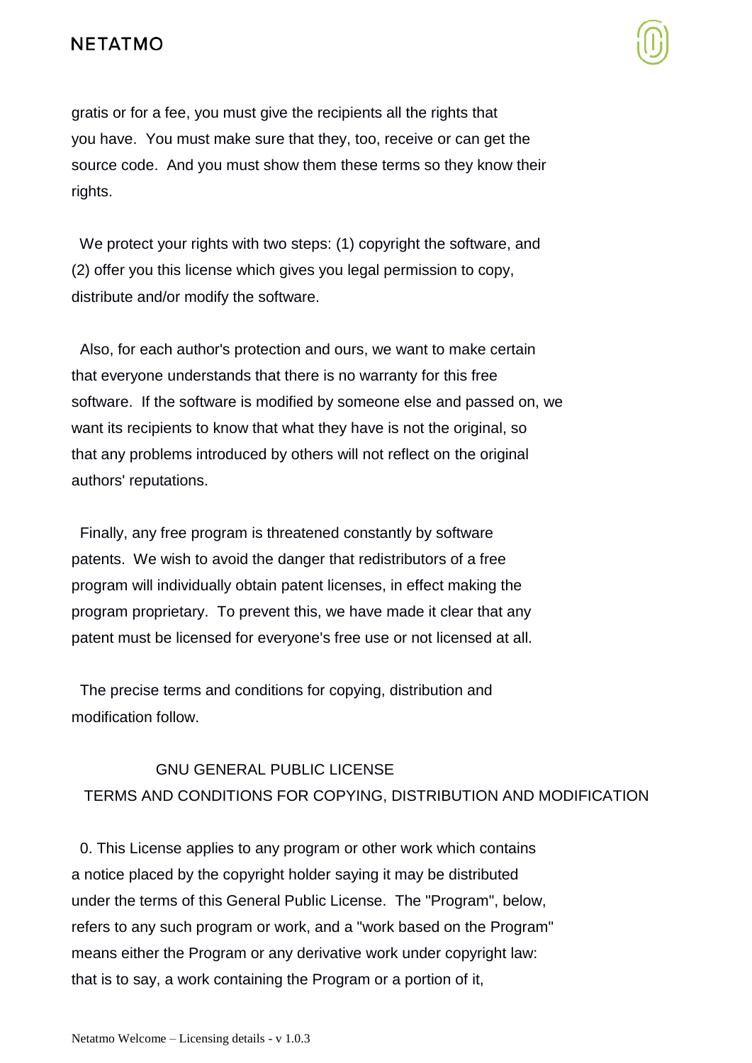gratis or for a fee, you must give the recipients all the rights that you have. You must make sure that they, too, receive or can get the source code. And you must show them these terms so they know their rights.

We protect your rights with two steps: (1) copyright the software, and (2) offer you this license which gives you legal permission to copy, distribute and/or modify the software.

Also, for each author's protection and ours, we want to make certain that everyone understands that there is no warranty for this free software. If the software is modified by someone else and passed on, we want its recipients to know that what they have is not the original, so that any problems introduced by others will not reflect on the original authors' reputations.

Finally, any free program is threatened constantly by software patents. We wish to avoid the danger that redistributors of a free program will individually obtain patent licenses, in effect making the program proprietary. To prevent this, we have made it clear that any patent must be licensed for everyone's free use or not licensed at all.

The precise terms and conditions for copying, distribution and modification follow.

GNU GENERAL PUBLIC LICENSE
TERMS AND CONDITIONS FOR COPYING, DISTRIBUTION AND MODIFICATION

0. This License applies to any program or other work which contains a notice placed by the copyright holder saying it may be distributed under the terms of this General Public License. The "Program", below, refers to any such program or work, and a "work based on the Program" means either the Program or any derivative work under copyright law: that is to say, a work containing the Program or a portion of it,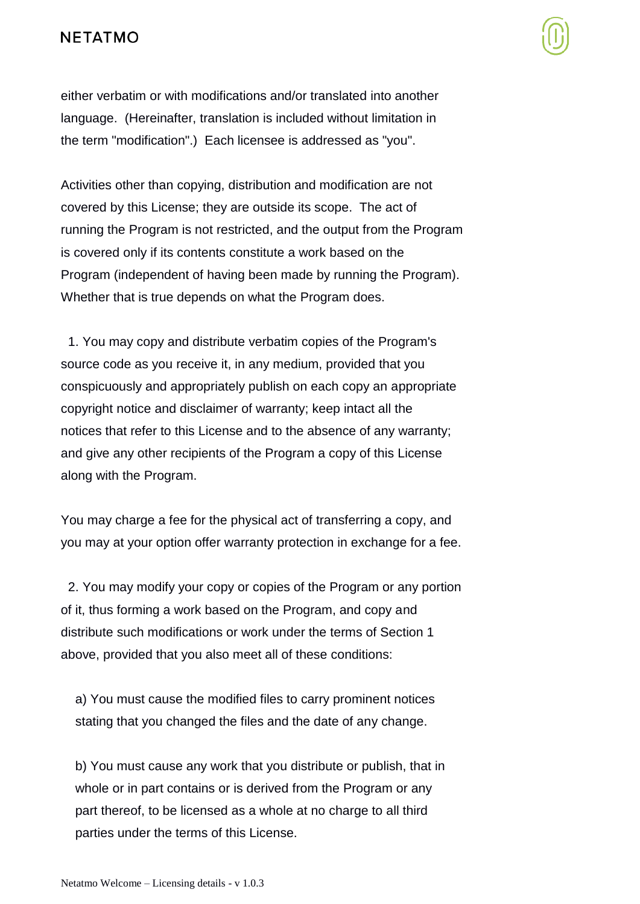either verbatim or with modifications and/or translated into another language. (Hereinafter, translation is included without limitation in the term "modification".) Each licensee is addressed as "you".

Activities other than copying, distribution and modification are not covered by this License; they are outside its scope. The act of running the Program is not restricted, and the output from the Program is covered only if its contents constitute a work based on the Program (independent of having been made by running the Program). Whether that is true depends on what the Program does.

1. You may copy and distribute verbatim copies of the Program's source code as you receive it, in any medium, provided that you conspicuously and appropriately publish on each copy an appropriate copyright notice and disclaimer of warranty; keep intact all the notices that refer to this License and to the absence of any warranty; and give any other recipients of the Program a copy of this License along with the Program.

You may charge a fee for the physical act of transferring a copy, and you may at your option offer warranty protection in exchange for a fee.

2. You may modify your copy or copies of the Program or any portion of it, thus forming a work based on the Program, and copy and distribute such modifications or work under the terms of Section 1 above, provided that you also meet all of these conditions:

a) You must cause the modified files to carry prominent notices stating that you changed the files and the date of any change.

b) You must cause any work that you distribute or publish, that in whole or in part contains or is derived from the Program or any part thereof, to be licensed as a whole at no charge to all third parties under the terms of this License.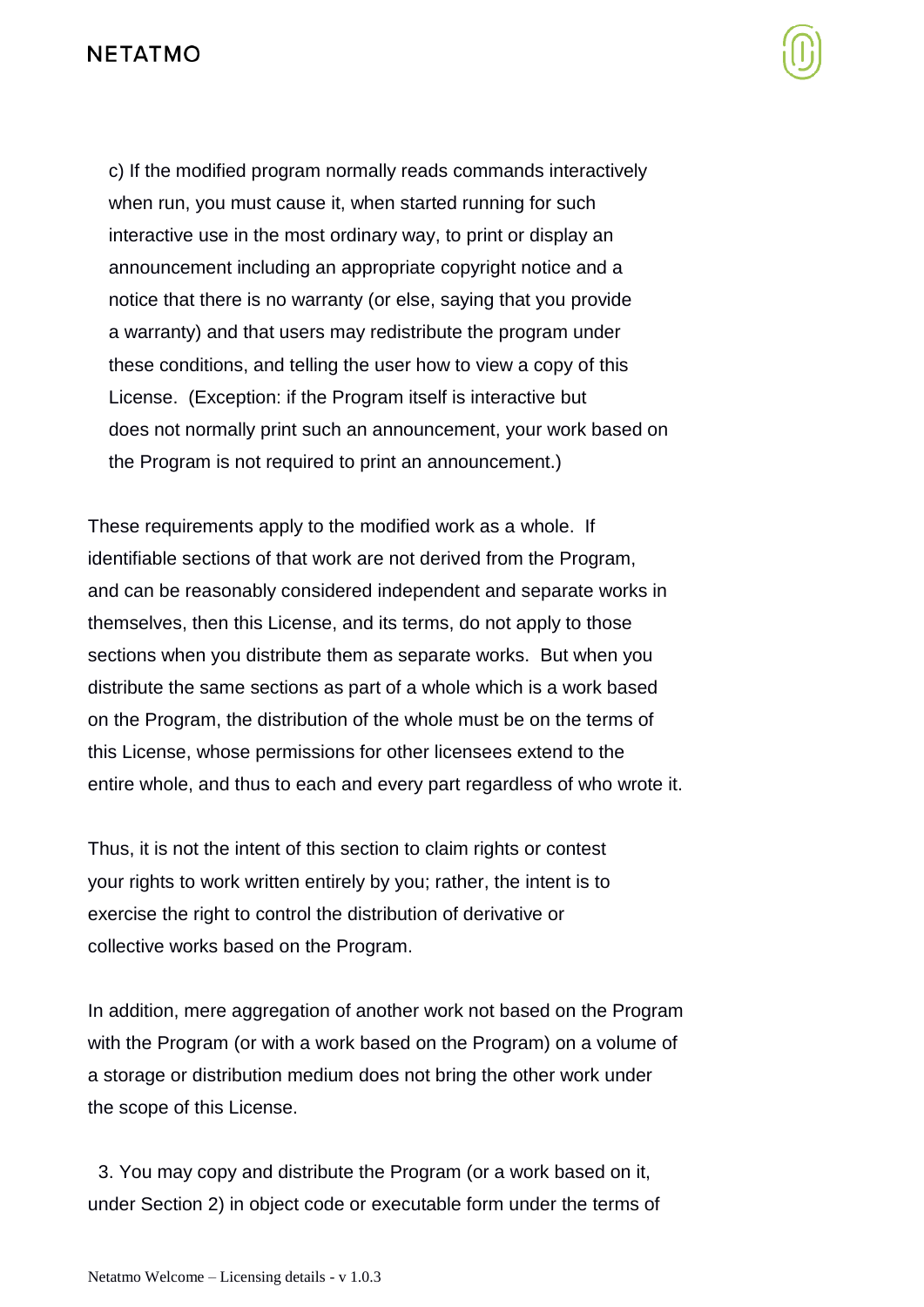c) If the modified program normally reads commands interactively when run, you must cause it, when started running for such interactive use in the most ordinary way, to print or display an announcement including an appropriate copyright notice and a notice that there is no warranty (or else, saying that you provide a warranty) and that users may redistribute the program under these conditions, and telling the user how to view a copy of this License. (Exception: if the Program itself is interactive but does not normally print such an announcement, your work based on the Program is not required to print an announcement.)

These requirements apply to the modified work as a whole. If identifiable sections of that work are not derived from the Program, and can be reasonably considered independent and separate works in themselves, then this License, and its terms, do not apply to those sections when you distribute them as separate works. But when you distribute the same sections as part of a whole which is a work based on the Program, the distribution of the whole must be on the terms of this License, whose permissions for other licensees extend to the entire whole, and thus to each and every part regardless of who wrote it.

Thus, it is not the intent of this section to claim rights or contest your rights to work written entirely by you; rather, the intent is to exercise the right to control the distribution of derivative or collective works based on the Program.

In addition, mere aggregation of another work not based on the Program with the Program (or with a work based on the Program) on a volume of a storage or distribution medium does not bring the other work under the scope of this License.

3. You may copy and distribute the Program (or a work based on it, under Section 2) in object code or executable form under the terms of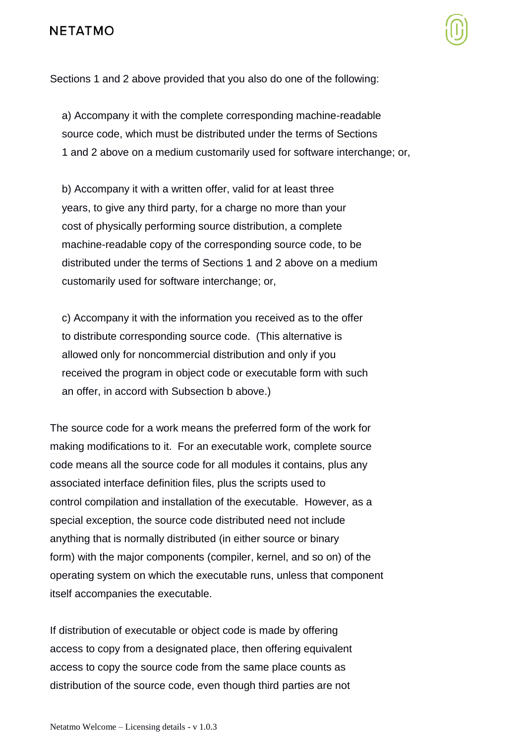Sections 1 and 2 above provided that you also do one of the following:

a) Accompany it with the complete corresponding machine-readable source code, which must be distributed under the terms of Sections 1 and 2 above on a medium customarily used for software interchange; or,

b) Accompany it with a written offer, valid for at least three years, to give any third party, for a charge no more than your cost of physically performing source distribution, a complete machine-readable copy of the corresponding source code, to be distributed under the terms of Sections 1 and 2 above on a medium customarily used for software interchange; or,

c) Accompany it with the information you received as to the offer to distribute corresponding source code. (This alternative is allowed only for noncommercial distribution and only if you received the program in object code or executable form with such an offer, in accord with Subsection b above.)

The source code for a work means the preferred form of the work for making modifications to it. For an executable work, complete source code means all the source code for all modules it contains, plus any associated interface definition files, plus the scripts used to control compilation and installation of the executable. However, as a special exception, the source code distributed need not include anything that is normally distributed (in either source or binary form) with the major components (compiler, kernel, and so on) of the operating system on which the executable runs, unless that component itself accompanies the executable.

If distribution of executable or object code is made by offering access to copy from a designated place, then offering equivalent access to copy the source code from the same place counts as distribution of the source code, even though third parties are not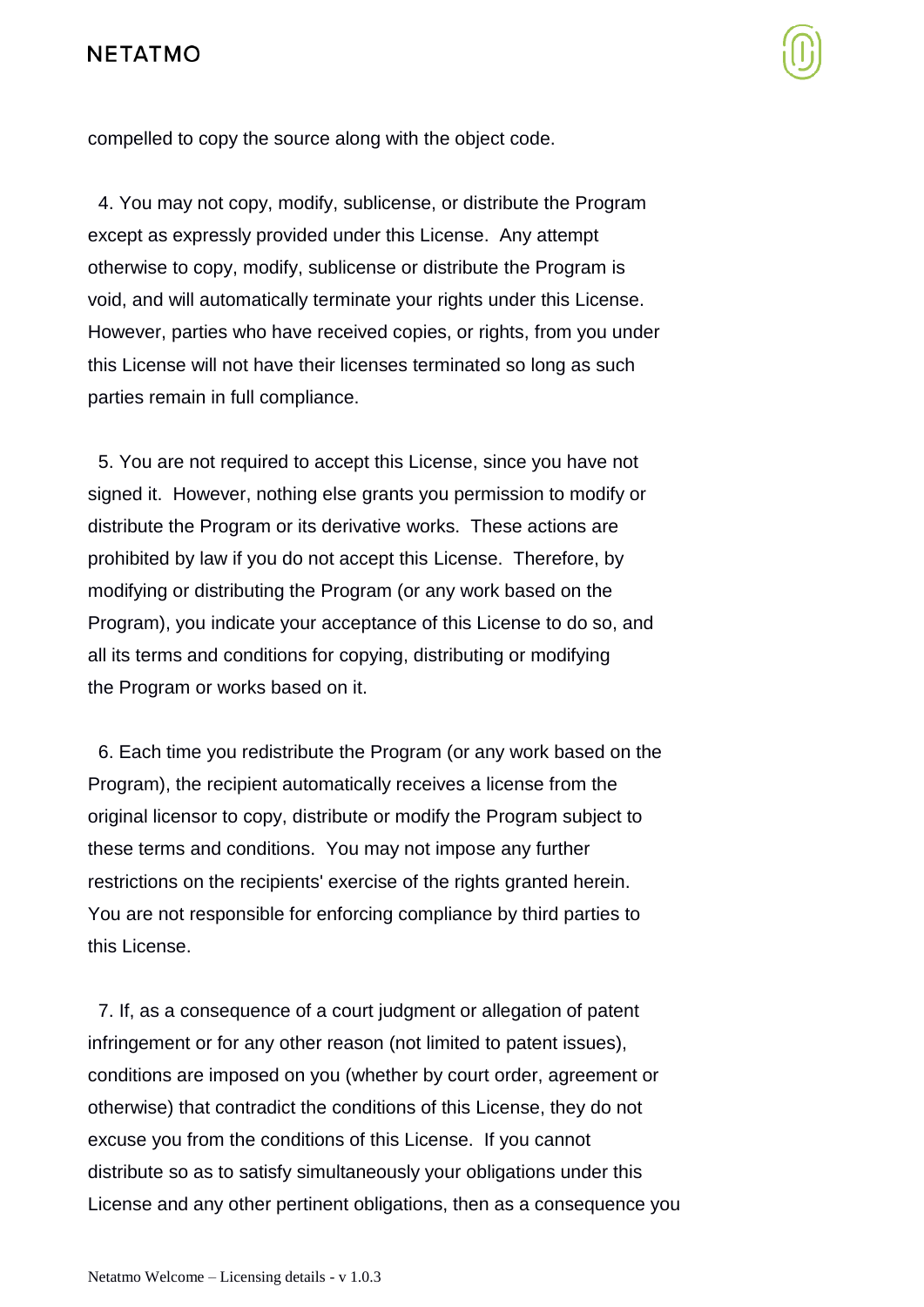compelled to copy the source along with the object code.

4. You may not copy, modify, sublicense, or distribute the Program except as expressly provided under this License. Any attempt otherwise to copy, modify, sublicense or distribute the Program is void, and will automatically terminate your rights under this License. However, parties who have received copies, or rights, from you under this License will not have their licenses terminated so long as such parties remain in full compliance.

5. You are not required to accept this License, since you have not signed it. However, nothing else grants you permission to modify or distribute the Program or its derivative works. These actions are prohibited by law if you do not accept this License. Therefore, by modifying or distributing the Program (or any work based on the Program), you indicate your acceptance of this License to do so, and all its terms and conditions for copying, distributing or modifying the Program or works based on it.

6. Each time you redistribute the Program (or any work based on the Program), the recipient automatically receives a license from the original licensor to copy, distribute or modify the Program subject to these terms and conditions. You may not impose any further restrictions on the recipients' exercise of the rights granted herein. You are not responsible for enforcing compliance by third parties to this License.

7. If, as a consequence of a court judgment or allegation of patent infringement or for any other reason (not limited to patent issues), conditions are imposed on you (whether by court order, agreement or otherwise) that contradict the conditions of this License, they do not excuse you from the conditions of this License. If you cannot distribute so as to satisfy simultaneously your obligations under this License and any other pertinent obligations, then as a consequence you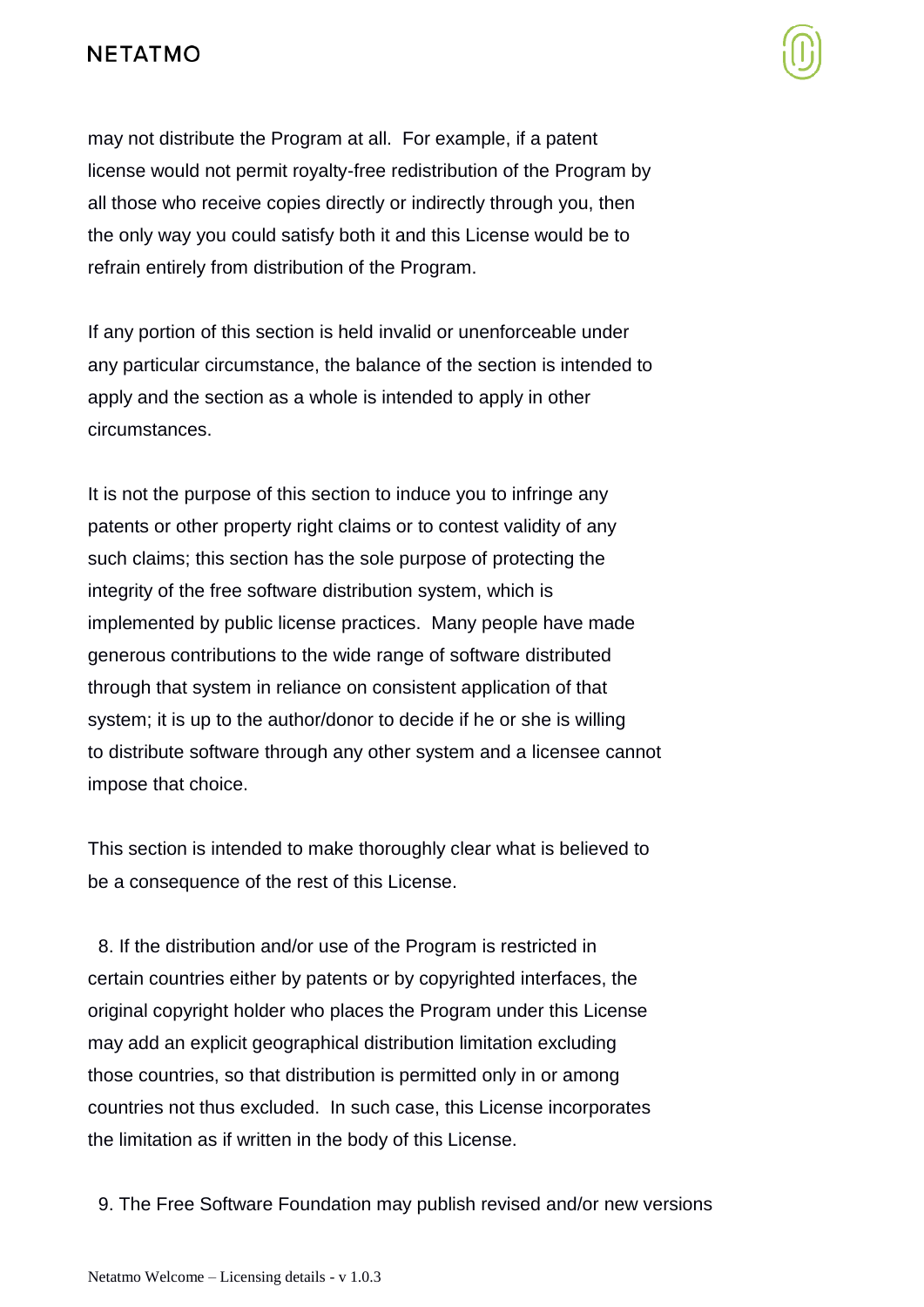may not distribute the Program at all. For example, if a patent license would not permit royalty-free redistribution of the Program by all those who receive copies directly or indirectly through you, then the only way you could satisfy both it and this License would be to refrain entirely from distribution of the Program.

If any portion of this section is held invalid or unenforceable under any particular circumstance, the balance of the section is intended to apply and the section as a whole is intended to apply in other circumstances.

It is not the purpose of this section to induce you to infringe any patents or other property right claims or to contest validity of any such claims; this section has the sole purpose of protecting the integrity of the free software distribution system, which is implemented by public license practices. Many people have made generous contributions to the wide range of software distributed through that system in reliance on consistent application of that system; it is up to the author/donor to decide if he or she is willing to distribute software through any other system and a licensee cannot impose that choice.

This section is intended to make thoroughly clear what is believed to be a consequence of the rest of this License.

8. If the distribution and/or use of the Program is restricted in certain countries either by patents or by copyrighted interfaces, the original copyright holder who places the Program under this License may add an explicit geographical distribution limitation excluding those countries, so that distribution is permitted only in or among countries not thus excluded. In such case, this License incorporates the limitation as if written in the body of this License.

9. The Free Software Foundation may publish revised and/or new versions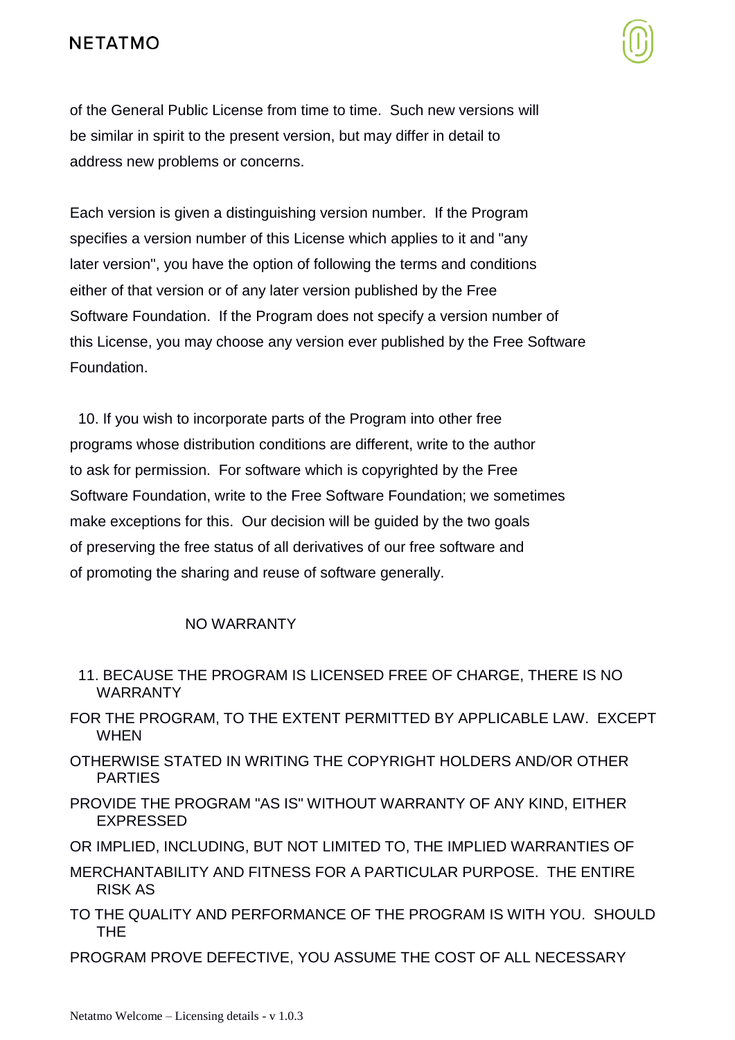of the General Public License from time to time.  Such new versions will be similar in spirit to the present version, but may differ in detail to address new problems or concerns.

Each version is given a distinguishing version number.  If the Program specifies a version number of this License which applies to it and "any later version", you have the option of following the terms and conditions either of that version or of any later version published by the Free Software Foundation.  If the Program does not specify a version number of this License, you may choose any version ever published by the Free Software Foundation.

10. If you wish to incorporate parts of the Program into other free programs whose distribution conditions are different, write to the author to ask for permission.  For software which is copyrighted by the Free Software Foundation, write to the Free Software Foundation; we sometimes make exceptions for this.  Our decision will be guided by the two goals of preserving the free status of all derivatives of our free software and of promoting the sharing and reuse of software generally.

NO WARRANTY

11. BECAUSE THE PROGRAM IS LICENSED FREE OF CHARGE, THERE IS NO WARRANTY FOR THE PROGRAM, TO THE EXTENT PERMITTED BY APPLICABLE LAW.  EXCEPT WHEN OTHERWISE STATED IN WRITING THE COPYRIGHT HOLDERS AND/OR OTHER PARTIES PROVIDE THE PROGRAM "AS IS" WITHOUT WARRANTY OF ANY KIND, EITHER EXPRESSED OR IMPLIED, INCLUDING, BUT NOT LIMITED TO, THE IMPLIED WARRANTIES OF MERCHANTABILITY AND FITNESS FOR A PARTICULAR PURPOSE.  THE ENTIRE RISK AS TO THE QUALITY AND PERFORMANCE OF THE PROGRAM IS WITH YOU.  SHOULD THE PROGRAM PROVE DEFECTIVE, YOU ASSUME THE COST OF ALL NECESSARY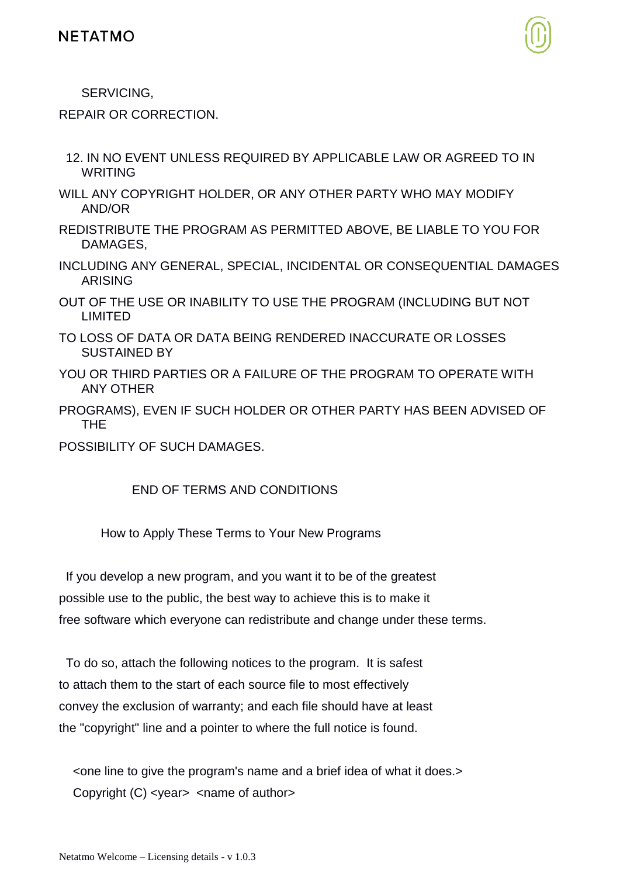SERVICING,

REPAIR OR CORRECTION.

12. IN NO EVENT UNLESS REQUIRED BY APPLICABLE LAW OR AGREED TO IN WRITING

WILL ANY COPYRIGHT HOLDER, OR ANY OTHER PARTY WHO MAY MODIFY AND/OR

REDISTRIBUTE THE PROGRAM AS PERMITTED ABOVE, BE LIABLE TO YOU FOR DAMAGES,

INCLUDING ANY GENERAL, SPECIAL, INCIDENTAL OR CONSEQUENTIAL DAMAGES ARISING

OUT OF THE USE OR INABILITY TO USE THE PROGRAM (INCLUDING BUT NOT LIMITED

TO LOSS OF DATA OR DATA BEING RENDERED INACCURATE OR LOSSES SUSTAINED BY

YOU OR THIRD PARTIES OR A FAILURE OF THE PROGRAM TO OPERATE WITH ANY OTHER

PROGRAMS), EVEN IF SUCH HOLDER OR OTHER PARTY HAS BEEN ADVISED OF THE

POSSIBILITY OF SUCH DAMAGES.

END OF TERMS AND CONDITIONS

How to Apply These Terms to Your New Programs

If you develop a new program, and you want it to be of the greatest
possible use to the public, the best way to achieve this is to make it
free software which everyone can redistribute and change under these terms.

To do so, attach the following notices to the program. It is safest
to attach them to the start of each source file to most effectively
convey the exclusion of warranty; and each file should have at least
the "copyright" line and a pointer to where the full notice is found.

<one line to give the program's name and a brief idea of what it does.>
Copyright (C) <year> <name of author>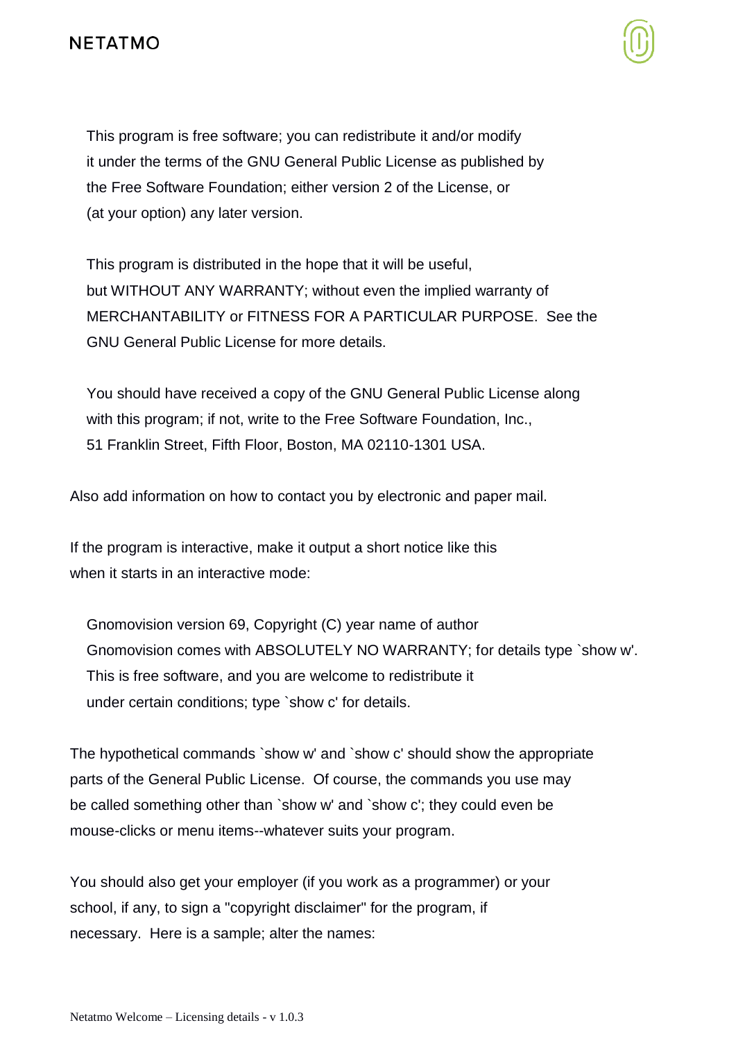This program is free software; you can redistribute it and/or modify
    it under the terms of the GNU General Public License as published by
    the Free Software Foundation; either version 2 of the License, or
    (at your option) any later version.

    This program is distributed in the hope that it will be useful,
    but WITHOUT ANY WARRANTY; without even the implied warranty of
    MERCHANTABILITY or FITNESS FOR A PARTICULAR PURPOSE.  See the
    GNU General Public License for more details.

    You should have received a copy of the GNU General Public License along
    with this program; if not, write to the Free Software Foundation, Inc.,
    51 Franklin Street, Fifth Floor, Boston, MA 02110-1301 USA.

Also add information on how to contact you by electronic and paper mail.

If the program is interactive, make it output a short notice like this
when it starts in an interactive mode:

    Gnomovision version 69, Copyright (C) year name of author
    Gnomovision comes with ABSOLUTELY NO WARRANTY; for details type `show w'.
    This is free software, and you are welcome to redistribute it
    under certain conditions; type `show c' for details.

The hypothetical commands `show w' and `show c' should show the appropriate
parts of the General Public License.  Of course, the commands you use may
be called something other than `show w' and `show c'; they could even be
mouse-clicks or menu items--whatever suits your program.

You should also get your employer (if you work as a programmer) or your
school, if any, to sign a "copyright disclaimer" for the program, if
necessary.  Here is a sample; alter the names: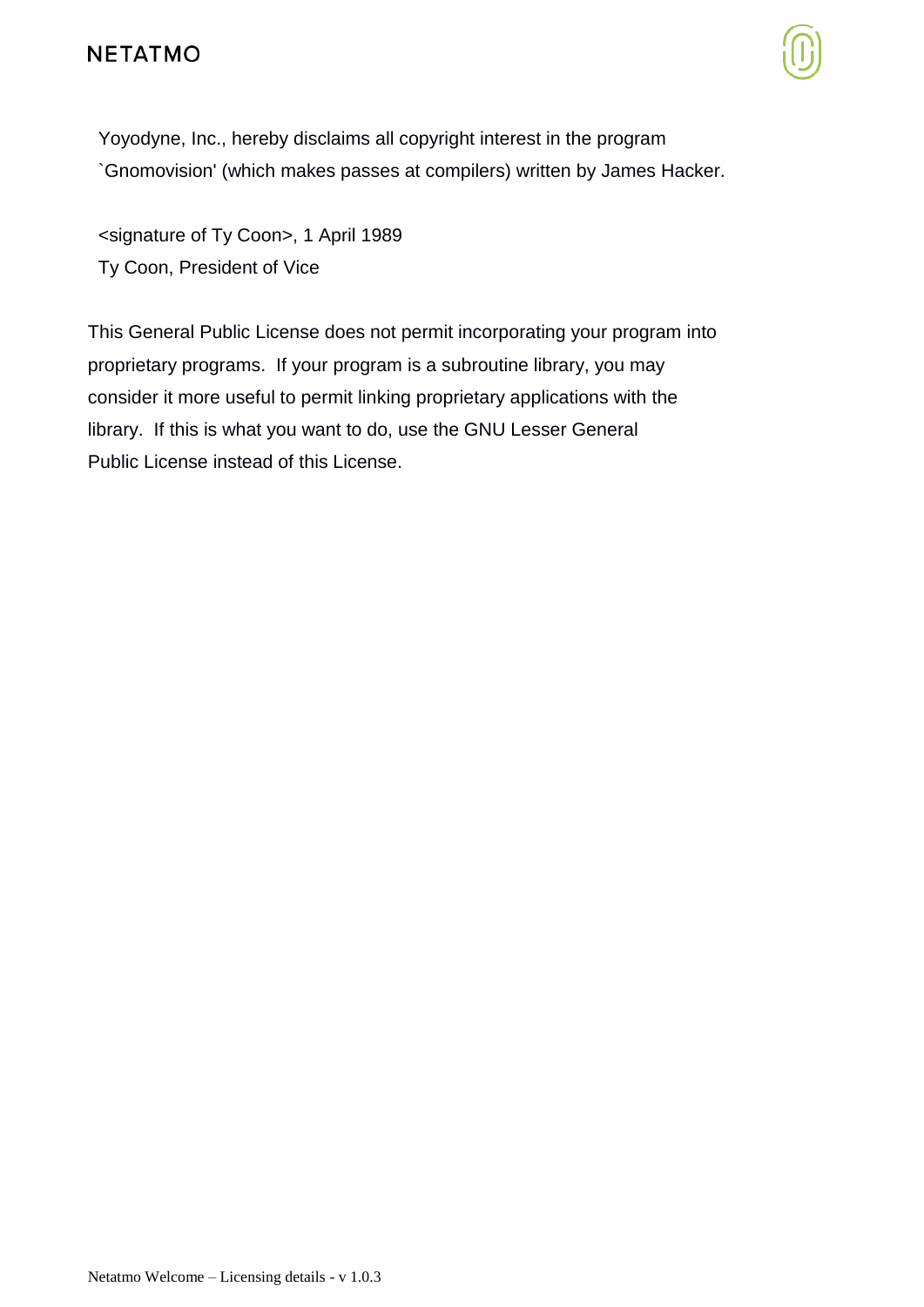Yoyodyne, Inc., hereby disclaims all copyright interest in the program
`Gnomovision' (which makes passes at compilers) written by James Hacker.

<signature of Ty Coon>, 1 April 1989
Ty Coon, President of Vice

This General Public License does not permit incorporating your program into proprietary programs. If your program is a subroutine library, you may consider it more useful to permit linking proprietary applications with the library. If this is what you want to do, use the GNU Lesser General Public License instead of this License.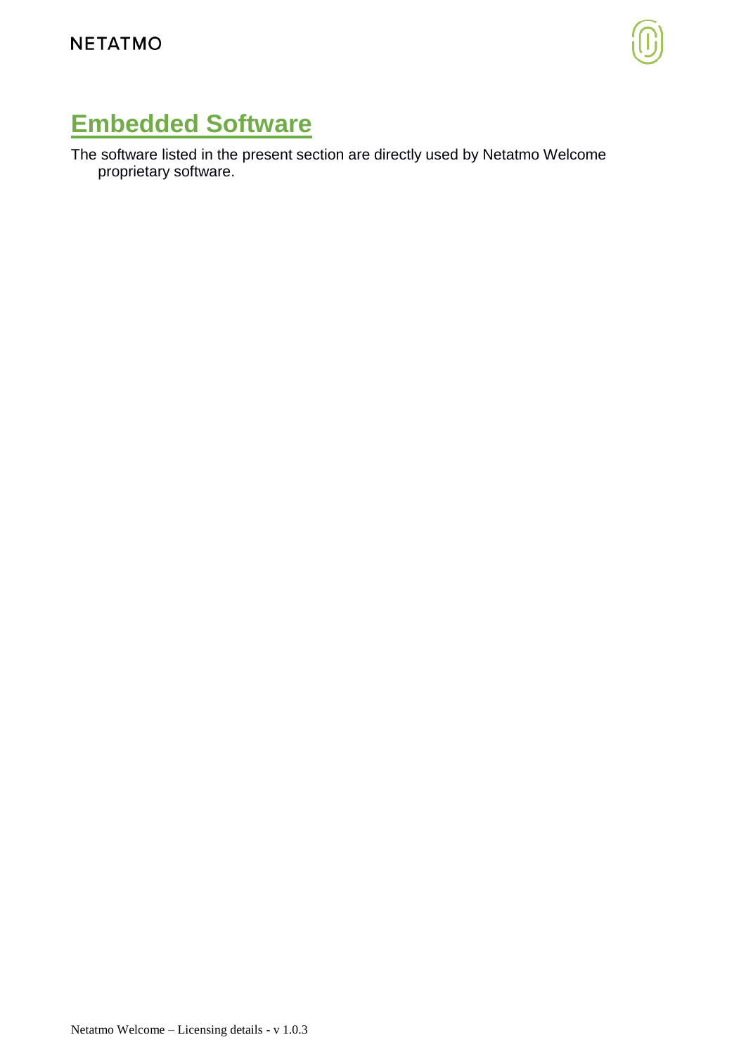# Embedded Software

The software listed in the present section are directly used by Netatmo Welcome proprietary software.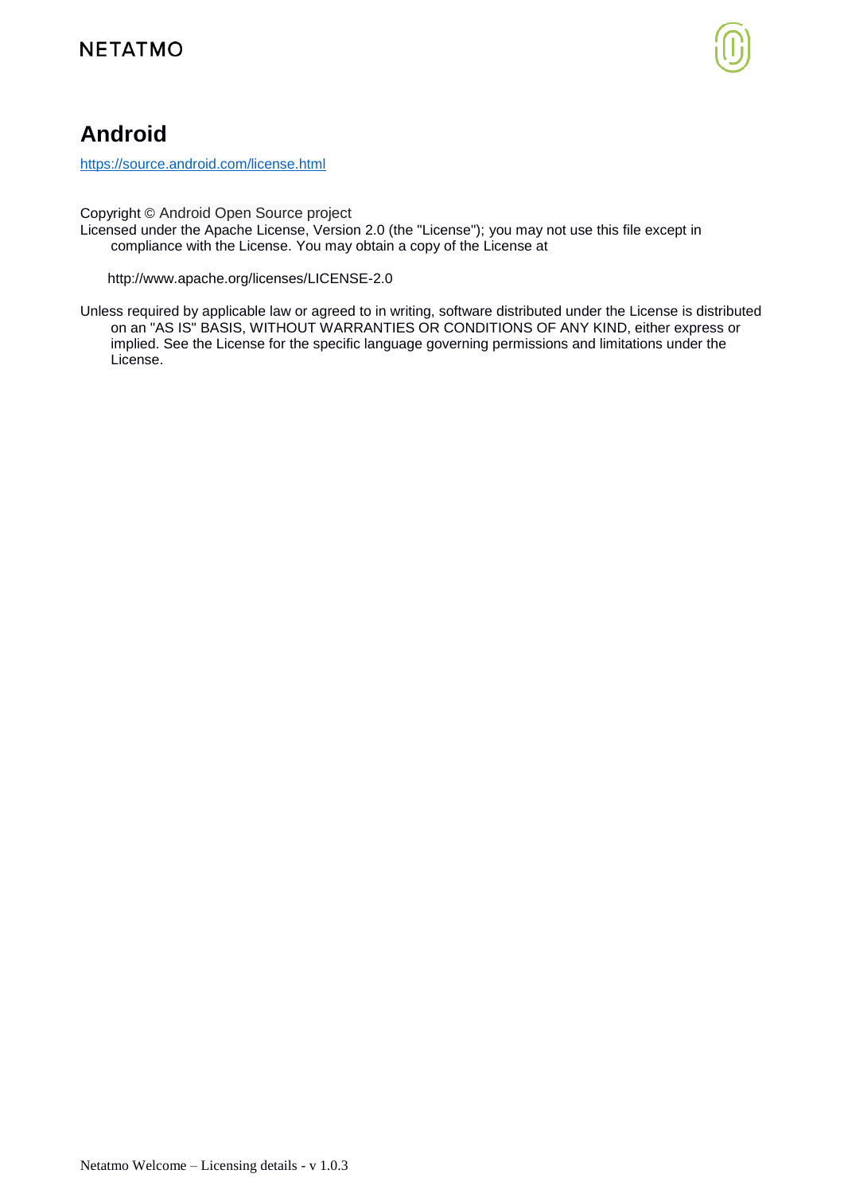# Android

https://source.android.com/license.html

Copyright © Android Open Source project

Licensed under the Apache License, Version 2.0 (the "License"); you may not use this file except in compliance with the License. You may obtain a copy of the License at

http://www.apache.org/licenses/LICENSE-2.0

Unless required by applicable law or agreed to in writing, software distributed under the License is distributed on an "AS IS" BASIS, WITHOUT WARRANTIES OR CONDITIONS OF ANY KIND, either express or implied. See the License for the specific language governing permissions and limitations under the License.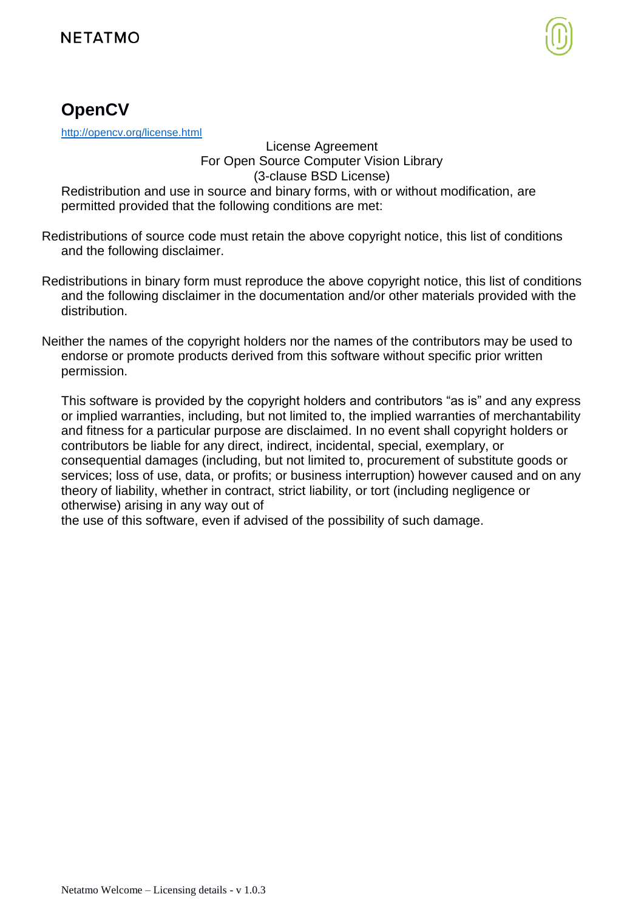## OpenCV

http://opencv.org/license.html

License Agreement
For Open Source Computer Vision Library
(3-clause BSD License)

Redistribution and use in source and binary forms, with or without modification, are permitted provided that the following conditions are met:

Redistributions of source code must retain the above copyright notice, this list of conditions and the following disclaimer.

Redistributions in binary form must reproduce the above copyright notice, this list of conditions and the following disclaimer in the documentation and/or other materials provided with the distribution.

Neither the names of the copyright holders nor the names of the contributors may be used to endorse or promote products derived from this software without specific prior written permission.

This software is provided by the copyright holders and contributors “as is” and any express or implied warranties, including, but not limited to, the implied warranties of merchantability and fitness for a particular purpose are disclaimed. In no event shall copyright holders or contributors be liable for any direct, indirect, incidental, special, exemplary, or consequential damages (including, but not limited to, procurement of substitute goods or services; loss of use, data, or profits; or business interruption) however caused and on any theory of liability, whether in contract, strict liability, or tort (including negligence or otherwise) arising in any way out of the use of this software, even if advised of the possibility of such damage.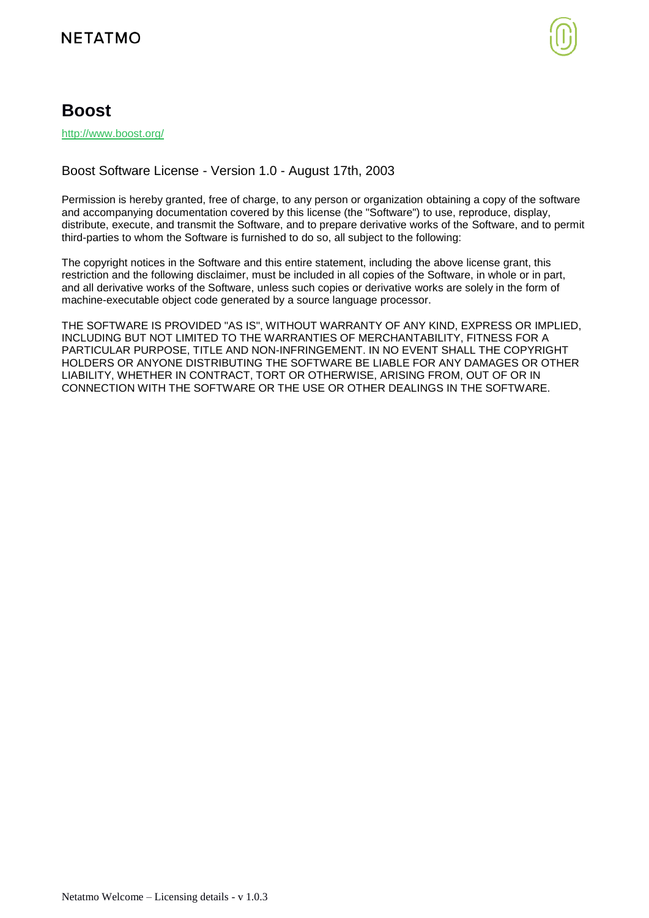# Boost

http://www.boost.org/

Boost Software License - Version 1.0 - August 17th, 2003

Permission is hereby granted, free of charge, to any person or organization obtaining a copy of the software and accompanying documentation covered by this license (the "Software") to use, reproduce, display, distribute, execute, and transmit the Software, and to prepare derivative works of the Software, and to permit third-parties to whom the Software is furnished to do so, all subject to the following:

The copyright notices in the Software and this entire statement, including the above license grant, this restriction and the following disclaimer, must be included in all copies of the Software, in whole or in part, and all derivative works of the Software, unless such copies or derivative works are solely in the form of machine-executable object code generated by a source language processor.

THE SOFTWARE IS PROVIDED "AS IS", WITHOUT WARRANTY OF ANY KIND, EXPRESS OR IMPLIED, INCLUDING BUT NOT LIMITED TO THE WARRANTIES OF MERCHANTABILITY, FITNESS FOR A PARTICULAR PURPOSE, TITLE AND NON-INFRINGEMENT. IN NO EVENT SHALL THE COPYRIGHT HOLDERS OR ANYONE DISTRIBUTING THE SOFTWARE BE LIABLE FOR ANY DAMAGES OR OTHER LIABILITY, WHETHER IN CONTRACT, TORT OR OTHERWISE, ARISING FROM, OUT OF OR IN CONNECTION WITH THE SOFTWARE OR THE USE OR OTHER DEALINGS IN THE SOFTWARE.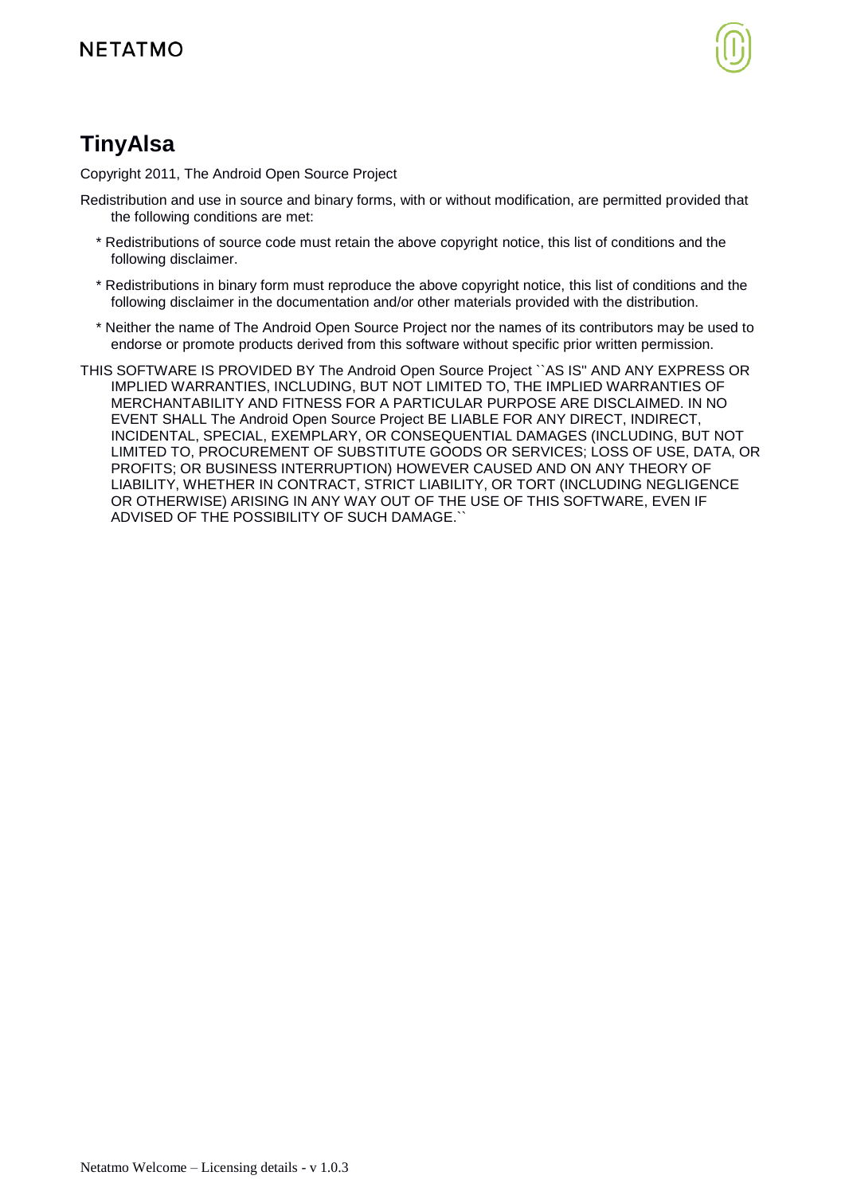# TinyAlsa

Copyright 2011, The Android Open Source Project

Redistribution and use in source and binary forms, with or without modification, are permitted provided that the following conditions are met:

* Redistributions of source code must retain the above copyright notice, this list of conditions and the following disclaimer.
* Redistributions in binary form must reproduce the above copyright notice, this list of conditions and the following disclaimer in the documentation and/or other materials provided with the distribution.
* Neither the name of The Android Open Source Project nor the names of its contributors may be used to endorse or promote products derived from this software without specific prior written permission.

THIS SOFTWARE IS PROVIDED BY The Android Open Source Project ``AS IS'' AND ANY EXPRESS OR IMPLIED WARRANTIES, INCLUDING, BUT NOT LIMITED TO, THE IMPLIED WARRANTIES OF MERCHANTABILITY AND FITNESS FOR A PARTICULAR PURPOSE ARE DISCLAIMED. IN NO EVENT SHALL The Android Open Source Project BE LIABLE FOR ANY DIRECT, INDIRECT, INCIDENTAL, SPECIAL, EXEMPLARY, OR CONSEQUENTIAL DAMAGES (INCLUDING, BUT NOT LIMITED TO, PROCUREMENT OF SUBSTITUTE GOODS OR SERVICES; LOSS OF USE, DATA, OR PROFITS; OR BUSINESS INTERRUPTION) HOWEVER CAUSED AND ON ANY THEORY OF LIABILITY, WHETHER IN CONTRACT, STRICT LIABILITY, OR TORT (INCLUDING NEGLIGENCE OR OTHERWISE) ARISING IN ANY WAY OUT OF THE USE OF THIS SOFTWARE, EVEN IF ADVISED OF THE POSSIBILITY OF SUCH DAMAGE.``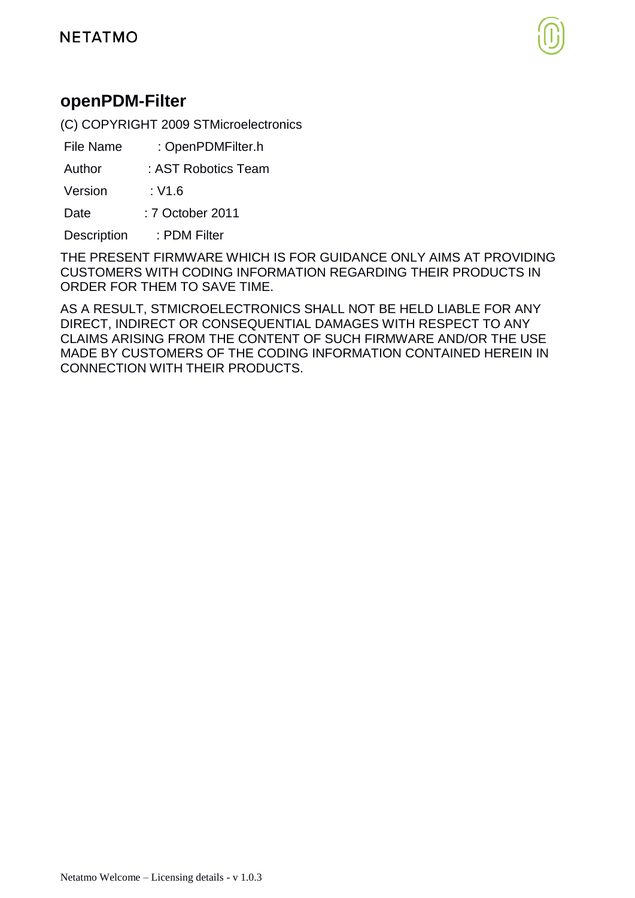## openPDM-Filter

(C) COPYRIGHT 2009 STMicroelectronics

File Name : OpenPDMFilter.h

Author : AST Robotics Team

Version : V1.6

Date : 7 October 2011

Description : PDM Filter

THE PRESENT FIRMWARE WHICH IS FOR GUIDANCE ONLY AIMS AT PROVIDING CUSTOMERS WITH CODING INFORMATION REGARDING THEIR PRODUCTS IN ORDER FOR THEM TO SAVE TIME.

AS A RESULT, STMICROELECTRONICS SHALL NOT BE HELD LIABLE FOR ANY DIRECT, INDIRECT OR CONSEQUENTIAL DAMAGES WITH RESPECT TO ANY CLAIMS ARISING FROM THE CONTENT OF SUCH FIRMWARE AND/OR THE USE MADE BY CUSTOMERS OF THE CODING INFORMATION CONTAINED HEREIN IN CONNECTION WITH THEIR PRODUCTS.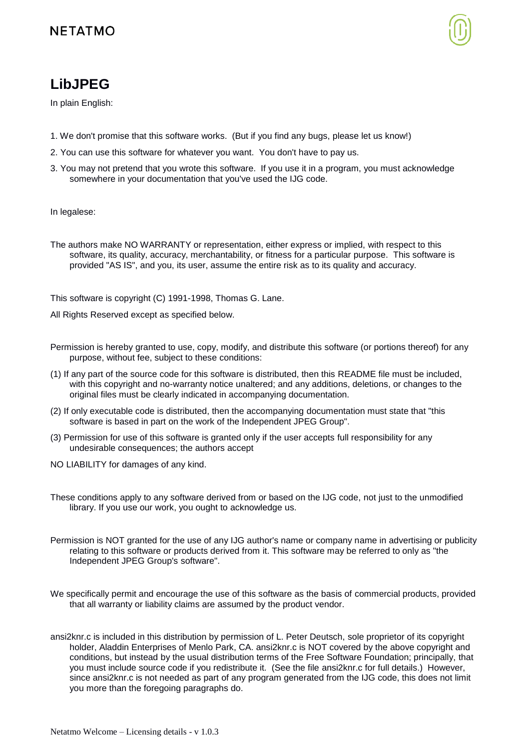# LibJPEG

In plain English:

1. We don't promise that this software works. (But if you find any bugs, please let us know!)
2. You can use this software for whatever you want. You don't have to pay us.
3. You may not pretend that you wrote this software. If you use it in a program, you must acknowledge somewhere in your documentation that you've used the IJG code.

In legalese:

The authors make NO WARRANTY or representation, either express or implied, with respect to this software, its quality, accuracy, merchantability, or fitness for a particular purpose. This software is provided "AS IS", and you, its user, assume the entire risk as to its quality and accuracy.

This software is copyright (C) 1991-1998, Thomas G. Lane.

All Rights Reserved except as specified below.

Permission is hereby granted to use, copy, modify, and distribute this software (or portions thereof) for any purpose, without fee, subject to these conditions:

(1) If any part of the source code for this software is distributed, then this README file must be included, with this copyright and no-warranty notice unaltered; and any additions, deletions, or changes to the original files must be clearly indicated in accompanying documentation.

(2) If only executable code is distributed, then the accompanying documentation must state that "this software is based in part on the work of the Independent JPEG Group".

(3) Permission for use of this software is granted only if the user accepts full responsibility for any undesirable consequences; the authors accept

NO LIABILITY for damages of any kind.

These conditions apply to any software derived from or based on the IJG code, not just to the unmodified library. If you use our work, you ought to acknowledge us.

Permission is NOT granted for the use of any IJG author's name or company name in advertising or publicity relating to this software or products derived from it. This software may be referred to only as "the Independent JPEG Group's software".

We specifically permit and encourage the use of this software as the basis of commercial products, provided that all warranty or liability claims are assumed by the product vendor.

ansi2knr.c is included in this distribution by permission of L. Peter Deutsch, sole proprietor of its copyright holder, Aladdin Enterprises of Menlo Park, CA. ansi2knr.c is NOT covered by the above copyright and conditions, but instead by the usual distribution terms of the Free Software Foundation; principally, that you must include source code if you redistribute it. (See the file ansi2knr.c for full details.) However, since ansi2knr.c is not needed as part of any program generated from the IJG code, this does not limit you more than the foregoing paragraphs do.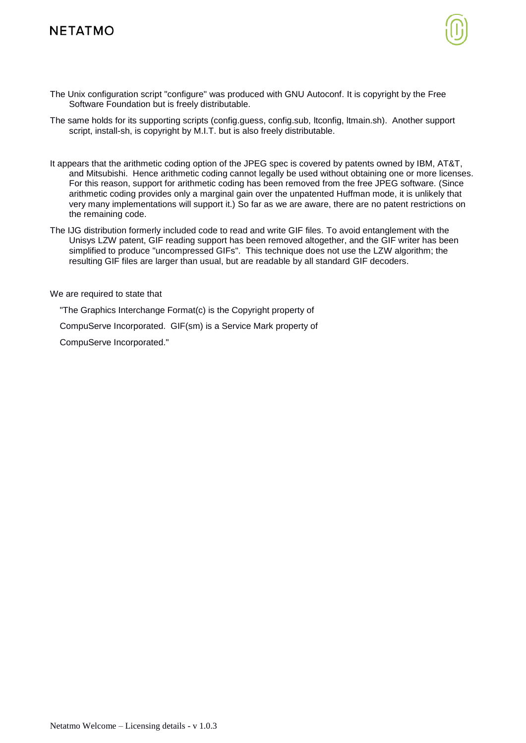The Unix configuration script "configure" was produced with GNU Autoconf. It is copyright by the Free Software Foundation but is freely distributable.

The same holds for its supporting scripts (config.guess, config.sub, ltconfig, ltmain.sh). Another support script, install-sh, is copyright by M.I.T. but is also freely distributable.

It appears that the arithmetic coding option of the JPEG spec is covered by patents owned by IBM, AT&T, and Mitsubishi. Hence arithmetic coding cannot legally be used without obtaining one or more licenses. For this reason, support for arithmetic coding has been removed from the free JPEG software. (Since arithmetic coding provides only a marginal gain over the unpatented Huffman mode, it is unlikely that very many implementations will support it.) So far as we are aware, there are no patent restrictions on the remaining code.

The IJG distribution formerly included code to read and write GIF files. To avoid entanglement with the Unisys LZW patent, GIF reading support has been removed altogether, and the GIF writer has been simplified to produce "uncompressed GIFs". This technique does not use the LZW algorithm; the resulting GIF files are larger than usual, but are readable by all standard GIF decoders.

We are required to state that

"The Graphics Interchange Format(c) is the Copyright property of

CompuServe Incorporated. GIF(sm) is a Service Mark property of

CompuServe Incorporated."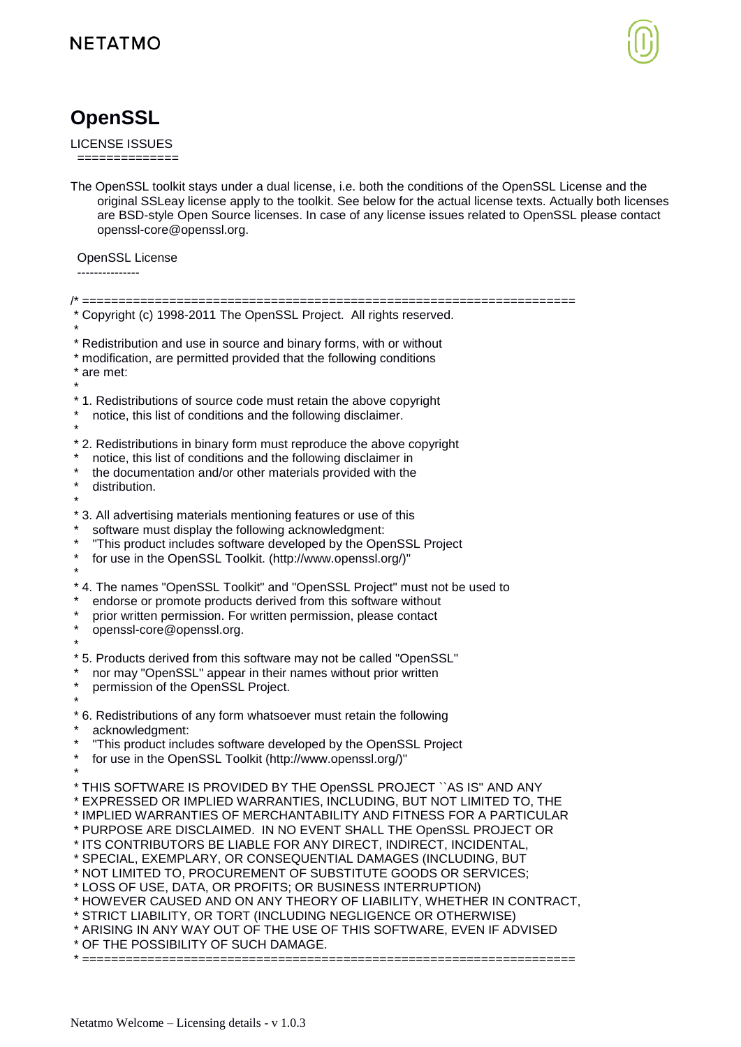# OpenSSL

LICENSE ISSUES
==============

The OpenSSL toolkit stays under a dual license, i.e. both the conditions of the OpenSSL License and the original SSLeay license apply to the toolkit. See below for the actual license texts. Actually both licenses are BSD-style Open Source licenses. In case of any license issues related to OpenSSL please contact openssl-core@openssl.org.

OpenSSL License
---------------

```
/* ====================================================================
 * Copyright (c) 1998-2011 The OpenSSL Project.  All rights reserved.
 *
 * Redistribution and use in source and binary forms, with or without
 * modification, are permitted provided that the following conditions
 * are met:
 *
 * 1. Redistributions of source code must retain the above copyright
 *    notice, this list of conditions and the following disclaimer.
 *
 * 2. Redistributions in binary form must reproduce the above copyright
 *    notice, this list of conditions and the following disclaimer in
 *    the documentation and/or other materials provided with the
 *    distribution.
 *
 * 3. All advertising materials mentioning features or use of this
 *    software must display the following acknowledgment:
 *    "This product includes software developed by the OpenSSL Project
 *    for use in the OpenSSL Toolkit. (http://www.openssl.org/)"
 *
 * 4. The names "OpenSSL Toolkit" and "OpenSSL Project" must not be used to
 *    endorse or promote products derived from this software without
 *    prior written permission. For written permission, please contact
 *    openssl-core@openssl.org.
 *
 * 5. Products derived from this software may not be called "OpenSSL"
 *    nor may "OpenSSL" appear in their names without prior written
 *    permission of the OpenSSL Project.
 *
 * 6. Redistributions of any form whatsoever must retain the following
 *    acknowledgment:
 *    "This product includes software developed by the OpenSSL Project
 *    for use in the OpenSSL Toolkit (http://www.openssl.org/)"
 *
 * THIS SOFTWARE IS PROVIDED BY THE OpenSSL PROJECT ``AS IS'' AND ANY
 * EXPRESSED OR IMPLIED WARRANTIES, INCLUDING, BUT NOT LIMITED TO, THE
 * IMPLIED WARRANTIES OF MERCHANTABILITY AND FITNESS FOR A PARTICULAR
 * PURPOSE ARE DISCLAIMED.  IN NO EVENT SHALL THE OpenSSL PROJECT OR
 * ITS CONTRIBUTORS BE LIABLE FOR ANY DIRECT, INDIRECT, INCIDENTAL,
 * SPECIAL, EXEMPLARY, OR CONSEQUENTIAL DAMAGES (INCLUDING, BUT
 * NOT LIMITED TO, PROCUREMENT OF SUBSTITUTE GOODS OR SERVICES;
 * LOSS OF USE, DATA, OR PROFITS; OR BUSINESS INTERRUPTION)
 * HOWEVER CAUSED AND ON ANY THEORY OF LIABILITY, WHETHER IN CONTRACT,
 * STRICT LIABILITY, OR TORT (INCLUDING NEGLIGENCE OR OTHERWISE)
 * ARISING IN ANY WAY OUT OF THE USE OF THIS SOFTWARE, EVEN IF ADVISED
 * OF THE POSSIBILITY OF SUCH DAMAGE.
 * ====================================================================
```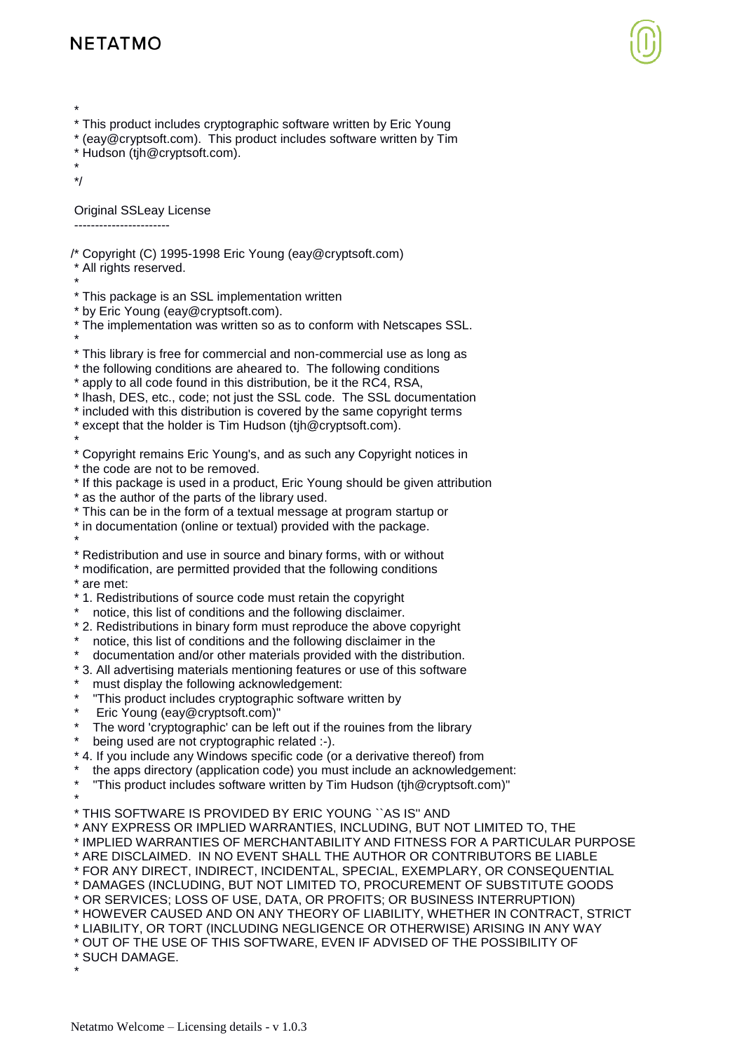```
 *
 * This product includes cryptographic software written by Eric Young
 * (eay@cryptsoft.com).  This product includes software written by Tim
 * Hudson (tjh@cryptsoft.com).
 *
 */
```

Original SSLeay License
-----------------------

```
/* Copyright (C) 1995-1998 Eric Young (eay@cryptsoft.com)
 * All rights reserved.
 *
 * This package is an SSL implementation written
 * by Eric Young (eay@cryptsoft.com).
 * The implementation was written so as to conform with Netscapes SSL.
 *
 * This library is free for commercial and non-commercial use as long as
 * the following conditions are aheared to.  The following conditions
 * apply to all code found in this distribution, be it the RC4, RSA,
 * lhash, DES, etc., code; not just the SSL code.  The SSL documentation
 * included with this distribution is covered by the same copyright terms
 * except that the holder is Tim Hudson (tjh@cryptsoft.com).
 *
 * Copyright remains Eric Young's, and as such any Copyright notices in
 * the code are not to be removed.
 * If this package is used in a product, Eric Young should be given attribution
 * as the author of the parts of the library used.
 * This can be in the form of a textual message at program startup or
 * in documentation (online or textual) provided with the package.
 *
 * Redistribution and use in source and binary forms, with or without
 * modification, are permitted provided that the following conditions
 * are met:
 * 1. Redistributions of source code must retain the copyright
 *    notice, this list of conditions and the following disclaimer.
 * 2. Redistributions in binary form must reproduce the above copyright
 *    notice, this list of conditions and the following disclaimer in the
 *    documentation and/or other materials provided with the distribution.
 * 3. All advertising materials mentioning features or use of this software
 *    must display the following acknowledgement:
 *    "This product includes cryptographic software written by
 *     Eric Young (eay@cryptsoft.com)"
 *    The word 'cryptographic' can be left out if the rouines from the library
 *    being used are not cryptographic related :-).
 * 4. If you include any Windows specific code (or a derivative thereof) from
 *    the apps directory (application code) you must include an acknowledgement:
 *    "This product includes software written by Tim Hudson (tjh@cryptsoft.com)"
 *
 * THIS SOFTWARE IS PROVIDED BY ERIC YOUNG ``AS IS'' AND
 * ANY EXPRESS OR IMPLIED WARRANTIES, INCLUDING, BUT NOT LIMITED TO, THE
 * IMPLIED WARRANTIES OF MERCHANTABILITY AND FITNESS FOR A PARTICULAR PURPOSE
 * ARE DISCLAIMED.  IN NO EVENT SHALL THE AUTHOR OR CONTRIBUTORS BE LIABLE
 * FOR ANY DIRECT, INDIRECT, INCIDENTAL, SPECIAL, EXEMPLARY, OR CONSEQUENTIAL
 * DAMAGES (INCLUDING, BUT NOT LIMITED TO, PROCUREMENT OF SUBSTITUTE GOODS
 * OR SERVICES; LOSS OF USE, DATA, OR PROFITS; OR BUSINESS INTERRUPTION)
 * HOWEVER CAUSED AND ON ANY THEORY OF LIABILITY, WHETHER IN CONTRACT, STRICT
 * LIABILITY, OR TORT (INCLUDING NEGLIGENCE OR OTHERWISE) ARISING IN ANY WAY
 * OUT OF THE USE OF THIS SOFTWARE, EVEN IF ADVISED OF THE POSSIBILITY OF
 * SUCH DAMAGE.
 *
```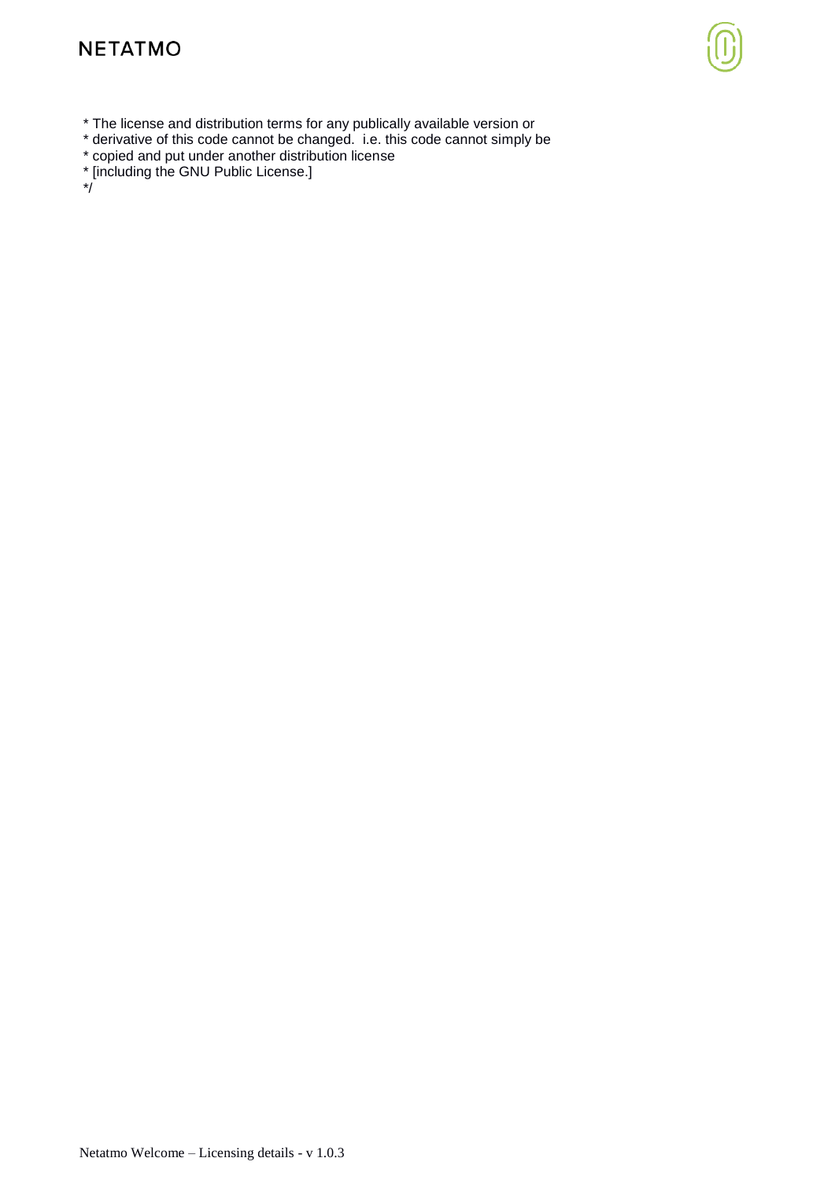\* The license and distribution terms for any publically available version or
\* derivative of this code cannot be changed.  i.e. this code cannot simply be
\* copied and put under another distribution license
\* [including the GNU Public License.]
\*/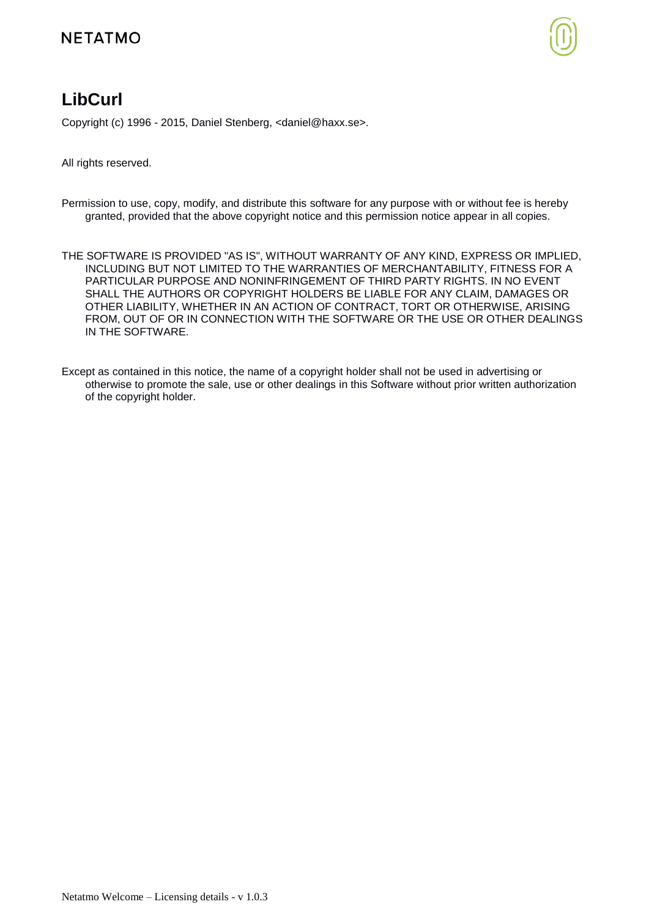# LibCurl

Copyright (c) 1996 - 2015, Daniel Stenberg, <daniel@haxx.se>.

All rights reserved.

Permission to use, copy, modify, and distribute this software for any purpose with or without fee is hereby granted, provided that the above copyright notice and this permission notice appear in all copies.

THE SOFTWARE IS PROVIDED "AS IS", WITHOUT WARRANTY OF ANY KIND, EXPRESS OR IMPLIED, INCLUDING BUT NOT LIMITED TO THE WARRANTIES OF MERCHANTABILITY, FITNESS FOR A PARTICULAR PURPOSE AND NONINFRINGEMENT OF THIRD PARTY RIGHTS. IN NO EVENT SHALL THE AUTHORS OR COPYRIGHT HOLDERS BE LIABLE FOR ANY CLAIM, DAMAGES OR OTHER LIABILITY, WHETHER IN AN ACTION OF CONTRACT, TORT OR OTHERWISE, ARISING FROM, OUT OF OR IN CONNECTION WITH THE SOFTWARE OR THE USE OR OTHER DEALINGS IN THE SOFTWARE.

Except as contained in this notice, the name of a copyright holder shall not be used in advertising or otherwise to promote the sale, use or other dealings in this Software without prior written authorization of the copyright holder.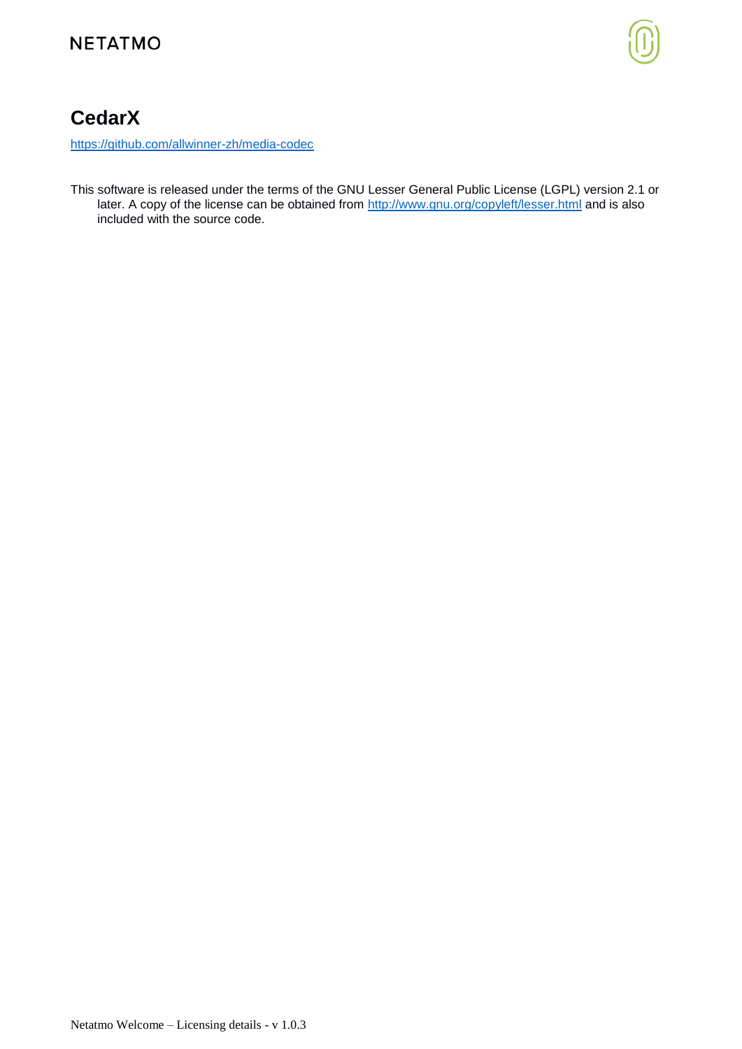# CedarX

https://github.com/allwinner-zh/media-codec

This software is released under the terms of the GNU Lesser General Public License (LGPL) version 2.1 or later. A copy of the license can be obtained from http://www.gnu.org/copyleft/lesser.html and is also included with the source code.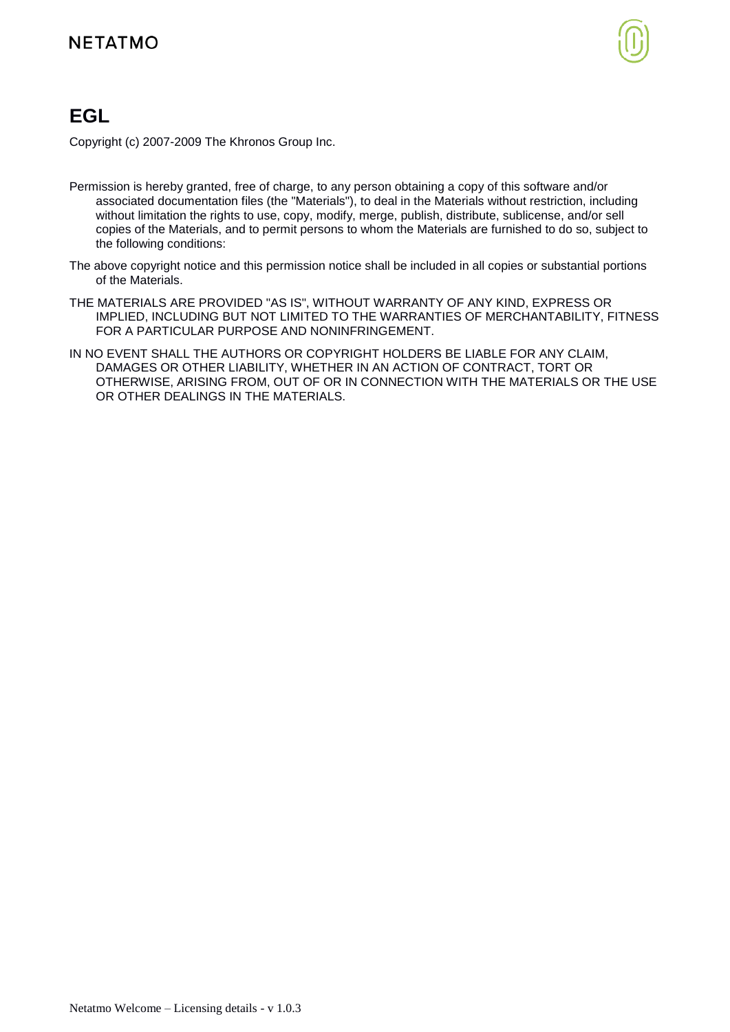# EGL

Copyright (c) 2007-2009 The Khronos Group Inc.

Permission is hereby granted, free of charge, to any person obtaining a copy of this software and/or associated documentation files (the "Materials"), to deal in the Materials without restriction, including without limitation the rights to use, copy, modify, merge, publish, distribute, sublicense, and/or sell copies of the Materials, and to permit persons to whom the Materials are furnished to do so, subject to the following conditions:

The above copyright notice and this permission notice shall be included in all copies or substantial portions of the Materials.

THE MATERIALS ARE PROVIDED "AS IS", WITHOUT WARRANTY OF ANY KIND, EXPRESS OR IMPLIED, INCLUDING BUT NOT LIMITED TO THE WARRANTIES OF MERCHANTABILITY, FITNESS FOR A PARTICULAR PURPOSE AND NONINFRINGEMENT.

IN NO EVENT SHALL THE AUTHORS OR COPYRIGHT HOLDERS BE LIABLE FOR ANY CLAIM, DAMAGES OR OTHER LIABILITY, WHETHER IN AN ACTION OF CONTRACT, TORT OR OTHERWISE, ARISING FROM, OUT OF OR IN CONNECTION WITH THE MATERIALS OR THE USE OR OTHER DEALINGS IN THE MATERIALS.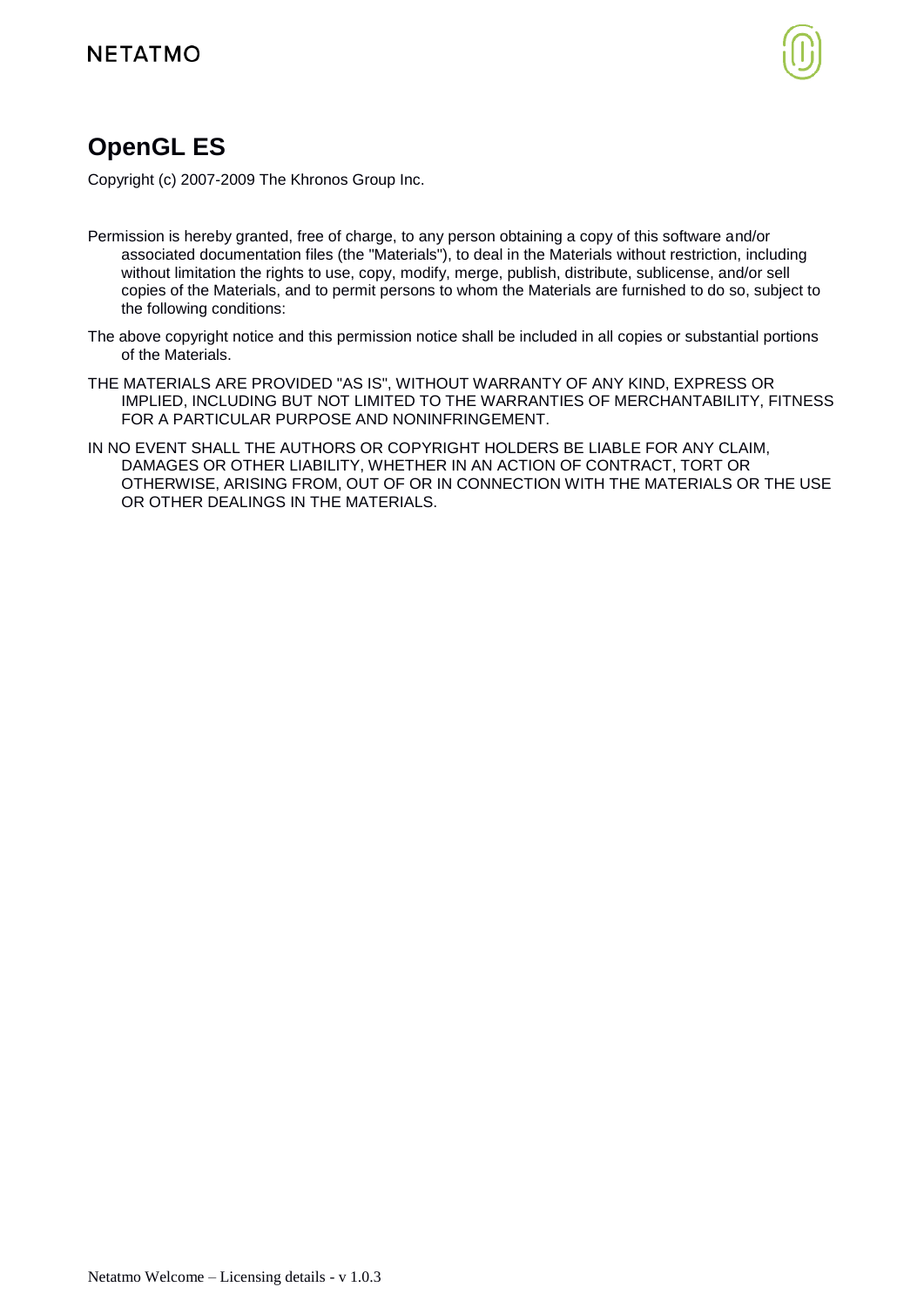# OpenGL ES

Copyright (c) 2007-2009 The Khronos Group Inc.

Permission is hereby granted, free of charge, to any person obtaining a copy of this software and/or associated documentation files (the "Materials"), to deal in the Materials without restriction, including without limitation the rights to use, copy, modify, merge, publish, distribute, sublicense, and/or sell copies of the Materials, and to permit persons to whom the Materials are furnished to do so, subject to the following conditions:

The above copyright notice and this permission notice shall be included in all copies or substantial portions of the Materials.

THE MATERIALS ARE PROVIDED "AS IS", WITHOUT WARRANTY OF ANY KIND, EXPRESS OR IMPLIED, INCLUDING BUT NOT LIMITED TO THE WARRANTIES OF MERCHANTABILITY, FITNESS FOR A PARTICULAR PURPOSE AND NONINFRINGEMENT.

IN NO EVENT SHALL THE AUTHORS OR COPYRIGHT HOLDERS BE LIABLE FOR ANY CLAIM, DAMAGES OR OTHER LIABILITY, WHETHER IN AN ACTION OF CONTRACT, TORT OR OTHERWISE, ARISING FROM, OUT OF OR IN CONNECTION WITH THE MATERIALS OR THE USE OR OTHER DEALINGS IN THE MATERIALS.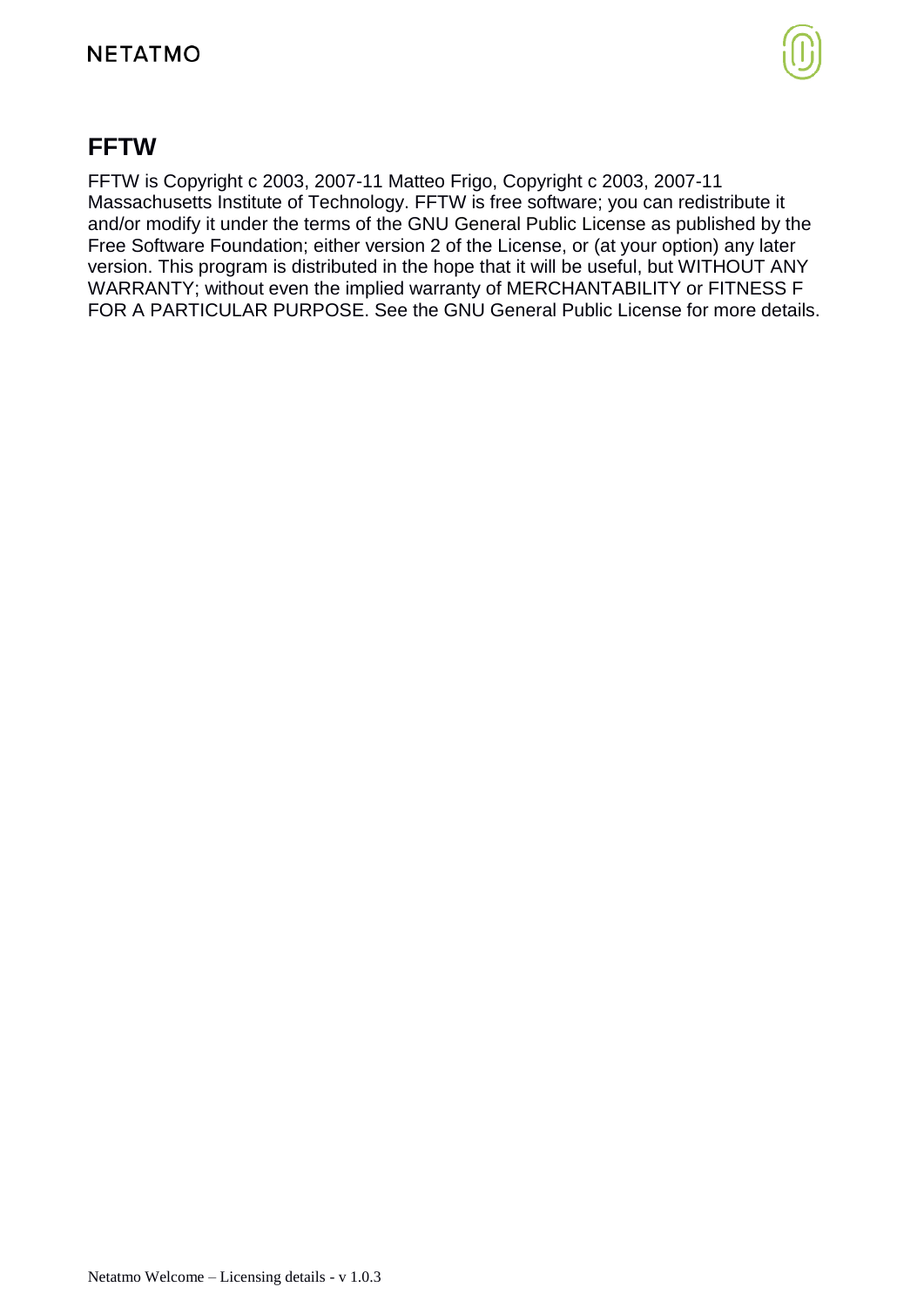## FFTW

FFTW is Copyright c 2003, 2007-11 Matteo Frigo, Copyright c 2003, 2007-11 Massachusetts Institute of Technology. FFTW is free software; you can redistribute it and/or modify it under the terms of the GNU General Public License as published by the Free Software Foundation; either version 2 of the License, or (at your option) any later version. This program is distributed in the hope that it will be useful, but WITHOUT ANY WARRANTY; without even the implied warranty of MERCHANTABILITY or FITNESS F FOR A PARTICULAR PURPOSE. See the GNU General Public License for more details.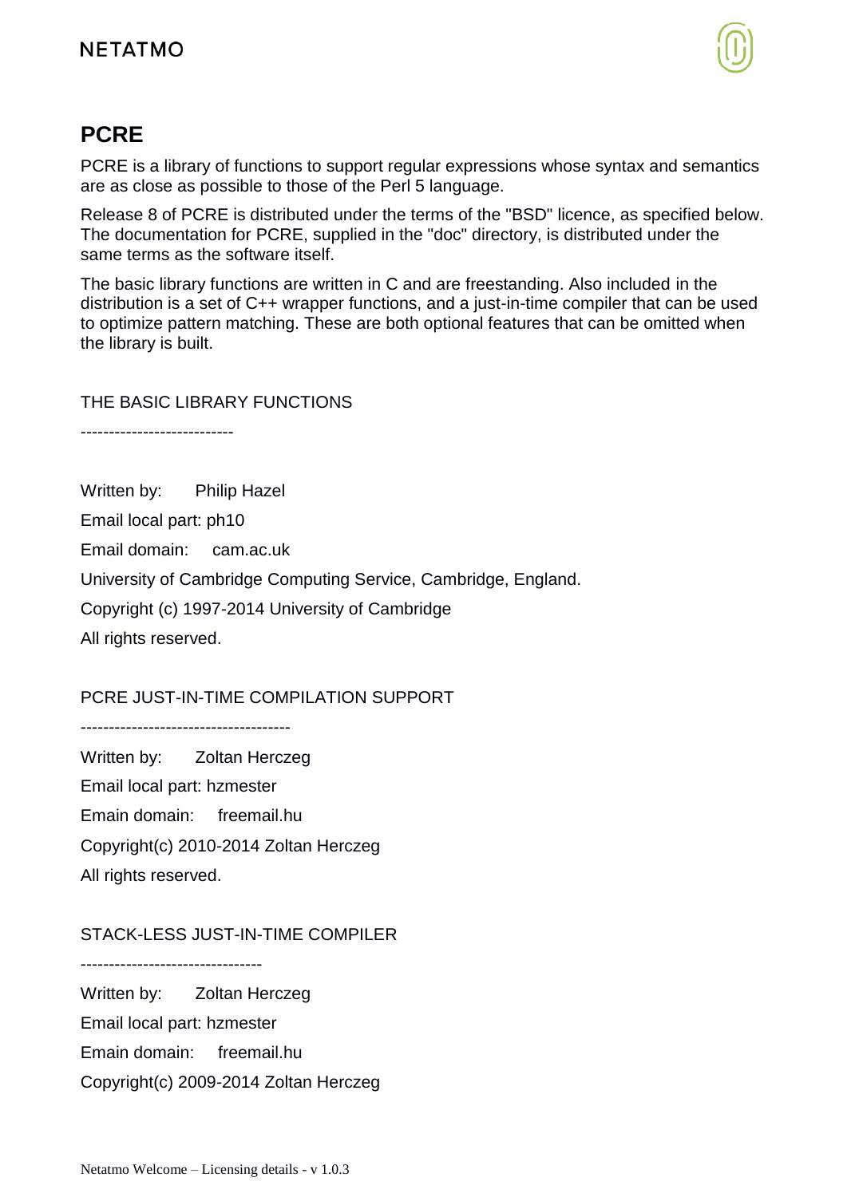## PCRE

PCRE is a library of functions to support regular expressions whose syntax and semantics are as close as possible to those of the Perl 5 language.

Release 8 of PCRE is distributed under the terms of the "BSD" licence, as specified below. The documentation for PCRE, supplied in the "doc" directory, is distributed under the same terms as the software itself.

The basic library functions are written in C and are freestanding. Also included in the distribution is a set of C++ wrapper functions, and a just-in-time compiler that can be used to optimize pattern matching. These are both optional features that can be omitted when the library is built.

THE BASIC LIBRARY FUNCTIONS

---------------------------

Written by: Philip Hazel

Email local part: ph10

Email domain: cam.ac.uk

University of Cambridge Computing Service, Cambridge, England.

Copyright (c) 1997-2014 University of Cambridge

All rights reserved.

PCRE JUST-IN-TIME COMPILATION SUPPORT

-------------------------------------

Written by: Zoltan Herczeg

Email local part: hzmester

Emain domain: freemail.hu

Copyright(c) 2010-2014 Zoltan Herczeg

All rights reserved.

STACK-LESS JUST-IN-TIME COMPILER

--------------------------------

Written by: Zoltan Herczeg

Email local part: hzmester

Emain domain: freemail.hu

Copyright(c) 2009-2014 Zoltan Herczeg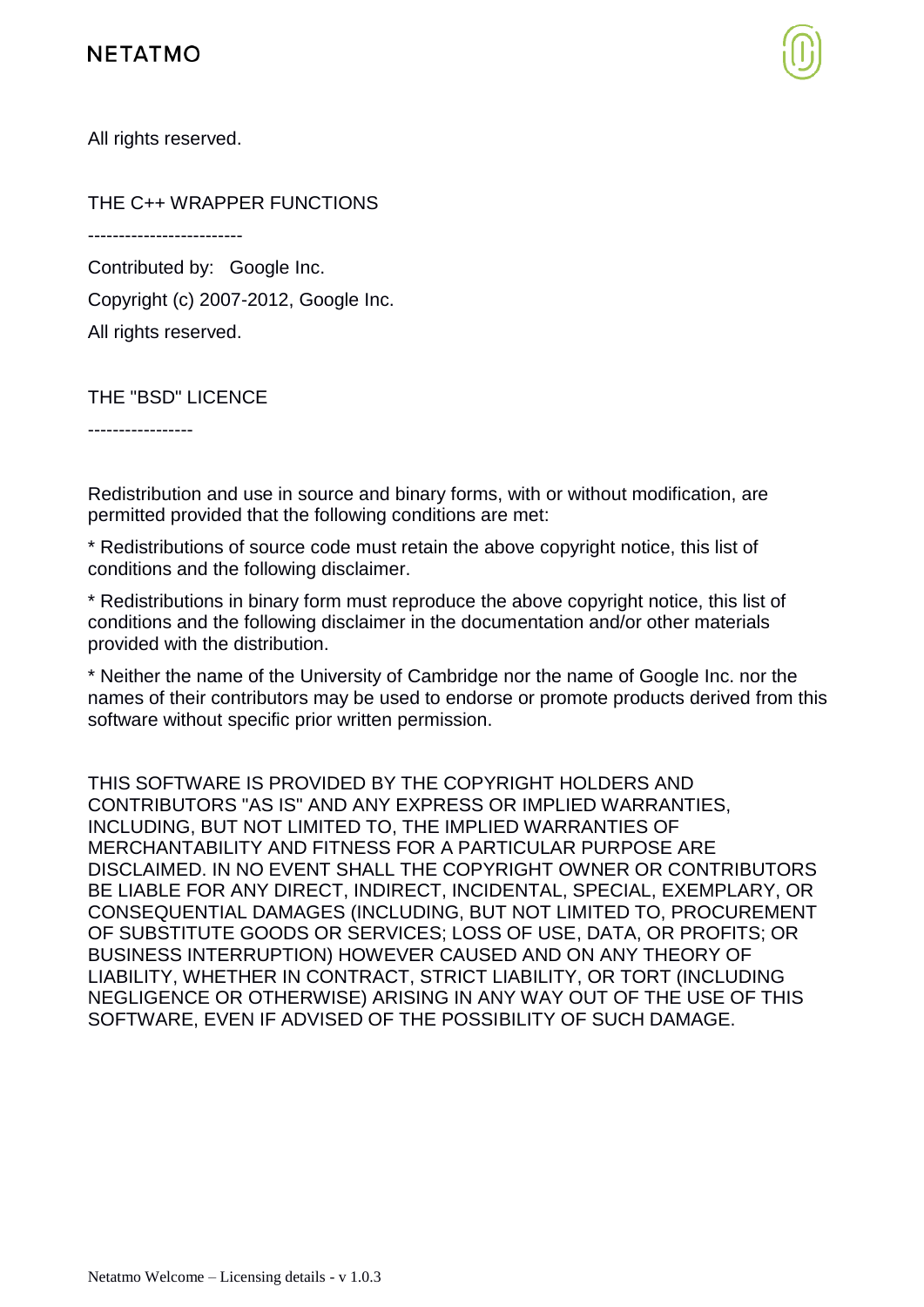All rights reserved.

THE C++ WRAPPER FUNCTIONS

-------------------------

Contributed by: Google Inc.

Copyright (c) 2007-2012, Google Inc.

All rights reserved.

THE "BSD" LICENCE

-----------------

Redistribution and use in source and binary forms, with or without modification, are permitted provided that the following conditions are met:

* Redistributions of source code must retain the above copyright notice, this list of conditions and the following disclaimer.

* Redistributions in binary form must reproduce the above copyright notice, this list of conditions and the following disclaimer in the documentation and/or other materials provided with the distribution.

* Neither the name of the University of Cambridge nor the name of Google Inc. nor the names of their contributors may be used to endorse or promote products derived from this software without specific prior written permission.

THIS SOFTWARE IS PROVIDED BY THE COPYRIGHT HOLDERS AND CONTRIBUTORS "AS IS" AND ANY EXPRESS OR IMPLIED WARRANTIES, INCLUDING, BUT NOT LIMITED TO, THE IMPLIED WARRANTIES OF MERCHANTABILITY AND FITNESS FOR A PARTICULAR PURPOSE ARE DISCLAIMED. IN NO EVENT SHALL THE COPYRIGHT OWNER OR CONTRIBUTORS BE LIABLE FOR ANY DIRECT, INDIRECT, INCIDENTAL, SPECIAL, EXEMPLARY, OR CONSEQUENTIAL DAMAGES (INCLUDING, BUT NOT LIMITED TO, PROCUREMENT OF SUBSTITUTE GOODS OR SERVICES; LOSS OF USE, DATA, OR PROFITS; OR BUSINESS INTERRUPTION) HOWEVER CAUSED AND ON ANY THEORY OF LIABILITY, WHETHER IN CONTRACT, STRICT LIABILITY, OR TORT (INCLUDING NEGLIGENCE OR OTHERWISE) ARISING IN ANY WAY OUT OF THE USE OF THIS SOFTWARE, EVEN IF ADVISED OF THE POSSIBILITY OF SUCH DAMAGE.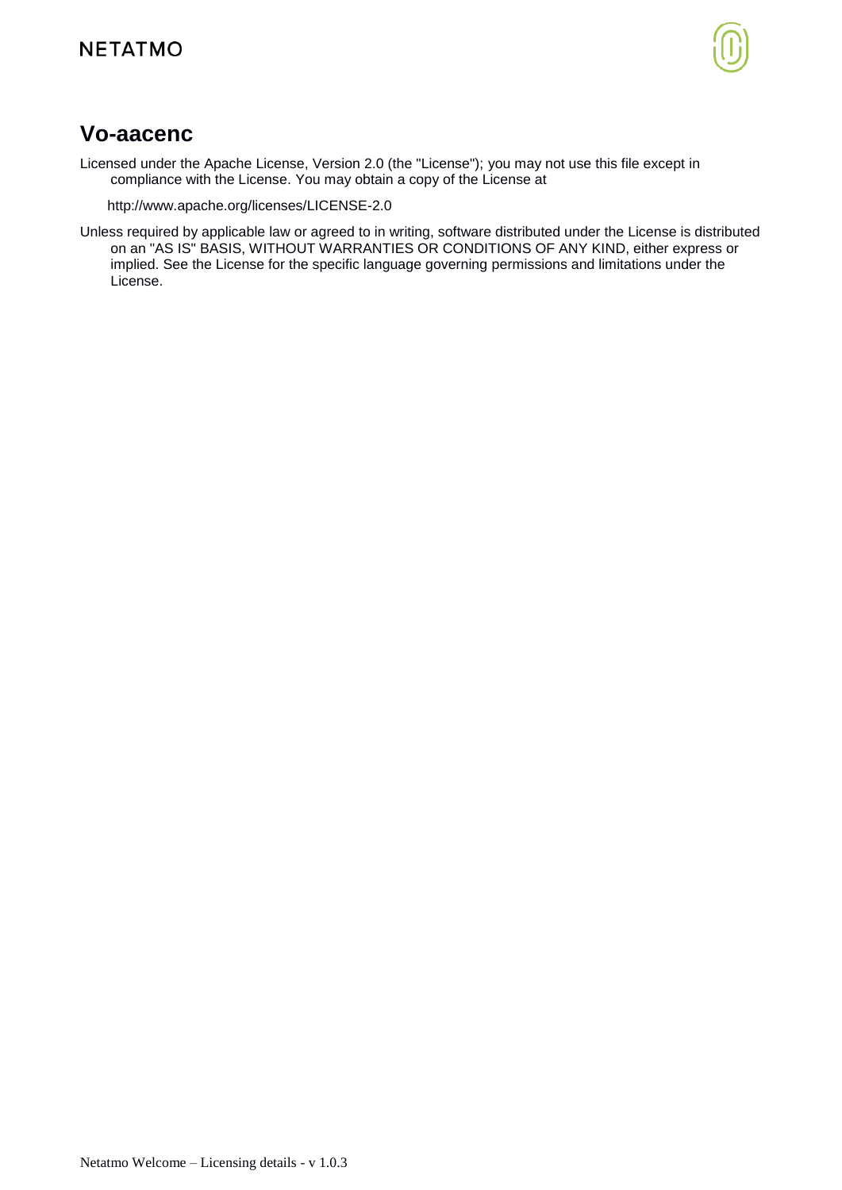## Vo-aacenc

Licensed under the Apache License, Version 2.0 (the "License"); you may not use this file except in compliance with the License. You may obtain a copy of the License at

http://www.apache.org/licenses/LICENSE-2.0

Unless required by applicable law or agreed to in writing, software distributed under the License is distributed on an "AS IS" BASIS, WITHOUT WARRANTIES OR CONDITIONS OF ANY KIND, either express or implied. See the License for the specific language governing permissions and limitations under the License.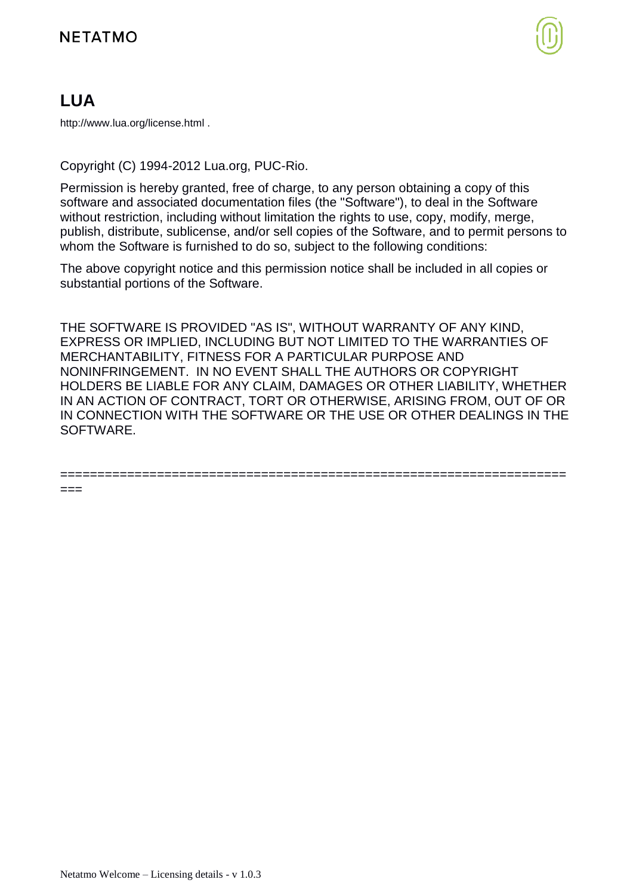# LUA

http://www.lua.org/license.html .

Copyright (C) 1994-2012 Lua.org, PUC-Rio.

Permission is hereby granted, free of charge, to any person obtaining a copy of this software and associated documentation files (the "Software"), to deal in the Software without restriction, including without limitation the rights to use, copy, modify, merge, publish, distribute, sublicense, and/or sell copies of the Software, and to permit persons to whom the Software is furnished to do so, subject to the following conditions:

The above copyright notice and this permission notice shall be included in all copies or substantial portions of the Software.

THE SOFTWARE IS PROVIDED "AS IS", WITHOUT WARRANTY OF ANY KIND, EXPRESS OR IMPLIED, INCLUDING BUT NOT LIMITED TO THE WARRANTIES OF MERCHANTABILITY, FITNESS FOR A PARTICULAR PURPOSE AND NONINFRINGEMENT. IN NO EVENT SHALL THE AUTHORS OR COPYRIGHT HOLDERS BE LIABLE FOR ANY CLAIM, DAMAGES OR OTHER LIABILITY, WHETHER IN AN ACTION OF CONTRACT, TORT OR OTHERWISE, ARISING FROM, OUT OF OR IN CONNECTION WITH THE SOFTWARE OR THE USE OR OTHER DEALINGS IN THE SOFTWARE.

======================================================================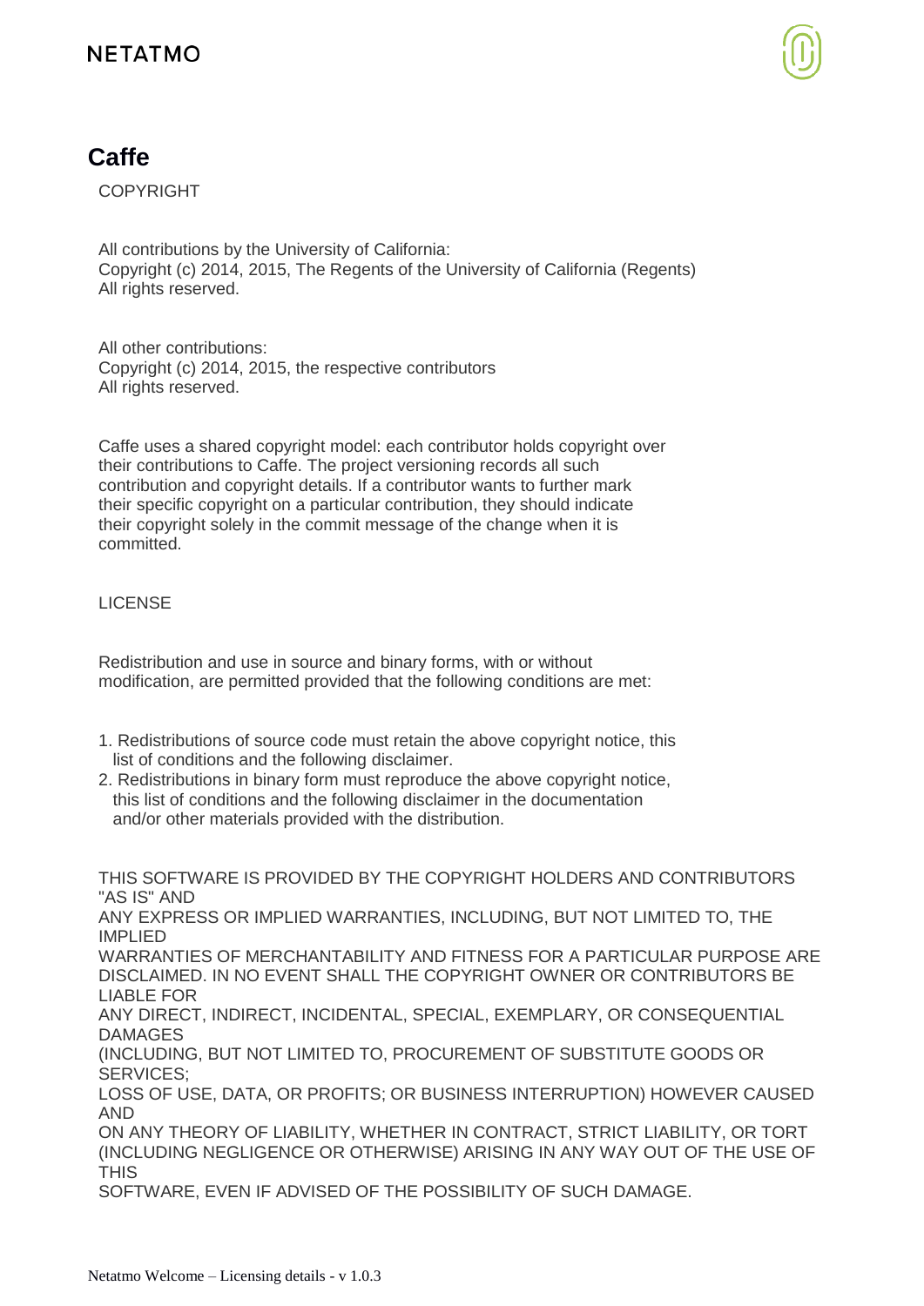## Caffe

COPYRIGHT

All contributions by the University of California:
Copyright (c) 2014, 2015, The Regents of the University of California (Regents)
All rights reserved.

All other contributions:
Copyright (c) 2014, 2015, the respective contributors
All rights reserved.

Caffe uses a shared copyright model: each contributor holds copyright over their contributions to Caffe. The project versioning records all such contribution and copyright details. If a contributor wants to further mark their specific copyright on a particular contribution, they should indicate their copyright solely in the commit message of the change when it is committed.

LICENSE

Redistribution and use in source and binary forms, with or without modification, are permitted provided that the following conditions are met:

1. Redistributions of source code must retain the above copyright notice, this list of conditions and the following disclaimer.
2. Redistributions in binary form must reproduce the above copyright notice, this list of conditions and the following disclaimer in the documentation and/or other materials provided with the distribution.

THIS SOFTWARE IS PROVIDED BY THE COPYRIGHT HOLDERS AND CONTRIBUTORS "AS IS" AND
ANY EXPRESS OR IMPLIED WARRANTIES, INCLUDING, BUT NOT LIMITED TO, THE IMPLIED
WARRANTIES OF MERCHANTABILITY AND FITNESS FOR A PARTICULAR PURPOSE ARE DISCLAIMED. IN NO EVENT SHALL THE COPYRIGHT OWNER OR CONTRIBUTORS BE LIABLE FOR
ANY DIRECT, INDIRECT, INCIDENTAL, SPECIAL, EXEMPLARY, OR CONSEQUENTIAL DAMAGES
(INCLUDING, BUT NOT LIMITED TO, PROCUREMENT OF SUBSTITUTE GOODS OR SERVICES;
LOSS OF USE, DATA, OR PROFITS; OR BUSINESS INTERRUPTION) HOWEVER CAUSED AND
ON ANY THEORY OF LIABILITY, WHETHER IN CONTRACT, STRICT LIABILITY, OR TORT
(INCLUDING NEGLIGENCE OR OTHERWISE) ARISING IN ANY WAY OUT OF THE USE OF THIS
SOFTWARE, EVEN IF ADVISED OF THE POSSIBILITY OF SUCH DAMAGE.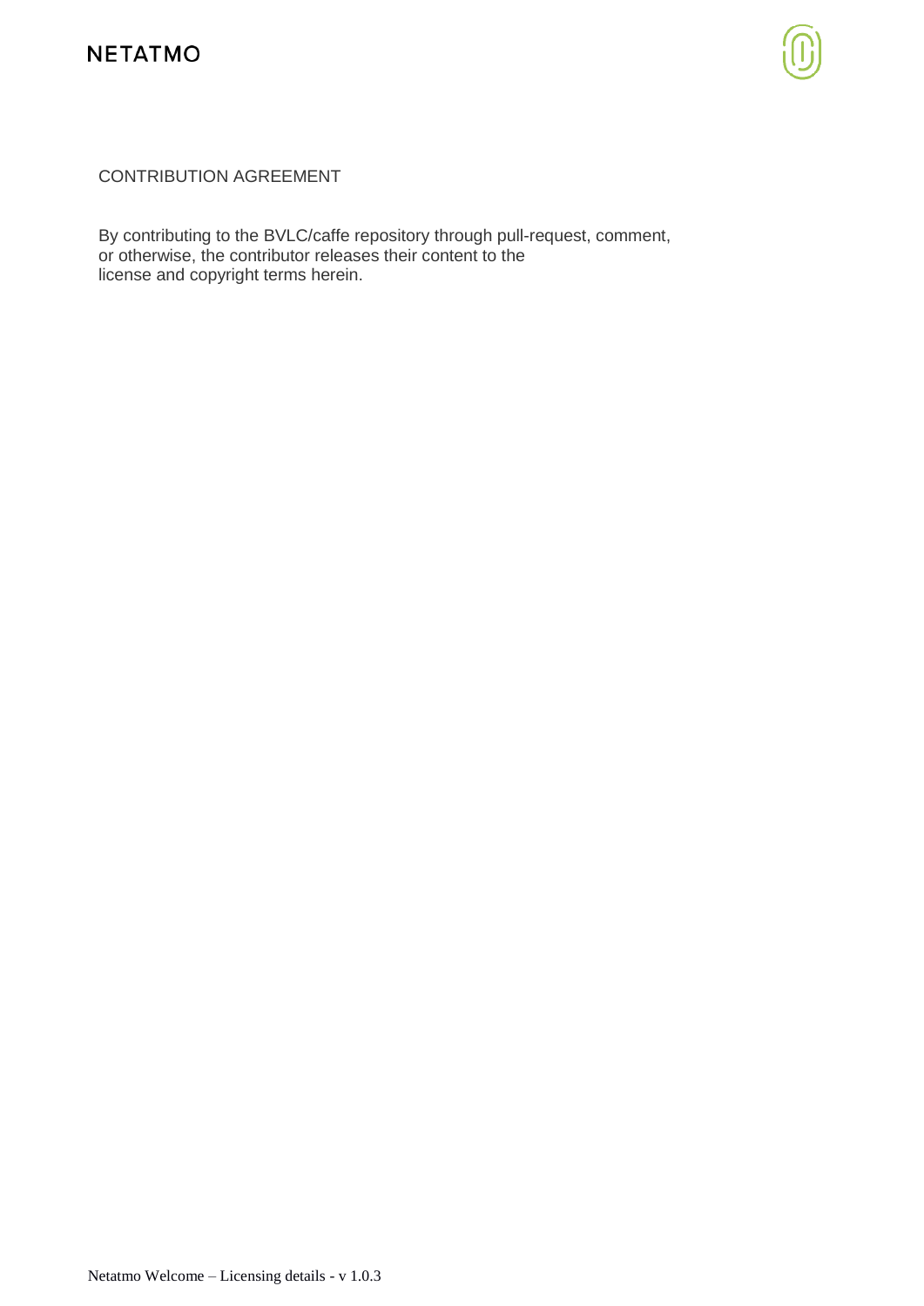CONTRIBUTION AGREEMENT

By contributing to the BVLC/caffe repository through pull-request, comment, or otherwise, the contributor releases their content to the license and copyright terms herein.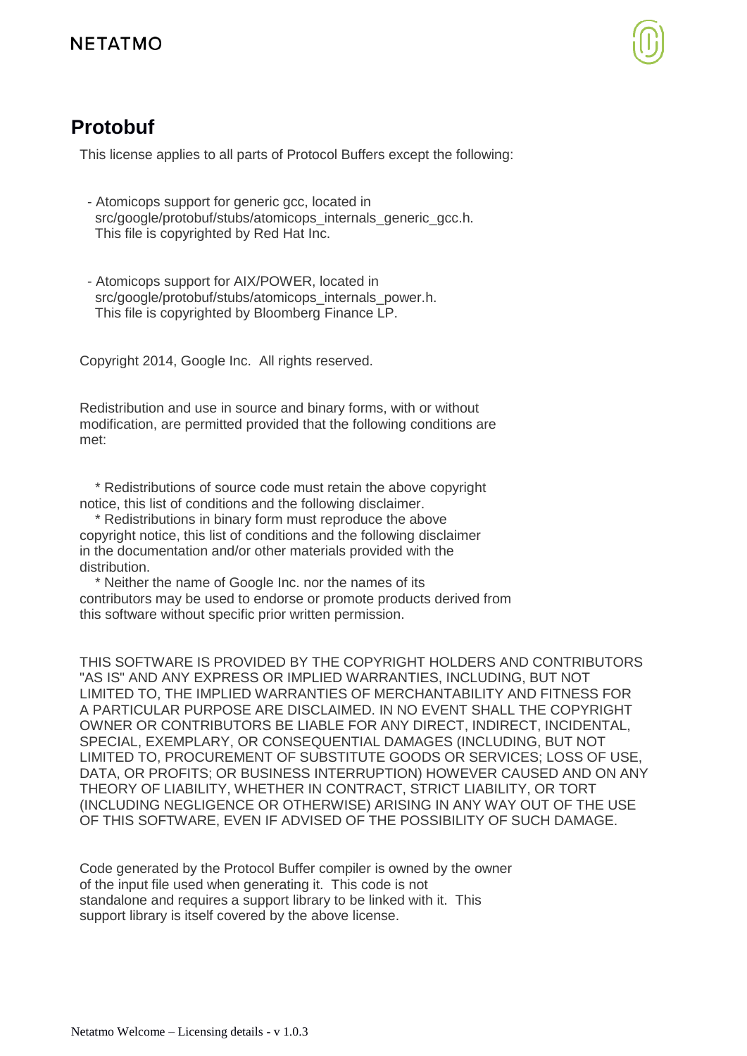## Protobuf

This license applies to all parts of Protocol Buffers except the following:

- Atomicops support for generic gcc, located in src/google/protobuf/stubs/atomicops_internals_generic_gcc.h. This file is copyrighted by Red Hat Inc.

- Atomicops support for AIX/POWER, located in src/google/protobuf/stubs/atomicops_internals_power.h. This file is copyrighted by Bloomberg Finance LP.

Copyright 2014, Google Inc. All rights reserved.

Redistribution and use in source and binary forms, with or without modification, are permitted provided that the following conditions are met:

* Redistributions of source code must retain the above copyright notice, this list of conditions and the following disclaimer.
* Redistributions in binary form must reproduce the above copyright notice, this list of conditions and the following disclaimer in the documentation and/or other materials provided with the distribution.
* Neither the name of Google Inc. nor the names of its contributors may be used to endorse or promote products derived from this software without specific prior written permission.

THIS SOFTWARE IS PROVIDED BY THE COPYRIGHT HOLDERS AND CONTRIBUTORS "AS IS" AND ANY EXPRESS OR IMPLIED WARRANTIES, INCLUDING, BUT NOT LIMITED TO, THE IMPLIED WARRANTIES OF MERCHANTABILITY AND FITNESS FOR A PARTICULAR PURPOSE ARE DISCLAIMED. IN NO EVENT SHALL THE COPYRIGHT OWNER OR CONTRIBUTORS BE LIABLE FOR ANY DIRECT, INDIRECT, INCIDENTAL, SPECIAL, EXEMPLARY, OR CONSEQUENTIAL DAMAGES (INCLUDING, BUT NOT LIMITED TO, PROCUREMENT OF SUBSTITUTE GOODS OR SERVICES; LOSS OF USE, DATA, OR PROFITS; OR BUSINESS INTERRUPTION) HOWEVER CAUSED AND ON ANY THEORY OF LIABILITY, WHETHER IN CONTRACT, STRICT LIABILITY, OR TORT (INCLUDING NEGLIGENCE OR OTHERWISE) ARISING IN ANY WAY OUT OF THE USE OF THIS SOFTWARE, EVEN IF ADVISED OF THE POSSIBILITY OF SUCH DAMAGE.

Code generated by the Protocol Buffer compiler is owned by the owner of the input file used when generating it. This code is not standalone and requires a support library to be linked with it. This support library is itself covered by the above license.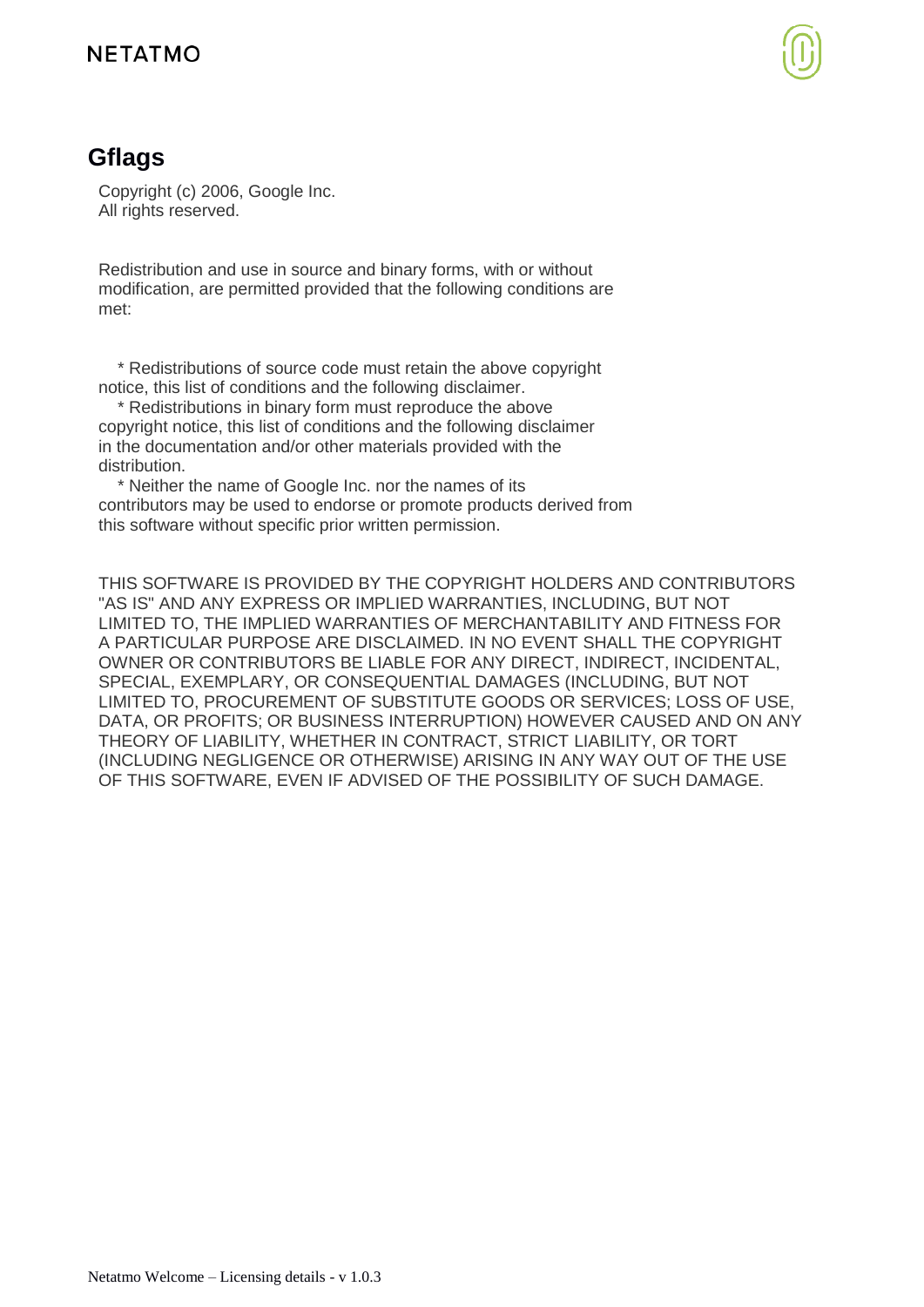## Gflags

Copyright (c) 2006, Google Inc.
All rights reserved.

Redistribution and use in source and binary forms, with or without modification, are permitted provided that the following conditions are met:

* Redistributions of source code must retain the above copyright notice, this list of conditions and the following disclaimer.
* Redistributions in binary form must reproduce the above copyright notice, this list of conditions and the following disclaimer in the documentation and/or other materials provided with the distribution.
* Neither the name of Google Inc. nor the names of its contributors may be used to endorse or promote products derived from this software without specific prior written permission.

THIS SOFTWARE IS PROVIDED BY THE COPYRIGHT HOLDERS AND CONTRIBUTORS "AS IS" AND ANY EXPRESS OR IMPLIED WARRANTIES, INCLUDING, BUT NOT LIMITED TO, THE IMPLIED WARRANTIES OF MERCHANTABILITY AND FITNESS FOR A PARTICULAR PURPOSE ARE DISCLAIMED. IN NO EVENT SHALL THE COPYRIGHT OWNER OR CONTRIBUTORS BE LIABLE FOR ANY DIRECT, INDIRECT, INCIDENTAL, SPECIAL, EXEMPLARY, OR CONSEQUENTIAL DAMAGES (INCLUDING, BUT NOT LIMITED TO, PROCUREMENT OF SUBSTITUTE GOODS OR SERVICES; LOSS OF USE, DATA, OR PROFITS; OR BUSINESS INTERRUPTION) HOWEVER CAUSED AND ON ANY THEORY OF LIABILITY, WHETHER IN CONTRACT, STRICT LIABILITY, OR TORT (INCLUDING NEGLIGENCE OR OTHERWISE) ARISING IN ANY WAY OUT OF THE USE OF THIS SOFTWARE, EVEN IF ADVISED OF THE POSSIBILITY OF SUCH DAMAGE.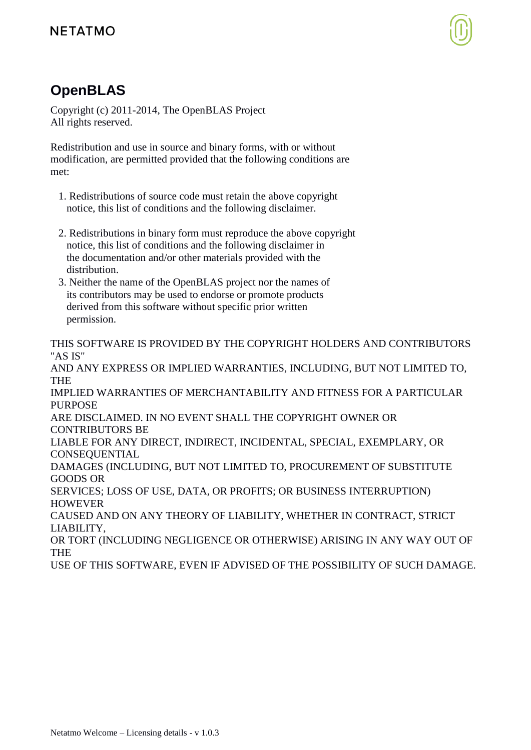## OpenBLAS

Copyright (c) 2011-2014, The OpenBLAS Project
All rights reserved.

Redistribution and use in source and binary forms, with or without modification, are permitted provided that the following conditions are met:

1. Redistributions of source code must retain the above copyright notice, this list of conditions and the following disclaimer.

2. Redistributions in binary form must reproduce the above copyright notice, this list of conditions and the following disclaimer in the documentation and/or other materials provided with the distribution.
3. Neither the name of the OpenBLAS project nor the names of its contributors may be used to endorse or promote products derived from this software without specific prior written permission.

THIS SOFTWARE IS PROVIDED BY THE COPYRIGHT HOLDERS AND CONTRIBUTORS "AS IS"
AND ANY EXPRESS OR IMPLIED WARRANTIES, INCLUDING, BUT NOT LIMITED TO, THE
IMPLIED WARRANTIES OF MERCHANTABILITY AND FITNESS FOR A PARTICULAR PURPOSE
ARE DISCLAIMED. IN NO EVENT SHALL THE COPYRIGHT OWNER OR CONTRIBUTORS BE
LIABLE FOR ANY DIRECT, INDIRECT, INCIDENTAL, SPECIAL, EXEMPLARY, OR CONSEQUENTIAL
DAMAGES (INCLUDING, BUT NOT LIMITED TO, PROCUREMENT OF SUBSTITUTE GOODS OR
SERVICES; LOSS OF USE, DATA, OR PROFITS; OR BUSINESS INTERRUPTION) HOWEVER
CAUSED AND ON ANY THEORY OF LIABILITY, WHETHER IN CONTRACT, STRICT LIABILITY,
OR TORT (INCLUDING NEGLIGENCE OR OTHERWISE) ARISING IN ANY WAY OUT OF THE
USE OF THIS SOFTWARE, EVEN IF ADVISED OF THE POSSIBILITY OF SUCH DAMAGE.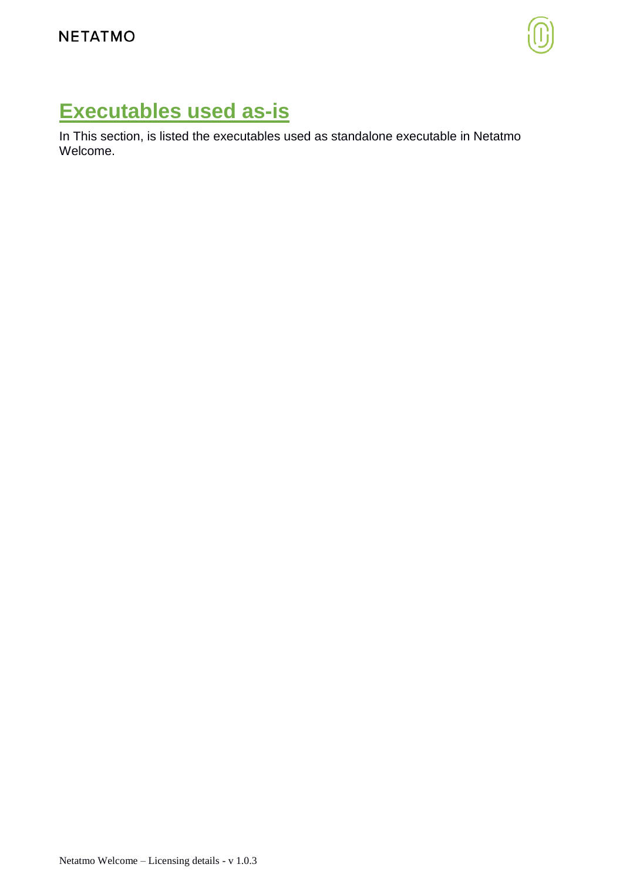# Executables used as-is

In This section, is listed the executables used as standalone executable in Netatmo Welcome.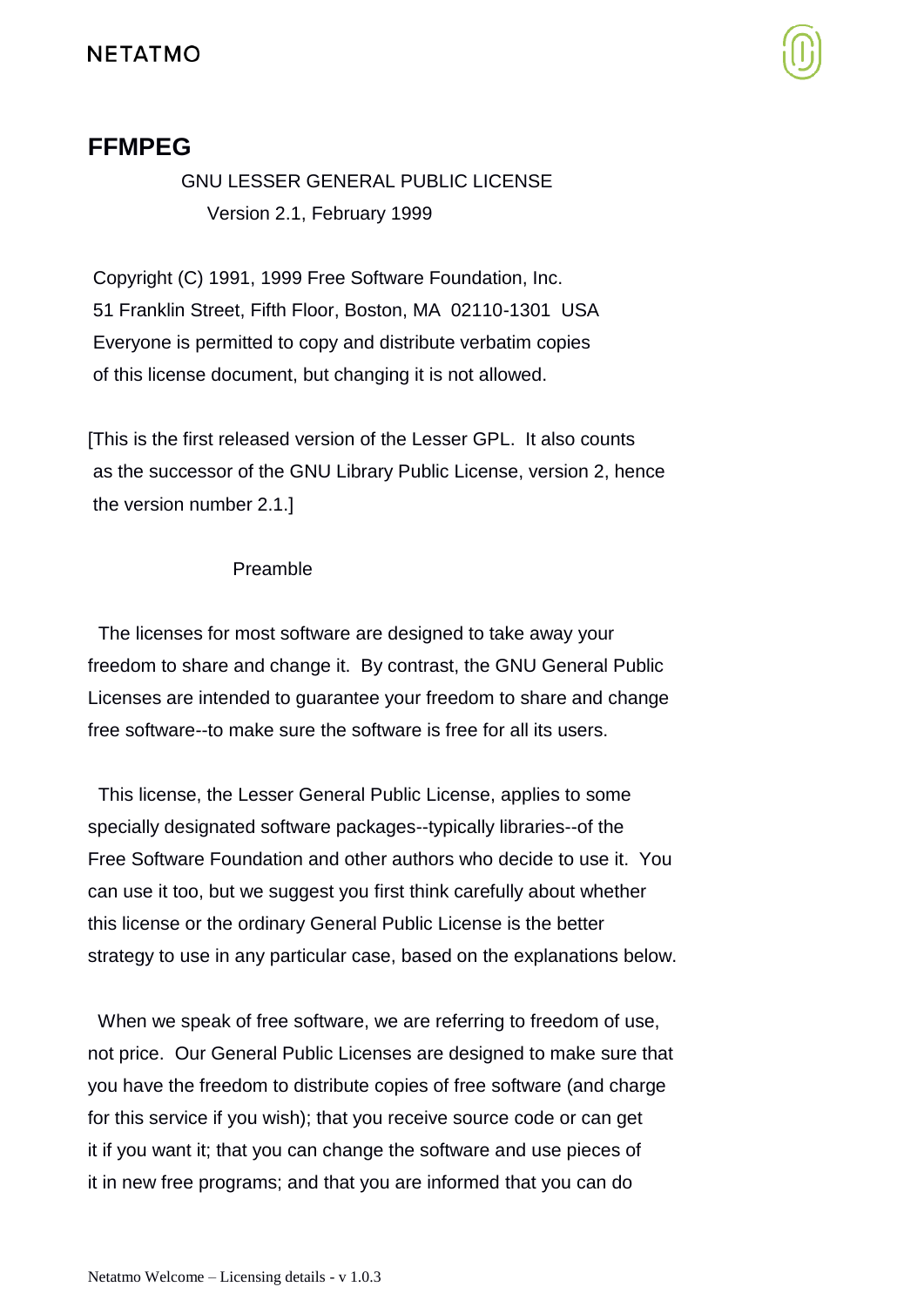## FFMPEG

GNU LESSER GENERAL PUBLIC LICENSE
Version 2.1, February 1999

Copyright (C) 1991, 1999 Free Software Foundation, Inc.
51 Franklin Street, Fifth Floor, Boston, MA 02110-1301 USA
Everyone is permitted to copy and distribute verbatim copies
of this license document, but changing it is not allowed.

[This is the first released version of the Lesser GPL. It also counts
as the successor of the GNU Library Public License, version 2, hence
the version number 2.1.]

Preamble

The licenses for most software are designed to take away your freedom to share and change it. By contrast, the GNU General Public Licenses are intended to guarantee your freedom to share and change free software--to make sure the software is free for all its users.

This license, the Lesser General Public License, applies to some specially designated software packages--typically libraries--of the Free Software Foundation and other authors who decide to use it. You can use it too, but we suggest you first think carefully about whether this license or the ordinary General Public License is the better strategy to use in any particular case, based on the explanations below.

When we speak of free software, we are referring to freedom of use, not price. Our General Public Licenses are designed to make sure that you have the freedom to distribute copies of free software (and charge for this service if you wish); that you receive source code or can get it if you want it; that you can change the software and use pieces of it in new free programs; and that you are informed that you can do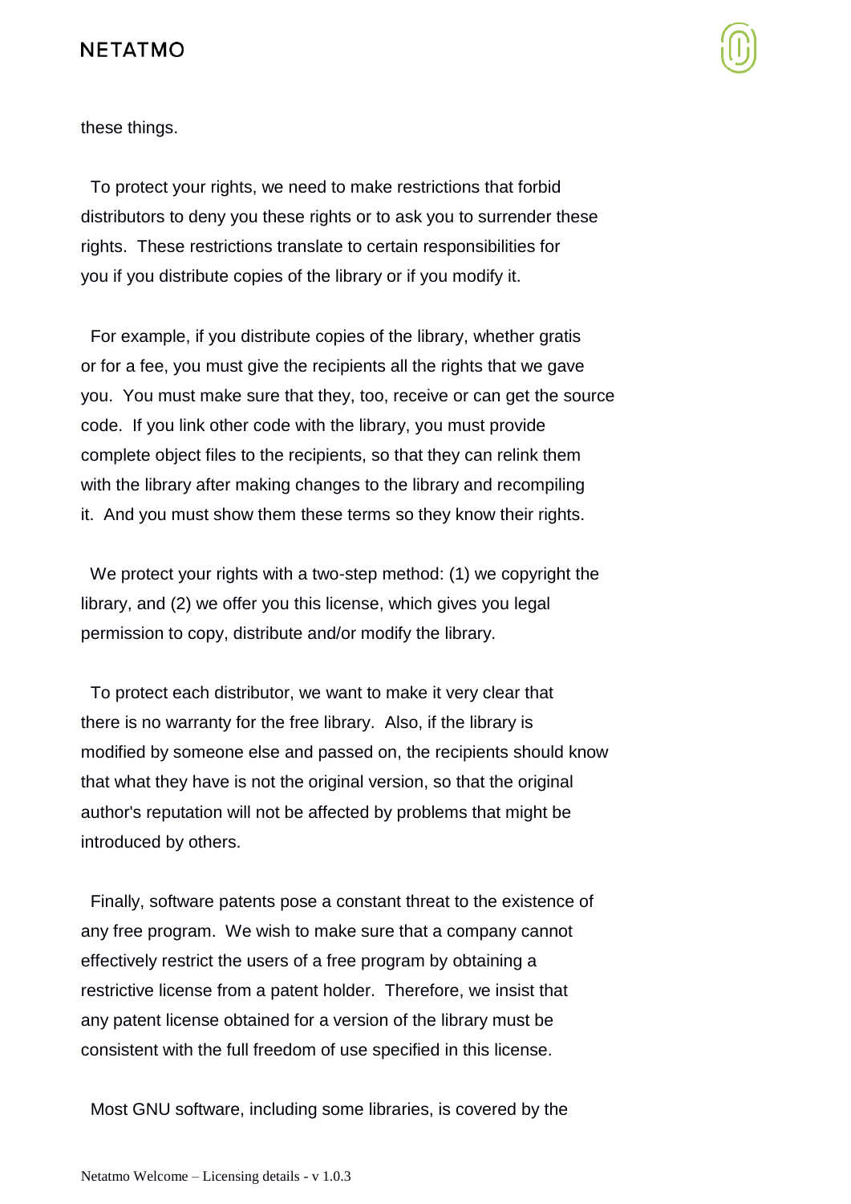these things.

To protect your rights, we need to make restrictions that forbid distributors to deny you these rights or to ask you to surrender these rights. These restrictions translate to certain responsibilities for you if you distribute copies of the library or if you modify it.

For example, if you distribute copies of the library, whether gratis or for a fee, you must give the recipients all the rights that we gave you. You must make sure that they, too, receive or can get the source code. If you link other code with the library, you must provide complete object files to the recipients, so that they can relink them with the library after making changes to the library and recompiling it. And you must show them these terms so they know their rights.

We protect your rights with a two-step method: (1) we copyright the library, and (2) we offer you this license, which gives you legal permission to copy, distribute and/or modify the library.

To protect each distributor, we want to make it very clear that there is no warranty for the free library. Also, if the library is modified by someone else and passed on, the recipients should know that what they have is not the original version, so that the original author's reputation will not be affected by problems that might be introduced by others.

Finally, software patents pose a constant threat to the existence of any free program. We wish to make sure that a company cannot effectively restrict the users of a free program by obtaining a restrictive license from a patent holder. Therefore, we insist that any patent license obtained for a version of the library must be consistent with the full freedom of use specified in this license.

Most GNU software, including some libraries, is covered by the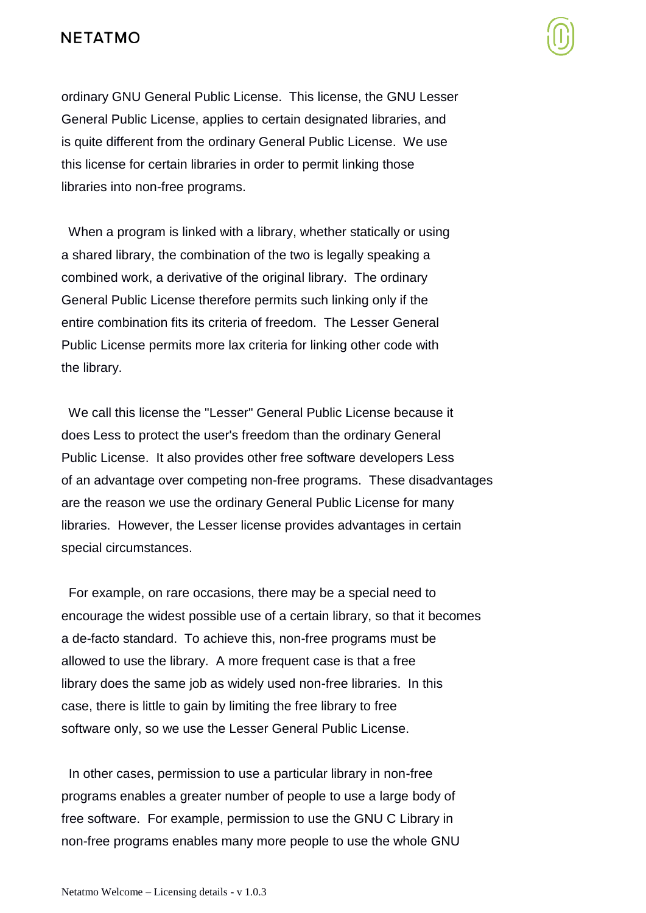ordinary GNU General Public License. This license, the GNU Lesser General Public License, applies to certain designated libraries, and is quite different from the ordinary General Public License. We use this license for certain libraries in order to permit linking those libraries into non-free programs.

When a program is linked with a library, whether statically or using a shared library, the combination of the two is legally speaking a combined work, a derivative of the original library. The ordinary General Public License therefore permits such linking only if the entire combination fits its criteria of freedom. The Lesser General Public License permits more lax criteria for linking other code with the library.

We call this license the "Lesser" General Public License because it does Less to protect the user's freedom than the ordinary General Public License. It also provides other free software developers Less of an advantage over competing non-free programs. These disadvantages are the reason we use the ordinary General Public License for many libraries. However, the Lesser license provides advantages in certain special circumstances.

For example, on rare occasions, there may be a special need to encourage the widest possible use of a certain library, so that it becomes a de-facto standard. To achieve this, non-free programs must be allowed to use the library. A more frequent case is that a free library does the same job as widely used non-free libraries. In this case, there is little to gain by limiting the free library to free software only, so we use the Lesser General Public License.

In other cases, permission to use a particular library in non-free programs enables a greater number of people to use a large body of free software. For example, permission to use the GNU C Library in non-free programs enables many more people to use the whole GNU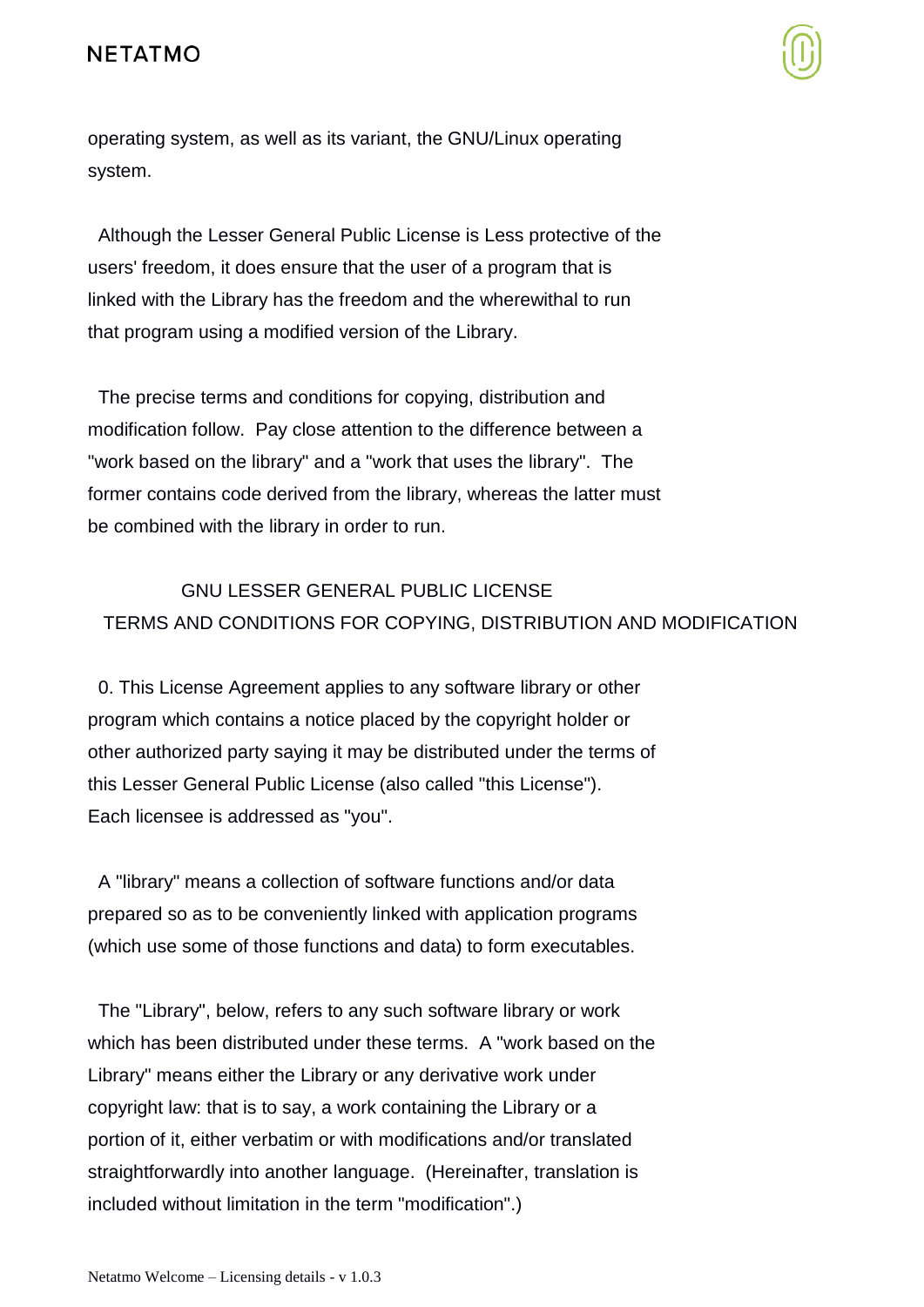operating system, as well as its variant, the GNU/Linux operating system.

Although the Lesser General Public License is Less protective of the users' freedom, it does ensure that the user of a program that is linked with the Library has the freedom and the wherewithal to run that program using a modified version of the Library.

The precise terms and conditions for copying, distribution and modification follow. Pay close attention to the difference between a "work based on the library" and a "work that uses the library". The former contains code derived from the library, whereas the latter must be combined with the library in order to run.

## GNU LESSER GENERAL PUBLIC LICENSE
## TERMS AND CONDITIONS FOR COPYING, DISTRIBUTION AND MODIFICATION

0. This License Agreement applies to any software library or other program which contains a notice placed by the copyright holder or other authorized party saying it may be distributed under the terms of this Lesser General Public License (also called "this License"). Each licensee is addressed as "you".

A "library" means a collection of software functions and/or data prepared so as to be conveniently linked with application programs (which use some of those functions and data) to form executables.

The "Library", below, refers to any such software library or work which has been distributed under these terms. A "work based on the Library" means either the Library or any derivative work under copyright law: that is to say, a work containing the Library or a portion of it, either verbatim or with modifications and/or translated straightforwardly into another language. (Hereinafter, translation is included without limitation in the term "modification".)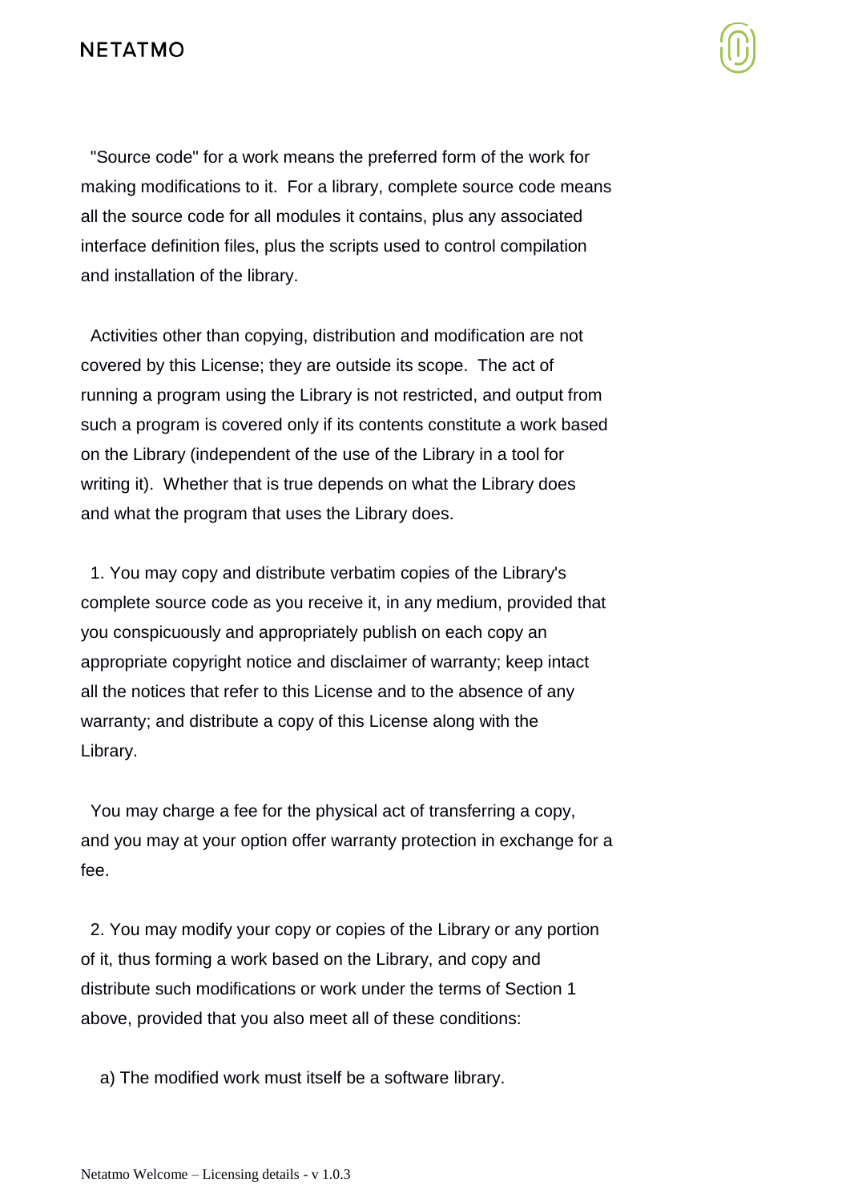"Source code" for a work means the preferred form of the work for making modifications to it. For a library, complete source code means all the source code for all modules it contains, plus any associated interface definition files, plus the scripts used to control compilation and installation of the library.

Activities other than copying, distribution and modification are not covered by this License; they are outside its scope. The act of running a program using the Library is not restricted, and output from such a program is covered only if its contents constitute a work based on the Library (independent of the use of the Library in a tool for writing it). Whether that is true depends on what the Library does and what the program that uses the Library does.

1. You may copy and distribute verbatim copies of the Library's complete source code as you receive it, in any medium, provided that you conspicuously and appropriately publish on each copy an appropriate copyright notice and disclaimer of warranty; keep intact all the notices that refer to this License and to the absence of any warranty; and distribute a copy of this License along with the Library.

You may charge a fee for the physical act of transferring a copy, and you may at your option offer warranty protection in exchange for a fee.

2. You may modify your copy or copies of the Library or any portion of it, thus forming a work based on the Library, and copy and distribute such modifications or work under the terms of Section 1 above, provided that you also meet all of these conditions:

a) The modified work must itself be a software library.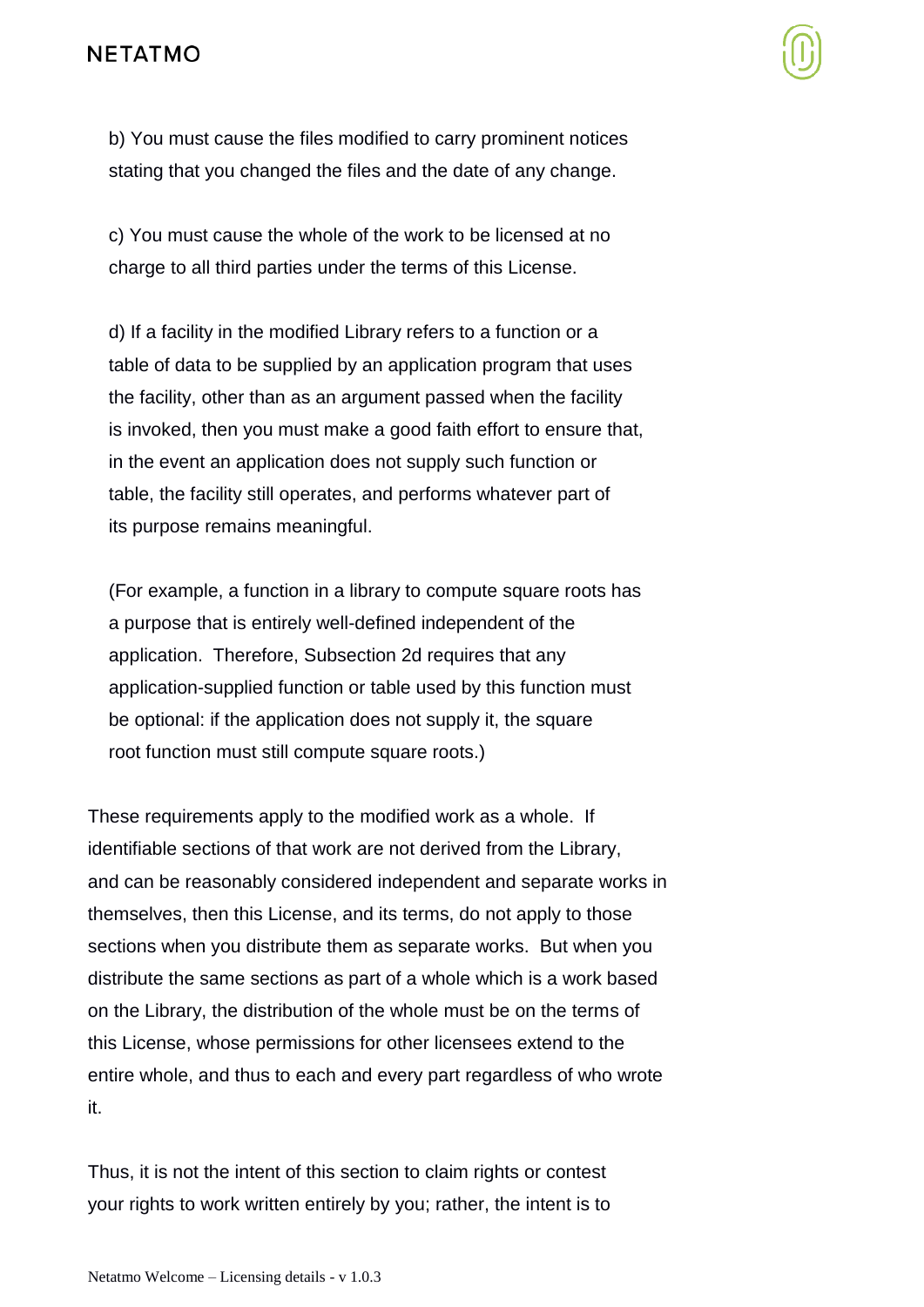b) You must cause the files modified to carry prominent notices stating that you changed the files and the date of any change.

c) You must cause the whole of the work to be licensed at no charge to all third parties under the terms of this License.

d) If a facility in the modified Library refers to a function or a table of data to be supplied by an application program that uses the facility, other than as an argument passed when the facility is invoked, then you must make a good faith effort to ensure that, in the event an application does not supply such function or table, the facility still operates, and performs whatever part of its purpose remains meaningful.

(For example, a function in a library to compute square roots has a purpose that is entirely well-defined independent of the application. Therefore, Subsection 2d requires that any application-supplied function or table used by this function must be optional: if the application does not supply it, the square root function must still compute square roots.)

These requirements apply to the modified work as a whole. If identifiable sections of that work are not derived from the Library, and can be reasonably considered independent and separate works in themselves, then this License, and its terms, do not apply to those sections when you distribute them as separate works. But when you distribute the same sections as part of a whole which is a work based on the Library, the distribution of the whole must be on the terms of this License, whose permissions for other licensees extend to the entire whole, and thus to each and every part regardless of who wrote it.

Thus, it is not the intent of this section to claim rights or contest your rights to work written entirely by you; rather, the intent is to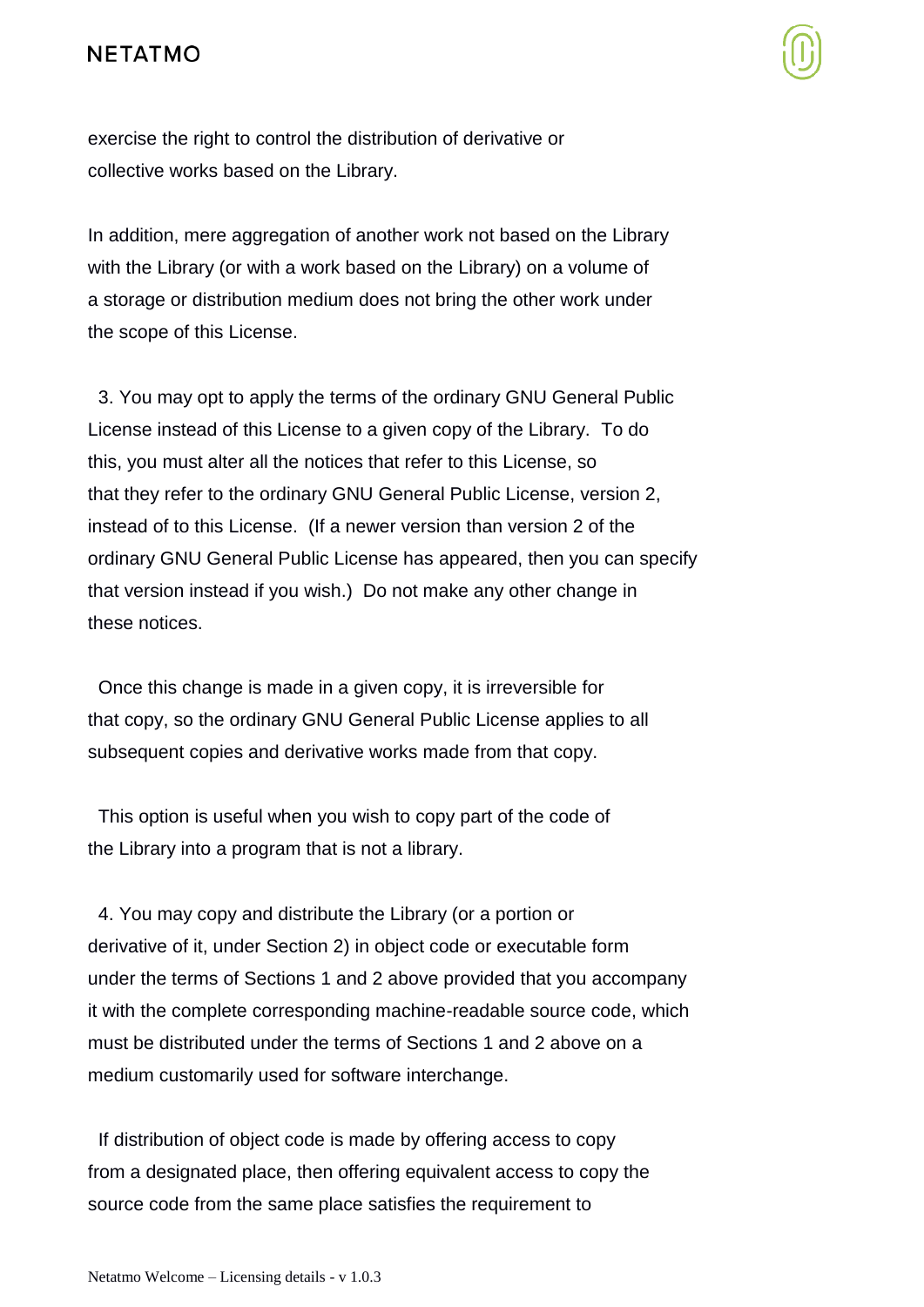exercise the right to control the distribution of derivative or
collective works based on the Library.

In addition, mere aggregation of another work not based on the Library
with the Library (or with a work based on the Library) on a volume of
a storage or distribution medium does not bring the other work under
the scope of this License.

3. You may opt to apply the terms of the ordinary GNU General Public
License instead of this License to a given copy of the Library. To do
this, you must alter all the notices that refer to this License, so
that they refer to the ordinary GNU General Public License, version 2,
instead of to this License. (If a newer version than version 2 of the
ordinary GNU General Public License has appeared, then you can specify
that version instead if you wish.) Do not make any other change in
these notices.

Once this change is made in a given copy, it is irreversible for
that copy, so the ordinary GNU General Public License applies to all
subsequent copies and derivative works made from that copy.

This option is useful when you wish to copy part of the code of
the Library into a program that is not a library.

4. You may copy and distribute the Library (or a portion or
derivative of it, under Section 2) in object code or executable form
under the terms of Sections 1 and 2 above provided that you accompany
it with the complete corresponding machine-readable source code, which
must be distributed under the terms of Sections 1 and 2 above on a
medium customarily used for software interchange.

If distribution of object code is made by offering access to copy
from a designated place, then offering equivalent access to copy the
source code from the same place satisfies the requirement to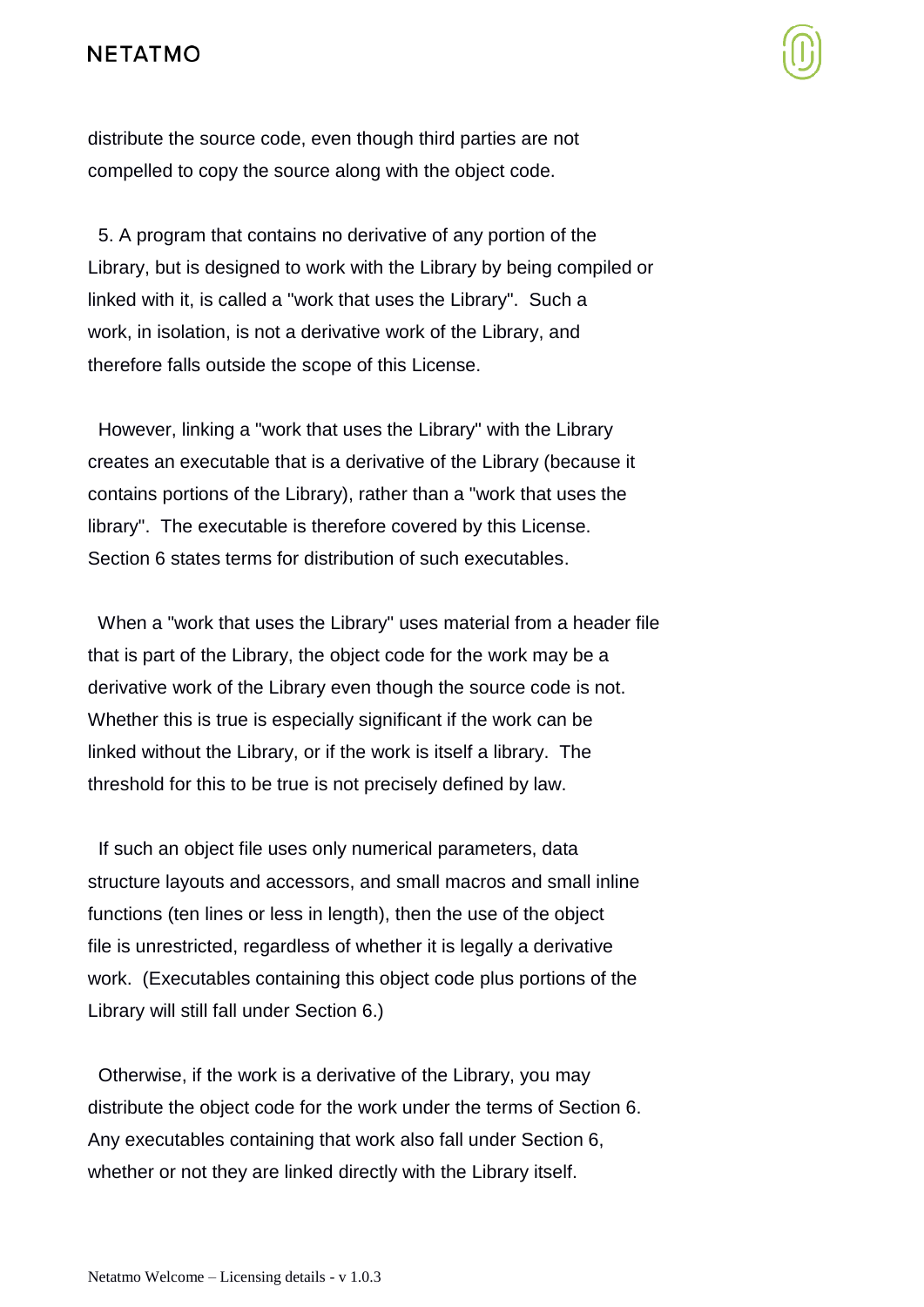distribute the source code, even though third parties are not compelled to copy the source along with the object code.

5. A program that contains no derivative of any portion of the Library, but is designed to work with the Library by being compiled or linked with it, is called a "work that uses the Library". Such a work, in isolation, is not a derivative work of the Library, and therefore falls outside the scope of this License.

However, linking a "work that uses the Library" with the Library creates an executable that is a derivative of the Library (because it contains portions of the Library), rather than a "work that uses the library". The executable is therefore covered by this License. Section 6 states terms for distribution of such executables.

When a "work that uses the Library" uses material from a header file that is part of the Library, the object code for the work may be a derivative work of the Library even though the source code is not. Whether this is true is especially significant if the work can be linked without the Library, or if the work is itself a library. The threshold for this to be true is not precisely defined by law.

If such an object file uses only numerical parameters, data structure layouts and accessors, and small macros and small inline functions (ten lines or less in length), then the use of the object file is unrestricted, regardless of whether it is legally a derivative work. (Executables containing this object code plus portions of the Library will still fall under Section 6.)

Otherwise, if the work is a derivative of the Library, you may distribute the object code for the work under the terms of Section 6. Any executables containing that work also fall under Section 6, whether or not they are linked directly with the Library itself.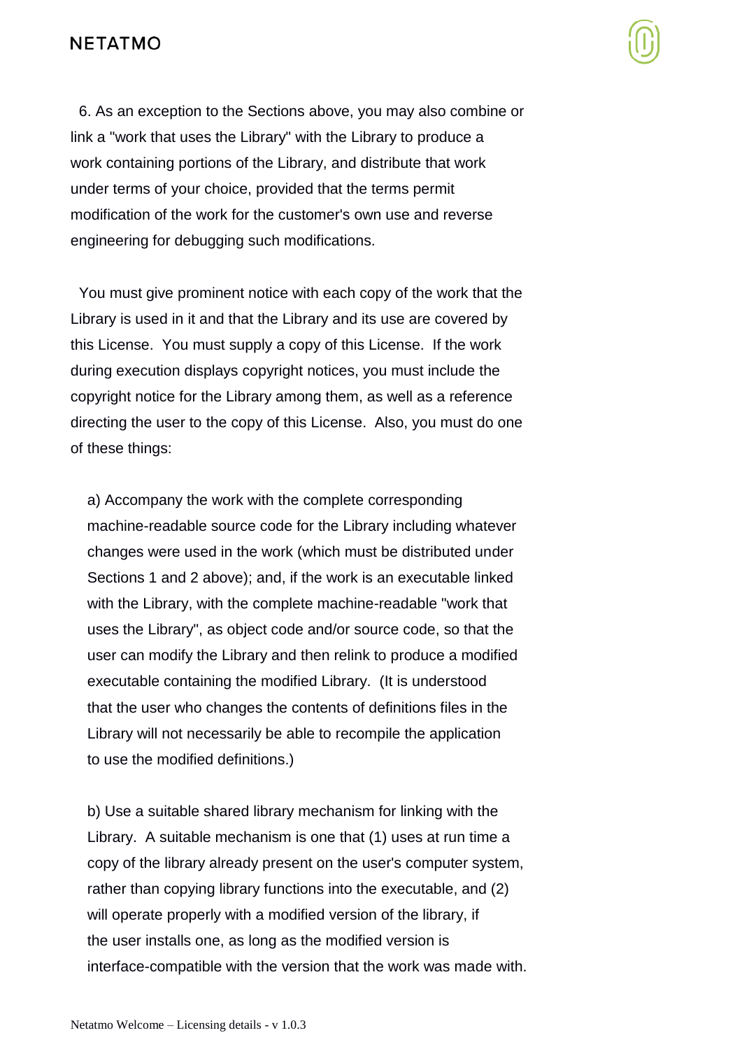6. As an exception to the Sections above, you may also combine or link a "work that uses the Library" with the Library to produce a work containing portions of the Library, and distribute that work under terms of your choice, provided that the terms permit modification of the work for the customer's own use and reverse engineering for debugging such modifications.

You must give prominent notice with each copy of the work that the Library is used in it and that the Library and its use are covered by this License. You must supply a copy of this License. If the work during execution displays copyright notices, you must include the copyright notice for the Library among them, as well as a reference directing the user to the copy of this License. Also, you must do one of these things:

a) Accompany the work with the complete corresponding machine-readable source code for the Library including whatever changes were used in the work (which must be distributed under Sections 1 and 2 above); and, if the work is an executable linked with the Library, with the complete machine-readable "work that uses the Library", as object code and/or source code, so that the user can modify the Library and then relink to produce a modified executable containing the modified Library. (It is understood that the user who changes the contents of definitions files in the Library will not necessarily be able to recompile the application to use the modified definitions.)

b) Use a suitable shared library mechanism for linking with the Library. A suitable mechanism is one that (1) uses at run time a copy of the library already present on the user's computer system, rather than copying library functions into the executable, and (2) will operate properly with a modified version of the library, if the user installs one, as long as the modified version is interface-compatible with the version that the work was made with.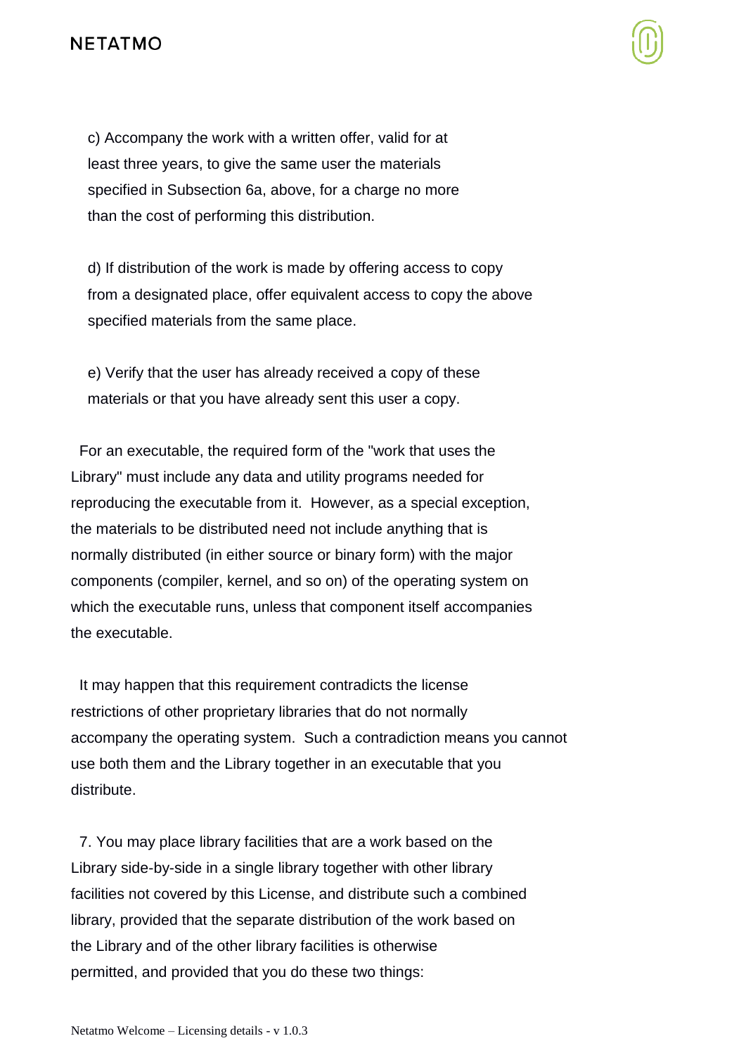c) Accompany the work with a written offer, valid for at least three years, to give the same user the materials specified in Subsection 6a, above, for a charge no more than the cost of performing this distribution.

d) If distribution of the work is made by offering access to copy from a designated place, offer equivalent access to copy the above specified materials from the same place.

e) Verify that the user has already received a copy of these materials or that you have already sent this user a copy.

For an executable, the required form of the "work that uses the Library" must include any data and utility programs needed for reproducing the executable from it. However, as a special exception, the materials to be distributed need not include anything that is normally distributed (in either source or binary form) with the major components (compiler, kernel, and so on) of the operating system on which the executable runs, unless that component itself accompanies the executable.

It may happen that this requirement contradicts the license restrictions of other proprietary libraries that do not normally accompany the operating system. Such a contradiction means you cannot use both them and the Library together in an executable that you distribute.

7. You may place library facilities that are a work based on the Library side-by-side in a single library together with other library facilities not covered by this License, and distribute such a combined library, provided that the separate distribution of the work based on the Library and of the other library facilities is otherwise permitted, and provided that you do these two things: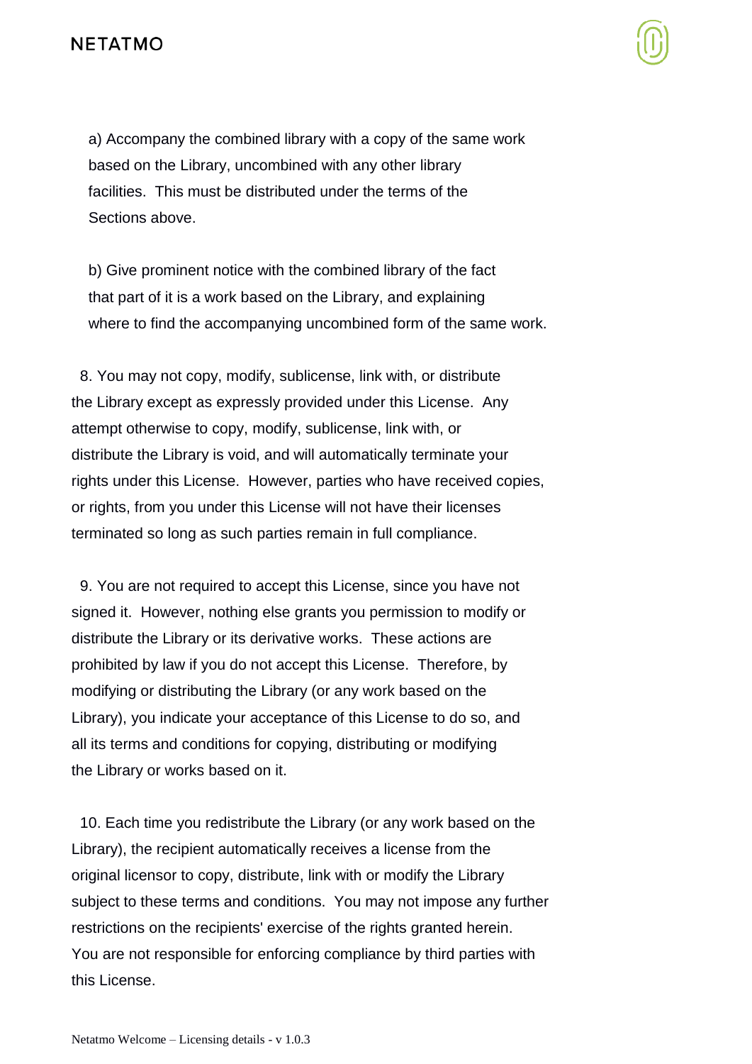a) Accompany the combined library with a copy of the same work based on the Library, uncombined with any other library facilities. This must be distributed under the terms of the Sections above.

b) Give prominent notice with the combined library of the fact that part of it is a work based on the Library, and explaining where to find the accompanying uncombined form of the same work.

8. You may not copy, modify, sublicense, link with, or distribute the Library except as expressly provided under this License. Any attempt otherwise to copy, modify, sublicense, link with, or distribute the Library is void, and will automatically terminate your rights under this License. However, parties who have received copies, or rights, from you under this License will not have their licenses terminated so long as such parties remain in full compliance.

9. You are not required to accept this License, since you have not signed it. However, nothing else grants you permission to modify or distribute the Library or its derivative works. These actions are prohibited by law if you do not accept this License. Therefore, by modifying or distributing the Library (or any work based on the Library), you indicate your acceptance of this License to do so, and all its terms and conditions for copying, distributing or modifying the Library or works based on it.

10. Each time you redistribute the Library (or any work based on the Library), the recipient automatically receives a license from the original licensor to copy, distribute, link with or modify the Library subject to these terms and conditions. You may not impose any further restrictions on the recipients' exercise of the rights granted herein. You are not responsible for enforcing compliance by third parties with this License.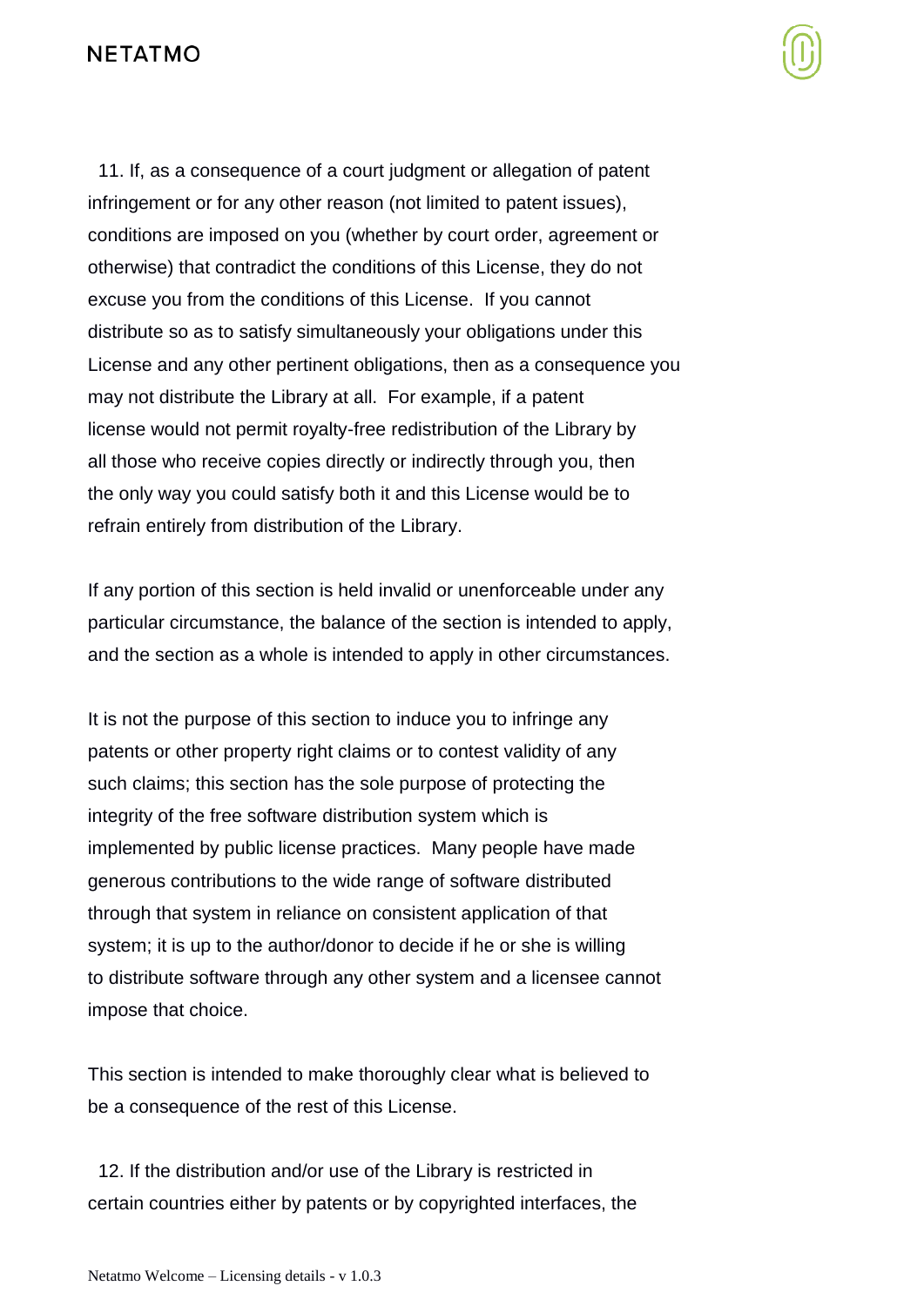11. If, as a consequence of a court judgment or allegation of patent infringement or for any other reason (not limited to patent issues), conditions are imposed on you (whether by court order, agreement or otherwise) that contradict the conditions of this License, they do not excuse you from the conditions of this License. If you cannot distribute so as to satisfy simultaneously your obligations under this License and any other pertinent obligations, then as a consequence you may not distribute the Library at all. For example, if a patent license would not permit royalty-free redistribution of the Library by all those who receive copies directly or indirectly through you, then the only way you could satisfy both it and this License would be to refrain entirely from distribution of the Library.

If any portion of this section is held invalid or unenforceable under any particular circumstance, the balance of the section is intended to apply, and the section as a whole is intended to apply in other circumstances.

It is not the purpose of this section to induce you to infringe any patents or other property right claims or to contest validity of any such claims; this section has the sole purpose of protecting the integrity of the free software distribution system which is implemented by public license practices. Many people have made generous contributions to the wide range of software distributed through that system in reliance on consistent application of that system; it is up to the author/donor to decide if he or she is willing to distribute software through any other system and a licensee cannot impose that choice.

This section is intended to make thoroughly clear what is believed to be a consequence of the rest of this License.

12. If the distribution and/or use of the Library is restricted in certain countries either by patents or by copyrighted interfaces, the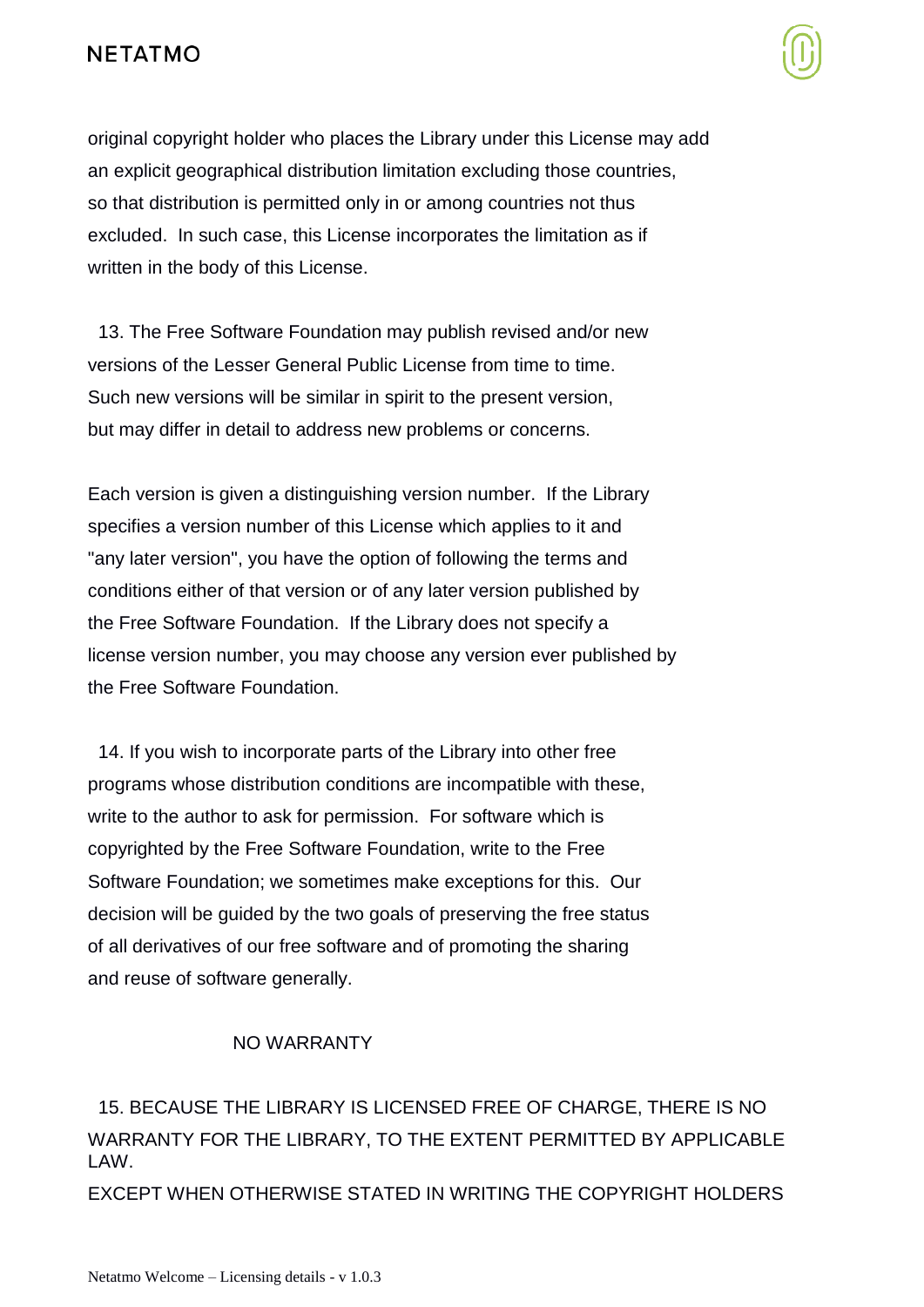original copyright holder who places the Library under this License may add an explicit geographical distribution limitation excluding those countries, so that distribution is permitted only in or among countries not thus excluded. In such case, this License incorporates the limitation as if written in the body of this License.

13. The Free Software Foundation may publish revised and/or new versions of the Lesser General Public License from time to time. Such new versions will be similar in spirit to the present version, but may differ in detail to address new problems or concerns.

Each version is given a distinguishing version number. If the Library specifies a version number of this License which applies to it and "any later version", you have the option of following the terms and conditions either of that version or of any later version published by the Free Software Foundation. If the Library does not specify a license version number, you may choose any version ever published by the Free Software Foundation.

14. If you wish to incorporate parts of the Library into other free programs whose distribution conditions are incompatible with these, write to the author to ask for permission. For software which is copyrighted by the Free Software Foundation, write to the Free Software Foundation; we sometimes make exceptions for this. Our decision will be guided by the two goals of preserving the free status of all derivatives of our free software and of promoting the sharing and reuse of software generally.

NO WARRANTY

15. BECAUSE THE LIBRARY IS LICENSED FREE OF CHARGE, THERE IS NO WARRANTY FOR THE LIBRARY, TO THE EXTENT PERMITTED BY APPLICABLE LAW.
EXCEPT WHEN OTHERWISE STATED IN WRITING THE COPYRIGHT HOLDERS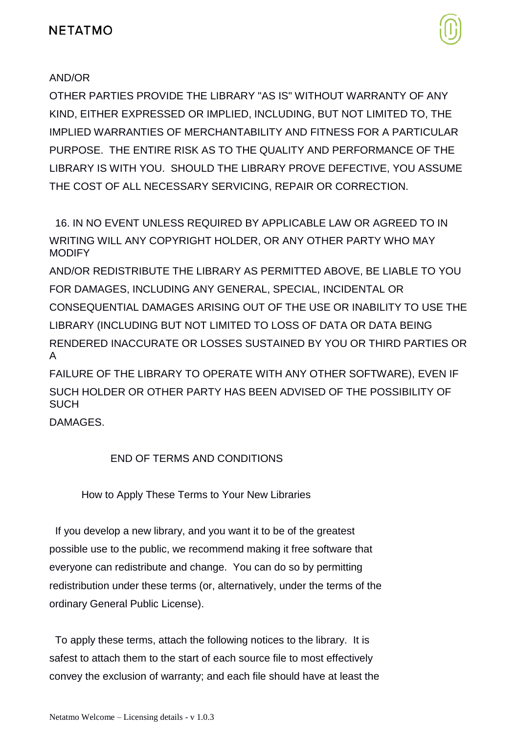AND/OR
OTHER PARTIES PROVIDE THE LIBRARY "AS IS" WITHOUT WARRANTY OF ANY KIND, EITHER EXPRESSED OR IMPLIED, INCLUDING, BUT NOT LIMITED TO, THE IMPLIED WARRANTIES OF MERCHANTABILITY AND FITNESS FOR A PARTICULAR PURPOSE. THE ENTIRE RISK AS TO THE QUALITY AND PERFORMANCE OF THE LIBRARY IS WITH YOU. SHOULD THE LIBRARY PROVE DEFECTIVE, YOU ASSUME THE COST OF ALL NECESSARY SERVICING, REPAIR OR CORRECTION.

16. IN NO EVENT UNLESS REQUIRED BY APPLICABLE LAW OR AGREED TO IN WRITING WILL ANY COPYRIGHT HOLDER, OR ANY OTHER PARTY WHO MAY MODIFY
AND/OR REDISTRIBUTE THE LIBRARY AS PERMITTED ABOVE, BE LIABLE TO YOU FOR DAMAGES, INCLUDING ANY GENERAL, SPECIAL, INCIDENTAL OR CONSEQUENTIAL DAMAGES ARISING OUT OF THE USE OR INABILITY TO USE THE LIBRARY (INCLUDING BUT NOT LIMITED TO LOSS OF DATA OR DATA BEING RENDERED INACCURATE OR LOSSES SUSTAINED BY YOU OR THIRD PARTIES OR A
FAILURE OF THE LIBRARY TO OPERATE WITH ANY OTHER SOFTWARE), EVEN IF SUCH HOLDER OR OTHER PARTY HAS BEEN ADVISED OF THE POSSIBILITY OF SUCH
DAMAGES.

END OF TERMS AND CONDITIONS

How to Apply These Terms to Your New Libraries

If you develop a new library, and you want it to be of the greatest possible use to the public, we recommend making it free software that everyone can redistribute and change. You can do so by permitting redistribution under these terms (or, alternatively, under the terms of the ordinary General Public License).

To apply these terms, attach the following notices to the library. It is safest to attach them to the start of each source file to most effectively convey the exclusion of warranty; and each file should have at least the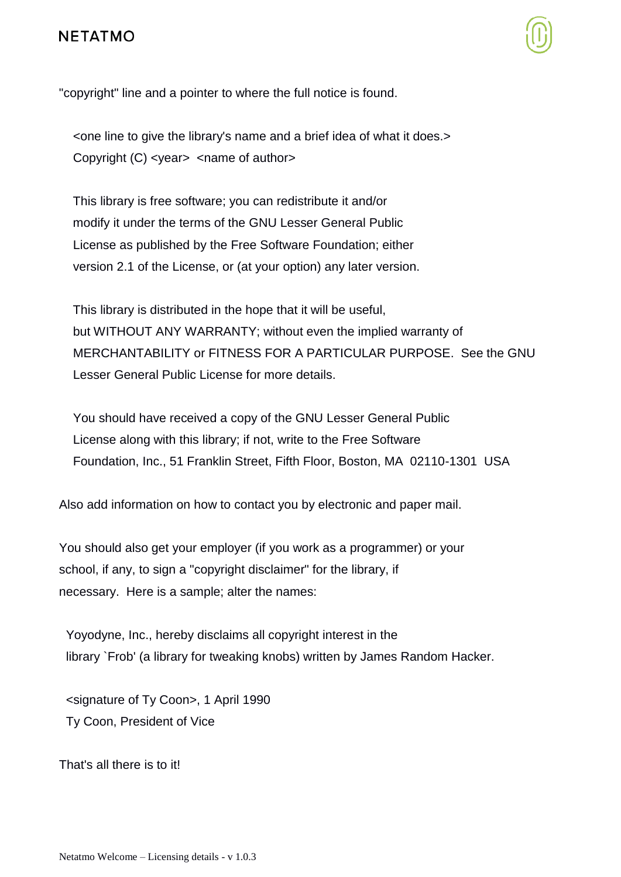"copyright" line and a pointer to where the full notice is found.

```
<one line to give the library's name and a brief idea of what it does.>
Copyright (C) <year>  <name of author>

This library is free software; you can redistribute it and/or
modify it under the terms of the GNU Lesser General Public
License as published by the Free Software Foundation; either
version 2.1 of the License, or (at your option) any later version.

This library is distributed in the hope that it will be useful,
but WITHOUT ANY WARRANTY; without even the implied warranty of
MERCHANTABILITY or FITNESS FOR A PARTICULAR PURPOSE.  See the GNU
Lesser General Public License for more details.

You should have received a copy of the GNU Lesser General Public
License along with this library; if not, write to the Free Software
Foundation, Inc., 51 Franklin Street, Fifth Floor, Boston, MA  02110-1301  USA
```

Also add information on how to contact you by electronic and paper mail.

You should also get your employer (if you work as a programmer) or your school, if any, to sign a "copyright disclaimer" for the library, if necessary. Here is a sample; alter the names:

```
Yoyodyne, Inc., hereby disclaims all copyright interest in the
library `Frob' (a library for tweaking knobs) written by James Random Hacker.

<signature of Ty Coon>, 1 April 1990
Ty Coon, President of Vice
```

That's all there is to it!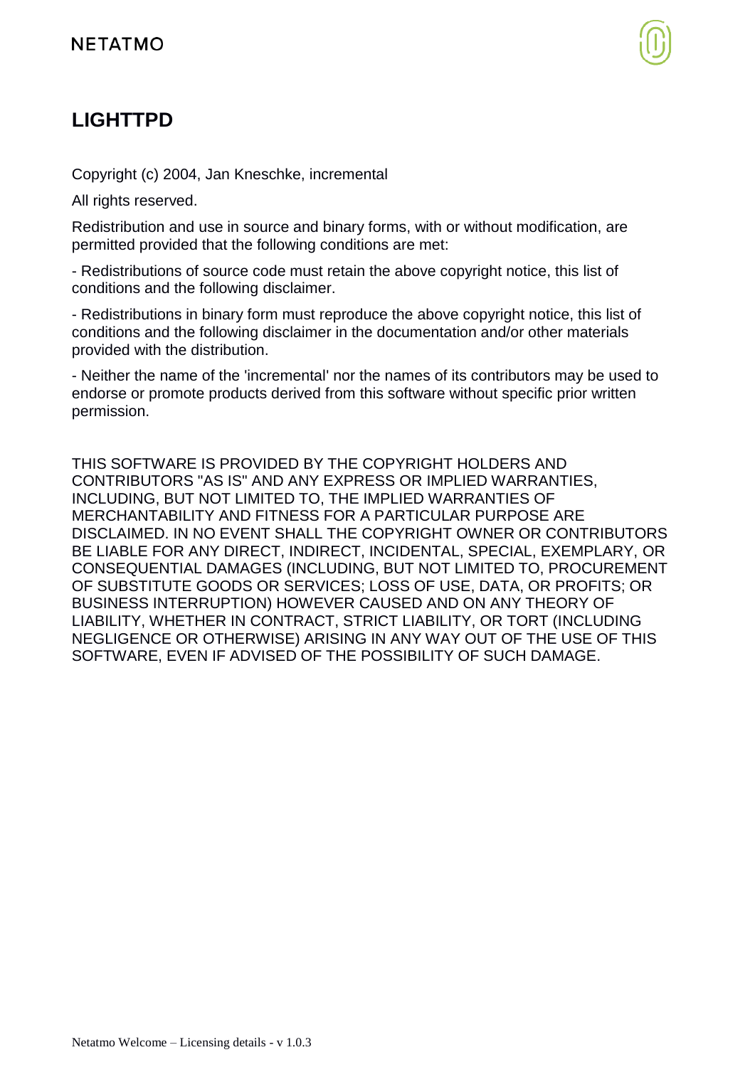# LIGHTTPD

Copyright (c) 2004, Jan Kneschke, incremental

All rights reserved.

Redistribution and use in source and binary forms, with or without modification, are permitted provided that the following conditions are met:

- Redistributions of source code must retain the above copyright notice, this list of conditions and the following disclaimer.

- Redistributions in binary form must reproduce the above copyright notice, this list of conditions and the following disclaimer in the documentation and/or other materials provided with the distribution.

- Neither the name of the 'incremental' nor the names of its contributors may be used to endorse or promote products derived from this software without specific prior written permission.

THIS SOFTWARE IS PROVIDED BY THE COPYRIGHT HOLDERS AND CONTRIBUTORS "AS IS" AND ANY EXPRESS OR IMPLIED WARRANTIES, INCLUDING, BUT NOT LIMITED TO, THE IMPLIED WARRANTIES OF MERCHANTABILITY AND FITNESS FOR A PARTICULAR PURPOSE ARE DISCLAIMED. IN NO EVENT SHALL THE COPYRIGHT OWNER OR CONTRIBUTORS BE LIABLE FOR ANY DIRECT, INDIRECT, INCIDENTAL, SPECIAL, EXEMPLARY, OR CONSEQUENTIAL DAMAGES (INCLUDING, BUT NOT LIMITED TO, PROCUREMENT OF SUBSTITUTE GOODS OR SERVICES; LOSS OF USE, DATA, OR PROFITS; OR BUSINESS INTERRUPTION) HOWEVER CAUSED AND ON ANY THEORY OF LIABILITY, WHETHER IN CONTRACT, STRICT LIABILITY, OR TORT (INCLUDING NEGLIGENCE OR OTHERWISE) ARISING IN ANY WAY OUT OF THE USE OF THIS SOFTWARE, EVEN IF ADVISED OF THE POSSIBILITY OF SUCH DAMAGE.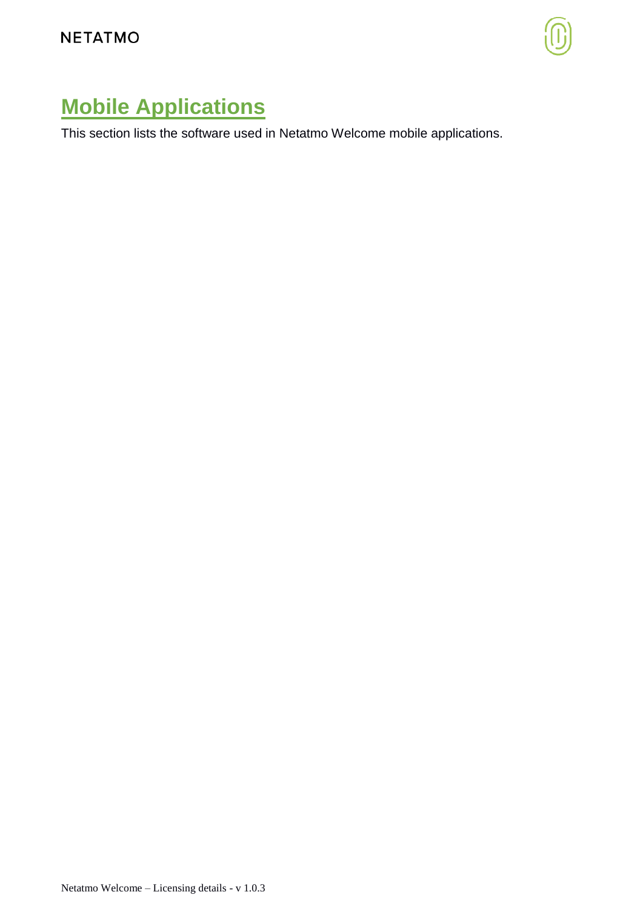# Mobile Applications

This section lists the software used in Netatmo Welcome mobile applications.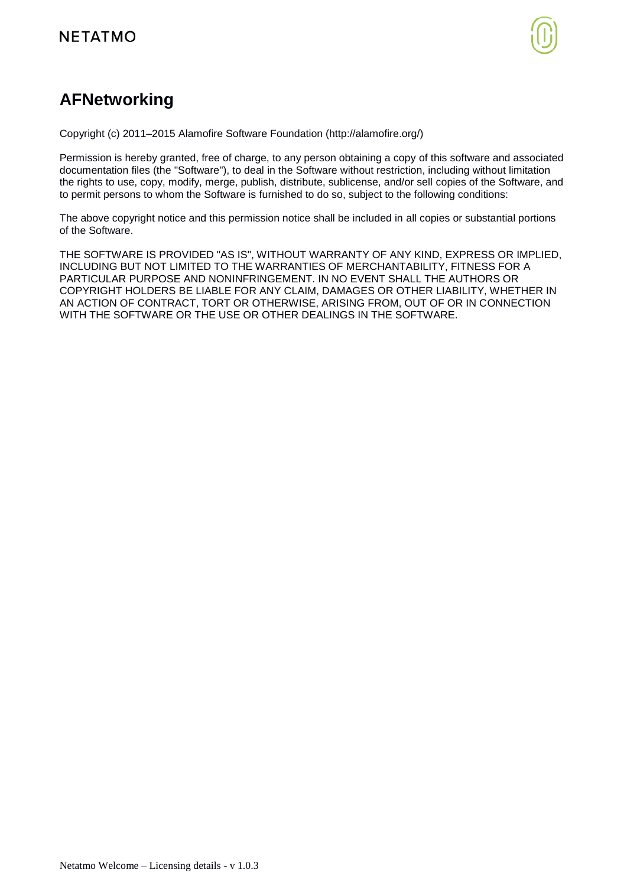# AFNetworking

Copyright (c) 2011–2015 Alamofire Software Foundation (http://alamofire.org/)

Permission is hereby granted, free of charge, to any person obtaining a copy of this software and associated documentation files (the "Software"), to deal in the Software without restriction, including without limitation the rights to use, copy, modify, merge, publish, distribute, sublicense, and/or sell copies of the Software, and to permit persons to whom the Software is furnished to do so, subject to the following conditions:

The above copyright notice and this permission notice shall be included in all copies or substantial portions of the Software.

THE SOFTWARE IS PROVIDED "AS IS", WITHOUT WARRANTY OF ANY KIND, EXPRESS OR IMPLIED, INCLUDING BUT NOT LIMITED TO THE WARRANTIES OF MERCHANTABILITY, FITNESS FOR A PARTICULAR PURPOSE AND NONINFRINGEMENT. IN NO EVENT SHALL THE AUTHORS OR COPYRIGHT HOLDERS BE LIABLE FOR ANY CLAIM, DAMAGES OR OTHER LIABILITY, WHETHER IN AN ACTION OF CONTRACT, TORT OR OTHERWISE, ARISING FROM, OUT OF OR IN CONNECTION WITH THE SOFTWARE OR THE USE OR OTHER DEALINGS IN THE SOFTWARE.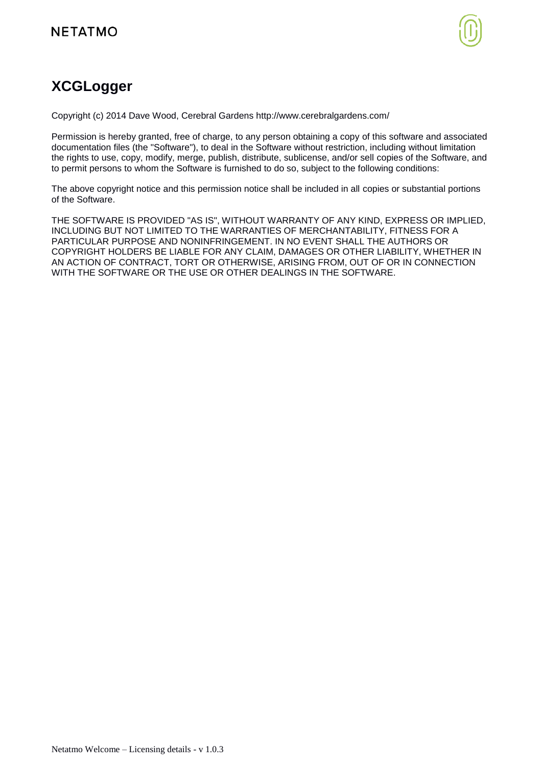# XCGLogger

Copyright (c) 2014 Dave Wood, Cerebral Gardens http://www.cerebralgardens.com/

Permission is hereby granted, free of charge, to any person obtaining a copy of this software and associated documentation files (the "Software"), to deal in the Software without restriction, including without limitation the rights to use, copy, modify, merge, publish, distribute, sublicense, and/or sell copies of the Software, and to permit persons to whom the Software is furnished to do so, subject to the following conditions:

The above copyright notice and this permission notice shall be included in all copies or substantial portions of the Software.

THE SOFTWARE IS PROVIDED "AS IS", WITHOUT WARRANTY OF ANY KIND, EXPRESS OR IMPLIED, INCLUDING BUT NOT LIMITED TO THE WARRANTIES OF MERCHANTABILITY, FITNESS FOR A PARTICULAR PURPOSE AND NONINFRINGEMENT. IN NO EVENT SHALL THE AUTHORS OR COPYRIGHT HOLDERS BE LIABLE FOR ANY CLAIM, DAMAGES OR OTHER LIABILITY, WHETHER IN AN ACTION OF CONTRACT, TORT OR OTHERWISE, ARISING FROM, OUT OF OR IN CONNECTION WITH THE SOFTWARE OR THE USE OR OTHER DEALINGS IN THE SOFTWARE.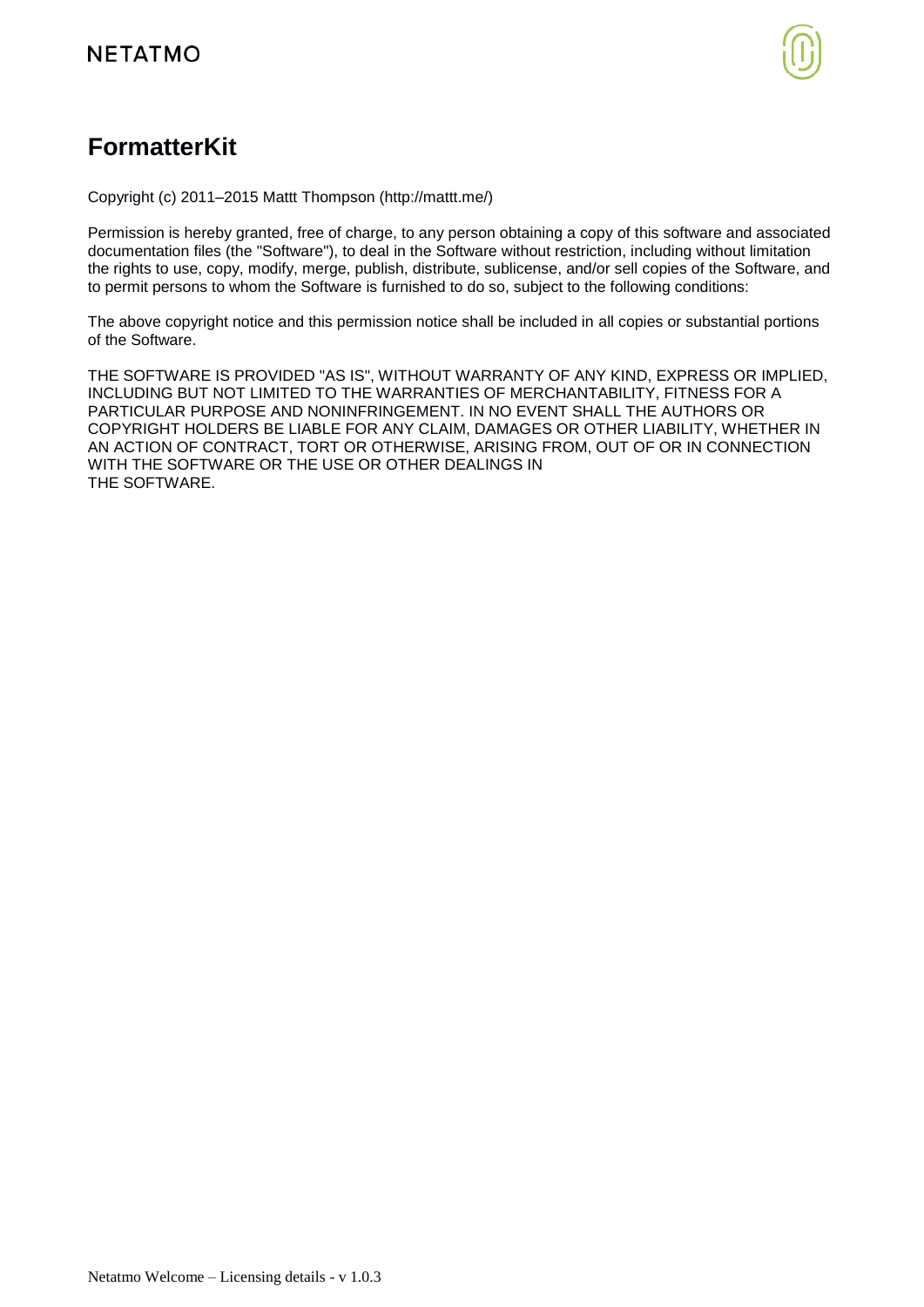# FormatterKit

Copyright (c) 2011–2015 Mattt Thompson (http://mattt.me/)

Permission is hereby granted, free of charge, to any person obtaining a copy of this software and associated documentation files (the "Software"), to deal in the Software without restriction, including without limitation the rights to use, copy, modify, merge, publish, distribute, sublicense, and/or sell copies of the Software, and to permit persons to whom the Software is furnished to do so, subject to the following conditions:

The above copyright notice and this permission notice shall be included in all copies or substantial portions of the Software.

THE SOFTWARE IS PROVIDED "AS IS", WITHOUT WARRANTY OF ANY KIND, EXPRESS OR IMPLIED, INCLUDING BUT NOT LIMITED TO THE WARRANTIES OF MERCHANTABILITY, FITNESS FOR A PARTICULAR PURPOSE AND NONINFRINGEMENT. IN NO EVENT SHALL THE AUTHORS OR COPYRIGHT HOLDERS BE LIABLE FOR ANY CLAIM, DAMAGES OR OTHER LIABILITY, WHETHER IN AN ACTION OF CONTRACT, TORT OR OTHERWISE, ARISING FROM, OUT OF OR IN CONNECTION WITH THE SOFTWARE OR THE USE OR OTHER DEALINGS IN THE SOFTWARE.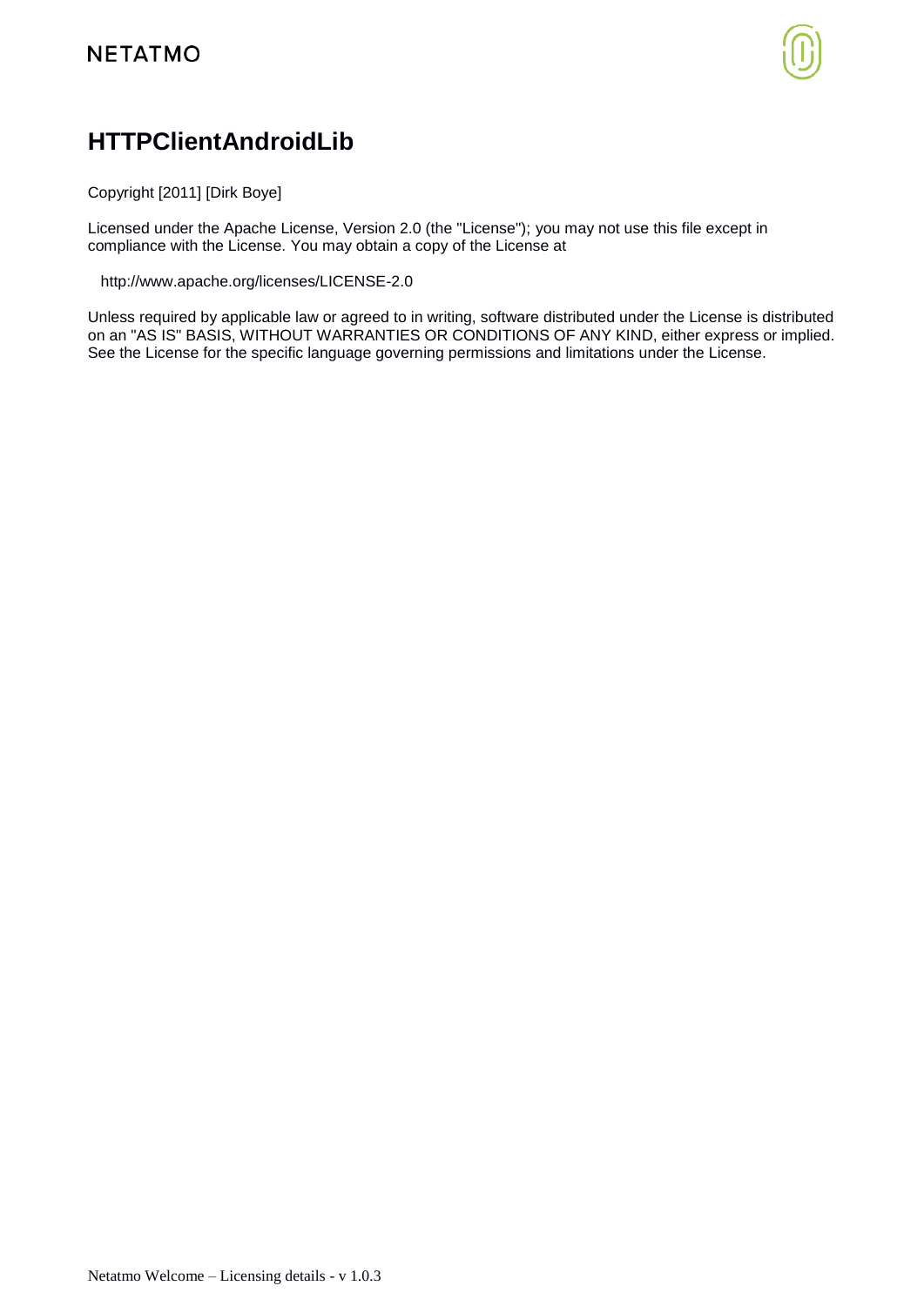# HTTPClientAndroidLib

Copyright [2011] [Dirk Boye]

Licensed under the Apache License, Version 2.0 (the "License"); you may not use this file except in compliance with the License. You may obtain a copy of the License at

http://www.apache.org/licenses/LICENSE-2.0

Unless required by applicable law or agreed to in writing, software distributed under the License is distributed on an "AS IS" BASIS, WITHOUT WARRANTIES OR CONDITIONS OF ANY KIND, either express or implied. See the License for the specific language governing permissions and limitations under the License.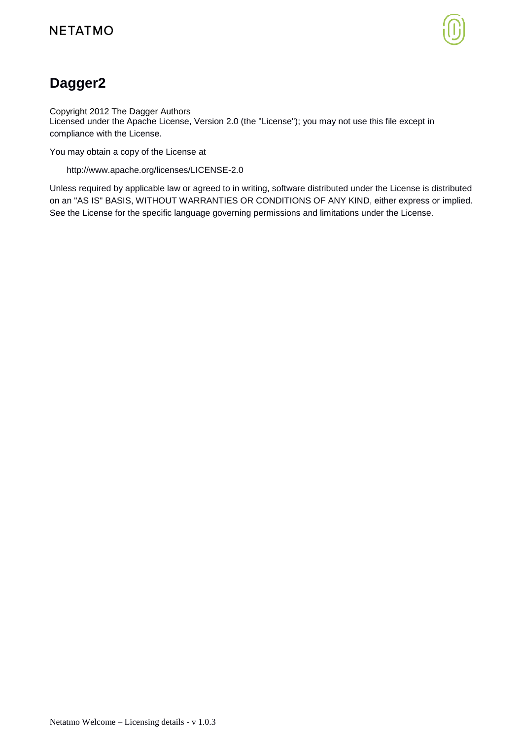# Dagger2

Copyright 2012 The Dagger Authors
Licensed under the Apache License, Version 2.0 (the "License"); you may not use this file except in compliance with the License.

You may obtain a copy of the License at

http://www.apache.org/licenses/LICENSE-2.0

Unless required by applicable law or agreed to in writing, software distributed under the License is distributed on an "AS IS" BASIS, WITHOUT WARRANTIES OR CONDITIONS OF ANY KIND, either express or implied. See the License for the specific language governing permissions and limitations under the License.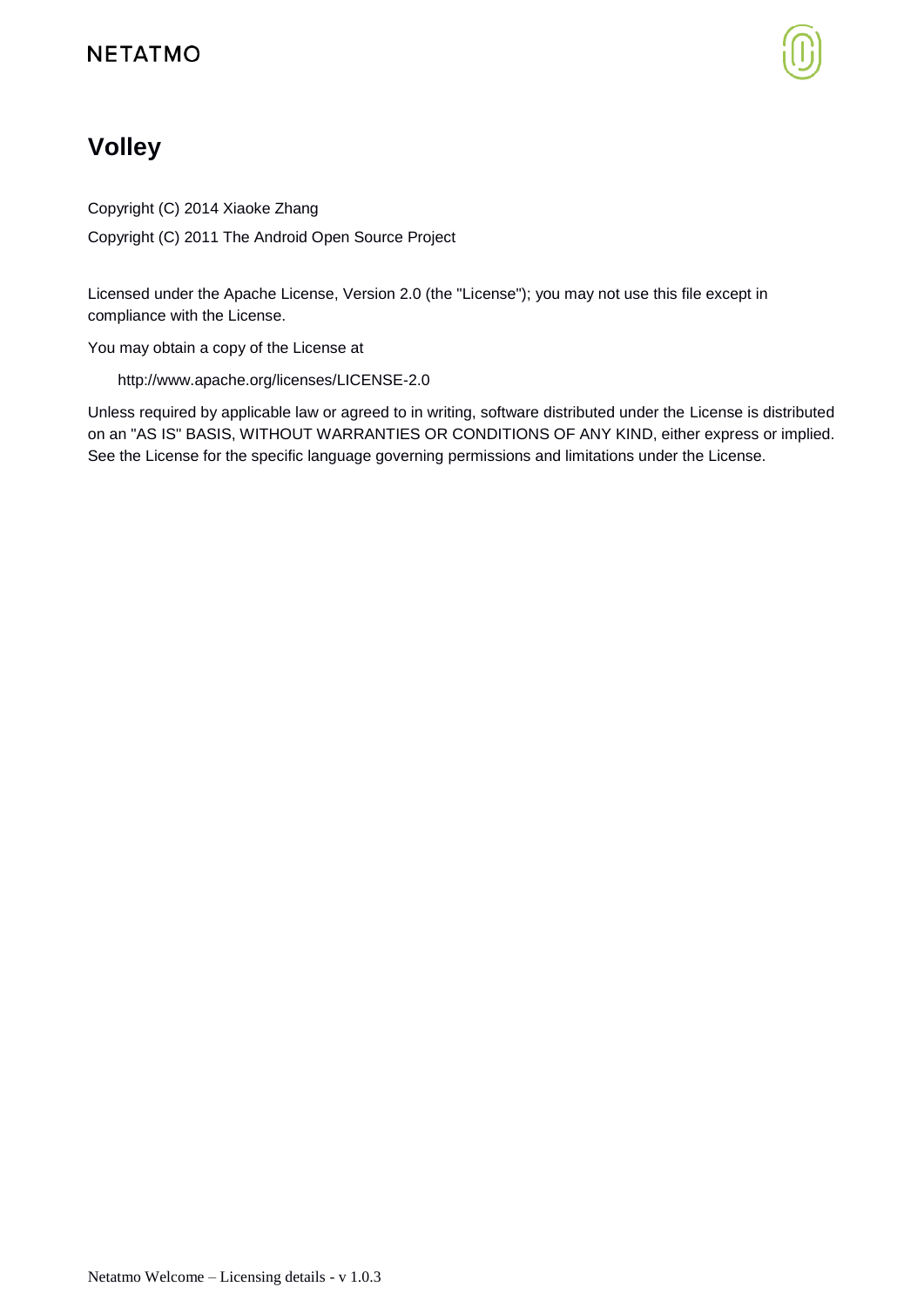# Volley

Copyright (C) 2014 Xiaoke Zhang

Copyright (C) 2011 The Android Open Source Project

Licensed under the Apache License, Version 2.0 (the "License"); you may not use this file except in compliance with the License.

You may obtain a copy of the License at

> http://www.apache.org/licenses/LICENSE-2.0

Unless required by applicable law or agreed to in writing, software distributed under the License is distributed on an "AS IS" BASIS, WITHOUT WARRANTIES OR CONDITIONS OF ANY KIND, either express or implied. See the License for the specific language governing permissions and limitations under the License.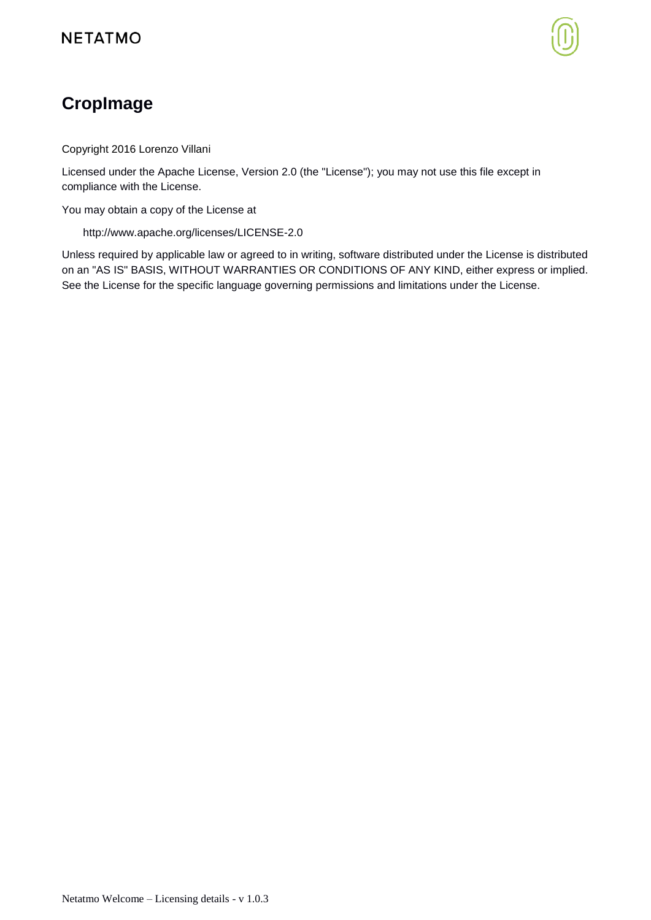# CropImage

Copyright 2016 Lorenzo Villani

Licensed under the Apache License, Version 2.0 (the "License"); you may not use this file except in compliance with the License.

You may obtain a copy of the License at

http://www.apache.org/licenses/LICENSE-2.0

Unless required by applicable law or agreed to in writing, software distributed under the License is distributed on an "AS IS" BASIS, WITHOUT WARRANTIES OR CONDITIONS OF ANY KIND, either express or implied. See the License for the specific language governing permissions and limitations under the License.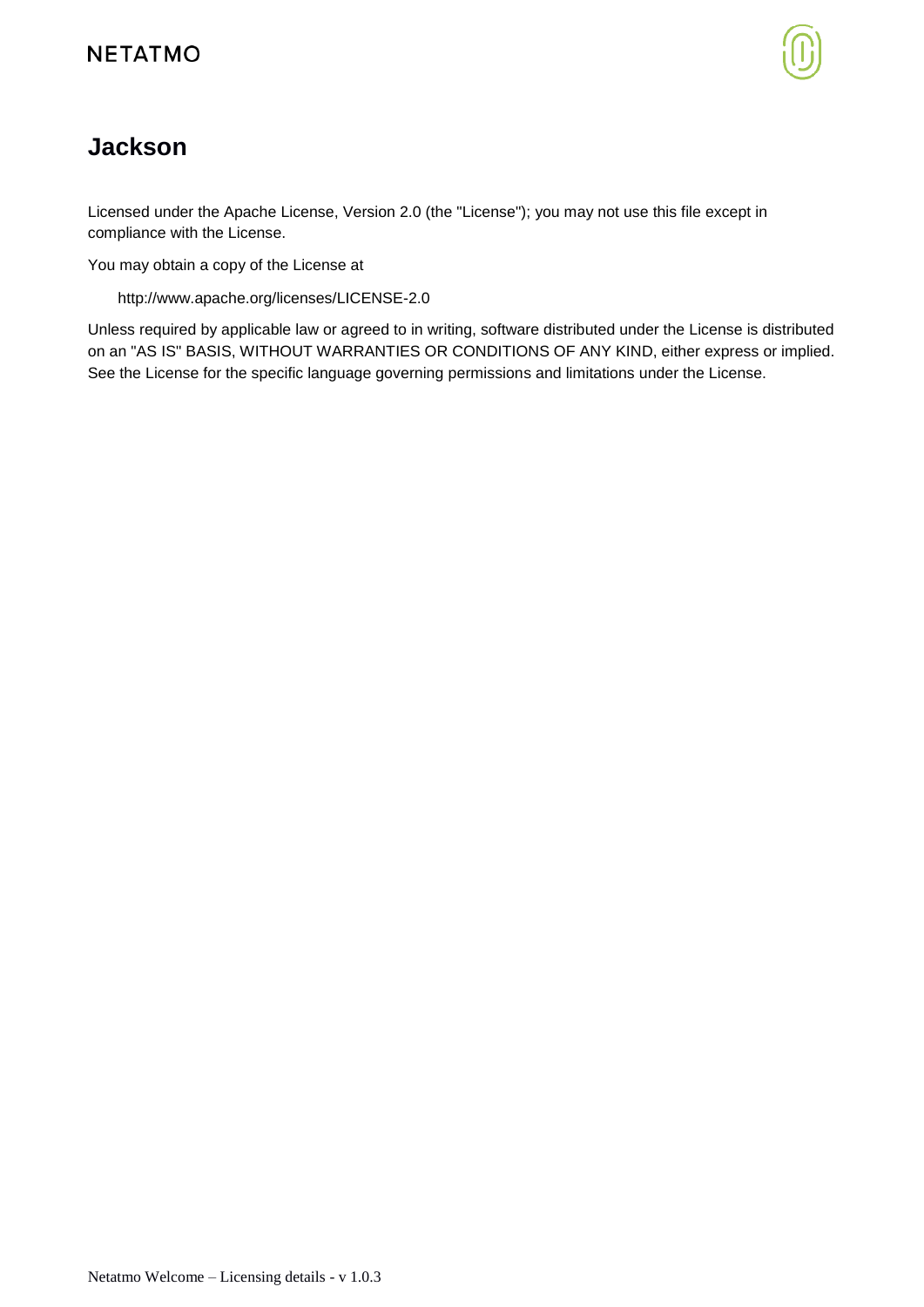## Jackson

Licensed under the Apache License, Version 2.0 (the "License"); you may not use this file except in compliance with the License.

You may obtain a copy of the License at

http://www.apache.org/licenses/LICENSE-2.0

Unless required by applicable law or agreed to in writing, software distributed under the License is distributed on an "AS IS" BASIS, WITHOUT WARRANTIES OR CONDITIONS OF ANY KIND, either express or implied. See the License for the specific language governing permissions and limitations under the License.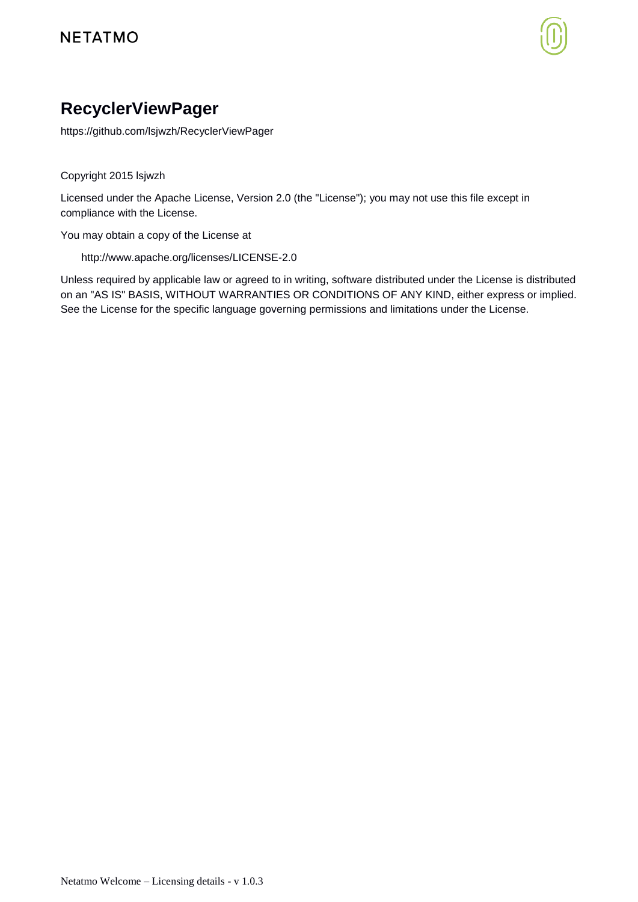# RecyclerViewPager

https://github.com/lsjwzh/RecyclerViewPager

Copyright 2015 lsjwzh

Licensed under the Apache License, Version 2.0 (the "License"); you may not use this file except in compliance with the License.

You may obtain a copy of the License at

    http://www.apache.org/licenses/LICENSE-2.0

Unless required by applicable law or agreed to in writing, software distributed under the License is distributed on an "AS IS" BASIS, WITHOUT WARRANTIES OR CONDITIONS OF ANY KIND, either express or implied. See the License for the specific language governing permissions and limitations under the License.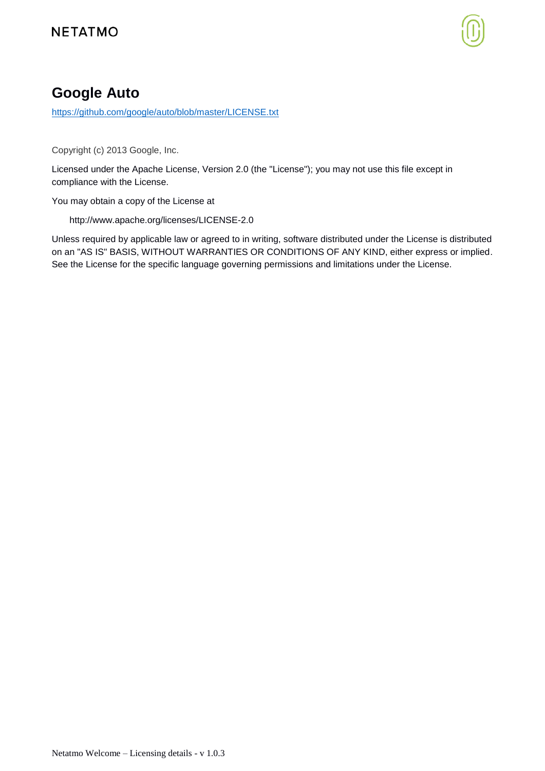# Google Auto

https://github.com/google/auto/blob/master/LICENSE.txt

Copyright (c) 2013 Google, Inc.

Licensed under the Apache License, Version 2.0 (the "License"); you may not use this file except in compliance with the License.

You may obtain a copy of the License at

http://www.apache.org/licenses/LICENSE-2.0

Unless required by applicable law or agreed to in writing, software distributed under the License is distributed on an "AS IS" BASIS, WITHOUT WARRANTIES OR CONDITIONS OF ANY KIND, either express or implied. See the License for the specific language governing permissions and limitations under the License.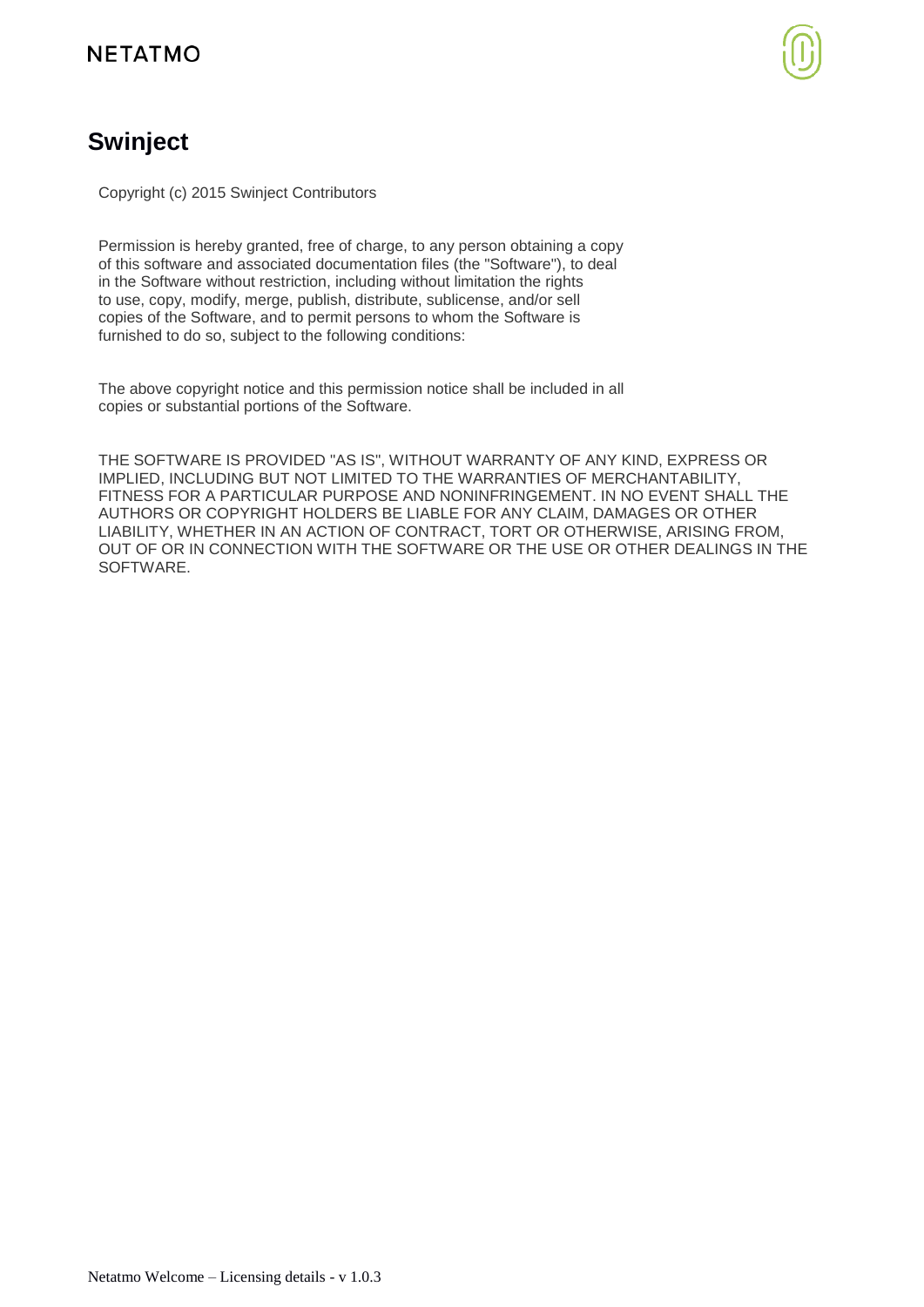## Swinject

Copyright (c) 2015 Swinject Contributors

Permission is hereby granted, free of charge, to any person obtaining a copy of this software and associated documentation files (the "Software"), to deal in the Software without restriction, including without limitation the rights to use, copy, modify, merge, publish, distribute, sublicense, and/or sell copies of the Software, and to permit persons to whom the Software is furnished to do so, subject to the following conditions:

The above copyright notice and this permission notice shall be included in all copies or substantial portions of the Software.

THE SOFTWARE IS PROVIDED "AS IS", WITHOUT WARRANTY OF ANY KIND, EXPRESS OR IMPLIED, INCLUDING BUT NOT LIMITED TO THE WARRANTIES OF MERCHANTABILITY, FITNESS FOR A PARTICULAR PURPOSE AND NONINFRINGEMENT. IN NO EVENT SHALL THE AUTHORS OR COPYRIGHT HOLDERS BE LIABLE FOR ANY CLAIM, DAMAGES OR OTHER LIABILITY, WHETHER IN AN ACTION OF CONTRACT, TORT OR OTHERWISE, ARISING FROM, OUT OF OR IN CONNECTION WITH THE SOFTWARE OR THE USE OR OTHER DEALINGS IN THE SOFTWARE.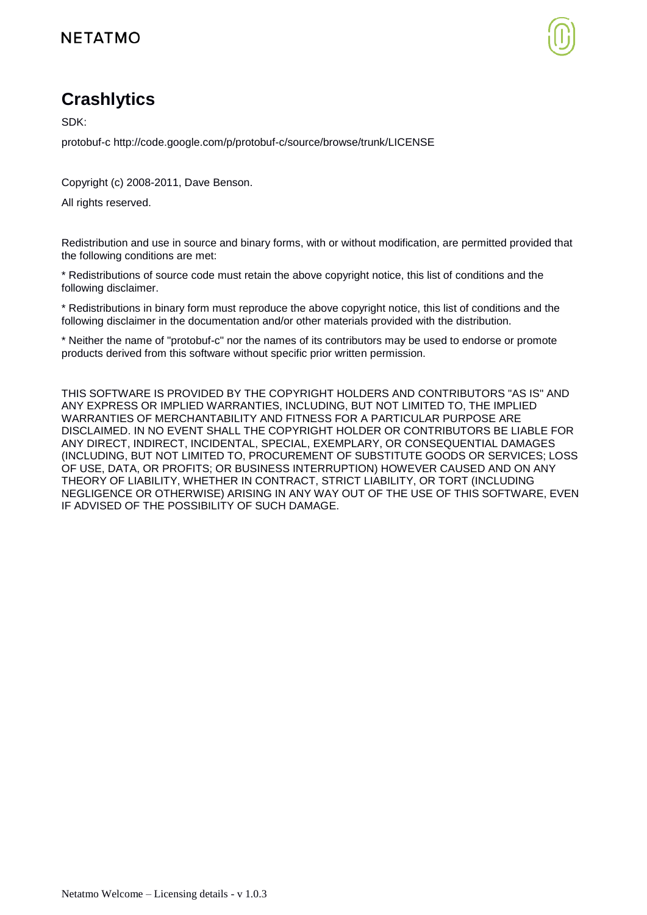# Crashlytics

SDK:

protobuf-c http://code.google.com/p/protobuf-c/source/browse/trunk/LICENSE

Copyright (c) 2008-2011, Dave Benson.

All rights reserved.

Redistribution and use in source and binary forms, with or without modification, are permitted provided that the following conditions are met:

* Redistributions of source code must retain the above copyright notice, this list of conditions and the following disclaimer.

* Redistributions in binary form must reproduce the above copyright notice, this list of conditions and the following disclaimer in the documentation and/or other materials provided with the distribution.

* Neither the name of "protobuf-c" nor the names of its contributors may be used to endorse or promote products derived from this software without specific prior written permission.

THIS SOFTWARE IS PROVIDED BY THE COPYRIGHT HOLDERS AND CONTRIBUTORS "AS IS" AND ANY EXPRESS OR IMPLIED WARRANTIES, INCLUDING, BUT NOT LIMITED TO, THE IMPLIED WARRANTIES OF MERCHANTABILITY AND FITNESS FOR A PARTICULAR PURPOSE ARE DISCLAIMED. IN NO EVENT SHALL THE COPYRIGHT HOLDER OR CONTRIBUTORS BE LIABLE FOR ANY DIRECT, INDIRECT, INCIDENTAL, SPECIAL, EXEMPLARY, OR CONSEQUENTIAL DAMAGES (INCLUDING, BUT NOT LIMITED TO, PROCUREMENT OF SUBSTITUTE GOODS OR SERVICES; LOSS OF USE, DATA, OR PROFITS; OR BUSINESS INTERRUPTION) HOWEVER CAUSED AND ON ANY THEORY OF LIABILITY, WHETHER IN CONTRACT, STRICT LIABILITY, OR TORT (INCLUDING NEGLIGENCE OR OTHERWISE) ARISING IN ANY WAY OUT OF THE USE OF THIS SOFTWARE, EVEN IF ADVISED OF THE POSSIBILITY OF SUCH DAMAGE.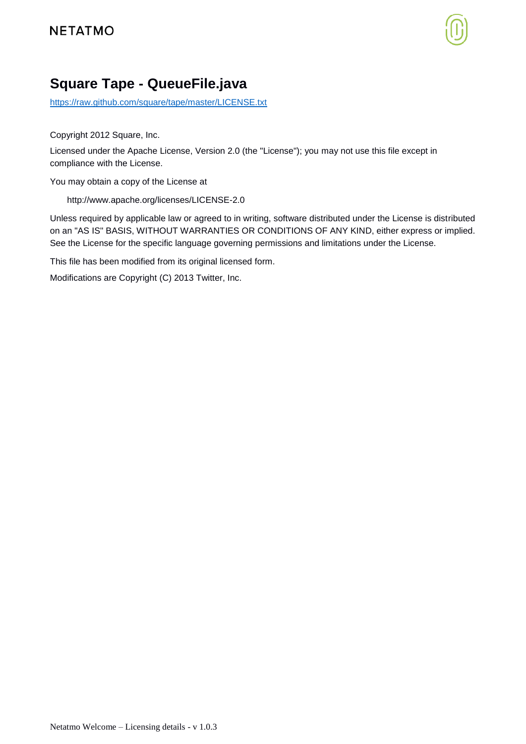# Square Tape - QueueFile.java

https://raw.github.com/square/tape/master/LICENSE.txt

Copyright 2012 Square, Inc.

Licensed under the Apache License, Version 2.0 (the "License"); you may not use this file except in compliance with the License.

You may obtain a copy of the License at

http://www.apache.org/licenses/LICENSE-2.0

Unless required by applicable law or agreed to in writing, software distributed under the License is distributed on an "AS IS" BASIS, WITHOUT WARRANTIES OR CONDITIONS OF ANY KIND, either express or implied. See the License for the specific language governing permissions and limitations under the License.

This file has been modified from its original licensed form.

Modifications are Copyright (C) 2013 Twitter, Inc.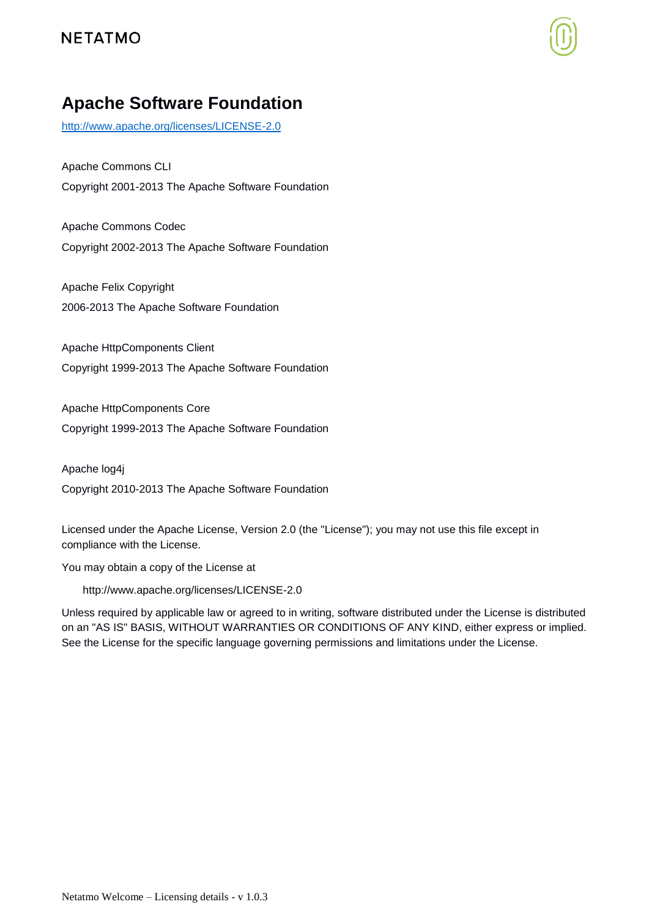# Apache Software Foundation

http://www.apache.org/licenses/LICENSE-2.0

Apache Commons CLI

Copyright 2001-2013 The Apache Software Foundation

Apache Commons Codec

Copyright 2002-2013 The Apache Software Foundation

Apache Felix Copyright

2006-2013 The Apache Software Foundation

Apache HttpComponents Client

Copyright 1999-2013 The Apache Software Foundation

Apache HttpComponents Core

Copyright 1999-2013 The Apache Software Foundation

Apache log4j

Copyright 2010-2013 The Apache Software Foundation

Licensed under the Apache License, Version 2.0 (the "License"); you may not use this file except in compliance with the License.

You may obtain a copy of the License at

http://www.apache.org/licenses/LICENSE-2.0

Unless required by applicable law or agreed to in writing, software distributed under the License is distributed on an "AS IS" BASIS, WITHOUT WARRANTIES OR CONDITIONS OF ANY KIND, either express or implied. See the License for the specific language governing permissions and limitations under the License.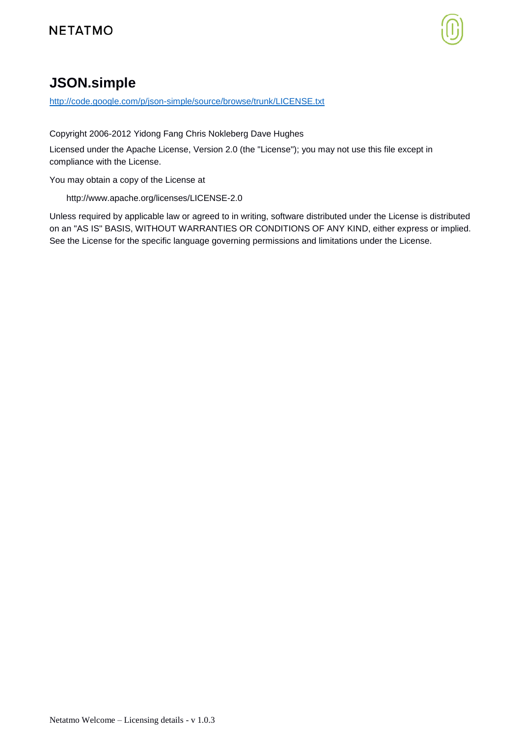# JSON.simple

http://code.google.com/p/json-simple/source/browse/trunk/LICENSE.txt

Copyright 2006-2012 Yidong Fang Chris Nokleberg Dave Hughes

Licensed under the Apache License, Version 2.0 (the "License"); you may not use this file except in compliance with the License.

You may obtain a copy of the License at

    http://www.apache.org/licenses/LICENSE-2.0

Unless required by applicable law or agreed to in writing, software distributed under the License is distributed on an "AS IS" BASIS, WITHOUT WARRANTIES OR CONDITIONS OF ANY KIND, either express or implied. See the License for the specific language governing permissions and limitations under the License.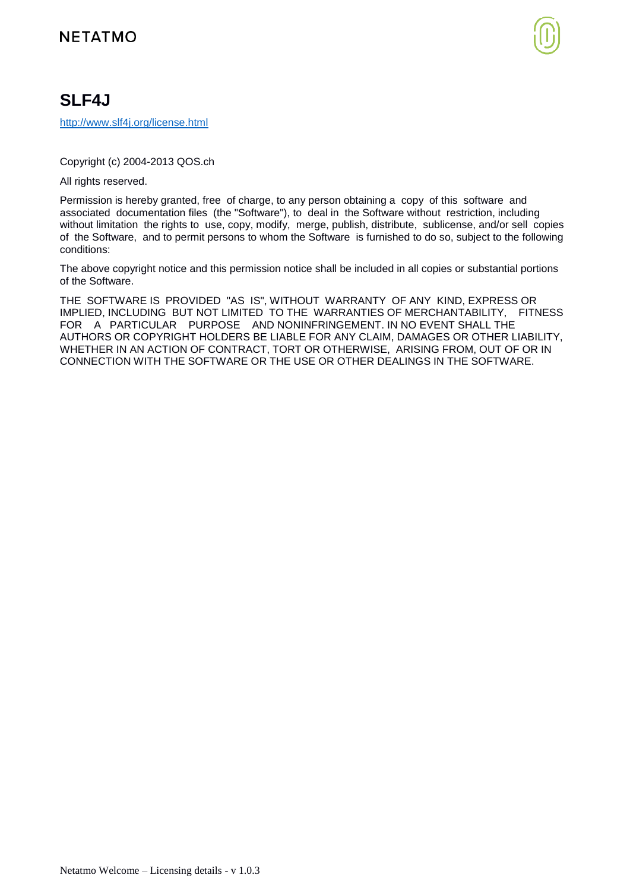## SLF4J

http://www.slf4j.org/license.html

Copyright (c) 2004-2013 QOS.ch

All rights reserved.

Permission is hereby granted, free of charge, to any person obtaining a copy of this software and associated documentation files (the "Software"), to deal in the Software without restriction, including without limitation the rights to use, copy, modify, merge, publish, distribute, sublicense, and/or sell copies of the Software, and to permit persons to whom the Software is furnished to do so, subject to the following conditions:

The above copyright notice and this permission notice shall be included in all copies or substantial portions of the Software.

THE SOFTWARE IS PROVIDED "AS IS", WITHOUT WARRANTY OF ANY KIND, EXPRESS OR IMPLIED, INCLUDING BUT NOT LIMITED TO THE WARRANTIES OF MERCHANTABILITY, FITNESS FOR A PARTICULAR PURPOSE AND NONINFRINGEMENT. IN NO EVENT SHALL THE AUTHORS OR COPYRIGHT HOLDERS BE LIABLE FOR ANY CLAIM, DAMAGES OR OTHER LIABILITY, WHETHER IN AN ACTION OF CONTRACT, TORT OR OTHERWISE, ARISING FROM, OUT OF OR IN CONNECTION WITH THE SOFTWARE OR THE USE OR OTHER DEALINGS IN THE SOFTWARE.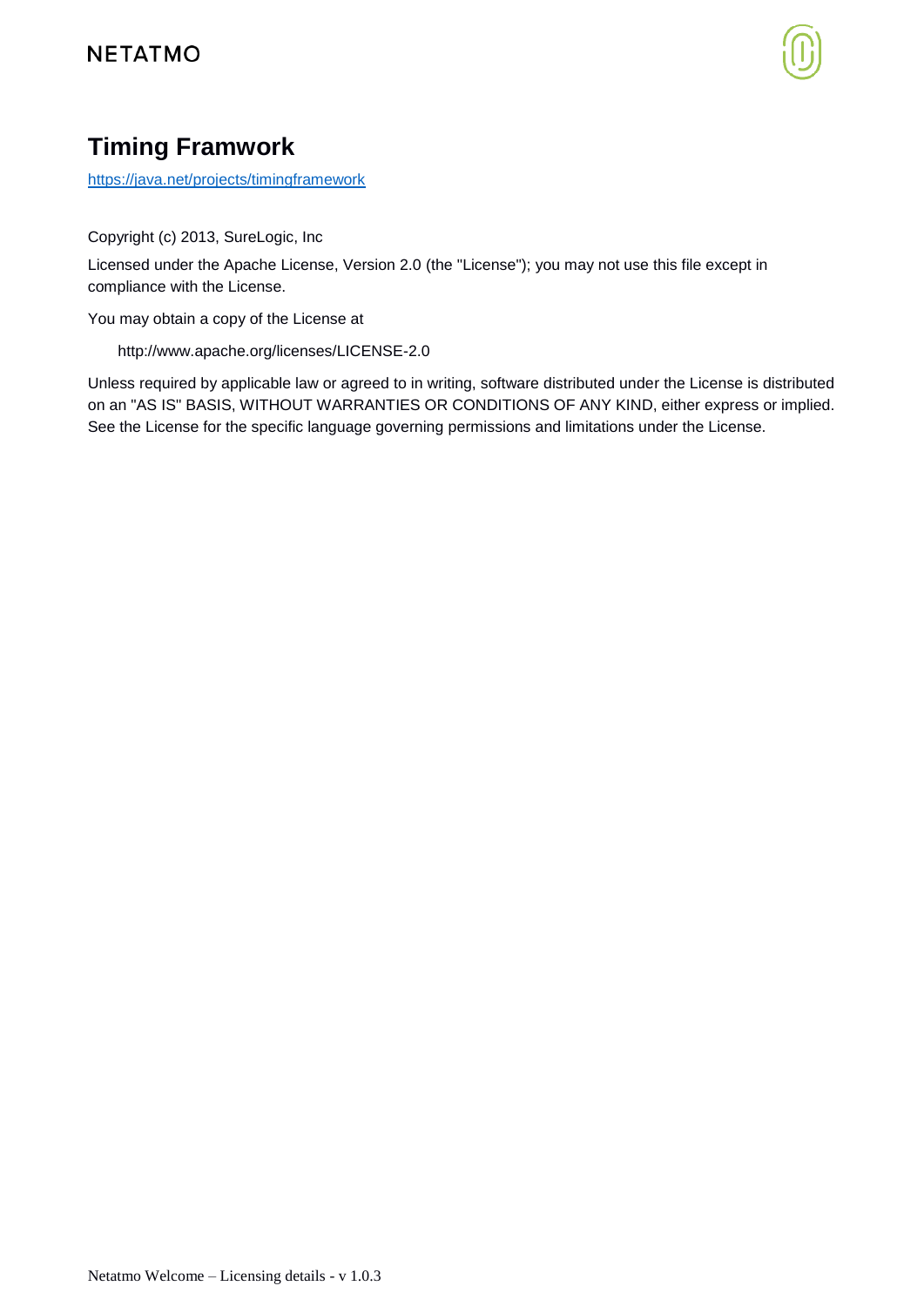# Timing Framwork

https://java.net/projects/timingframework

Copyright (c) 2013, SureLogic, Inc

Licensed under the Apache License, Version 2.0 (the "License"); you may not use this file except in compliance with the License.

You may obtain a copy of the License at

    http://www.apache.org/licenses/LICENSE-2.0

Unless required by applicable law or agreed to in writing, software distributed under the License is distributed on an "AS IS" BASIS, WITHOUT WARRANTIES OR CONDITIONS OF ANY KIND, either express or implied. See the License for the specific language governing permissions and limitations under the License.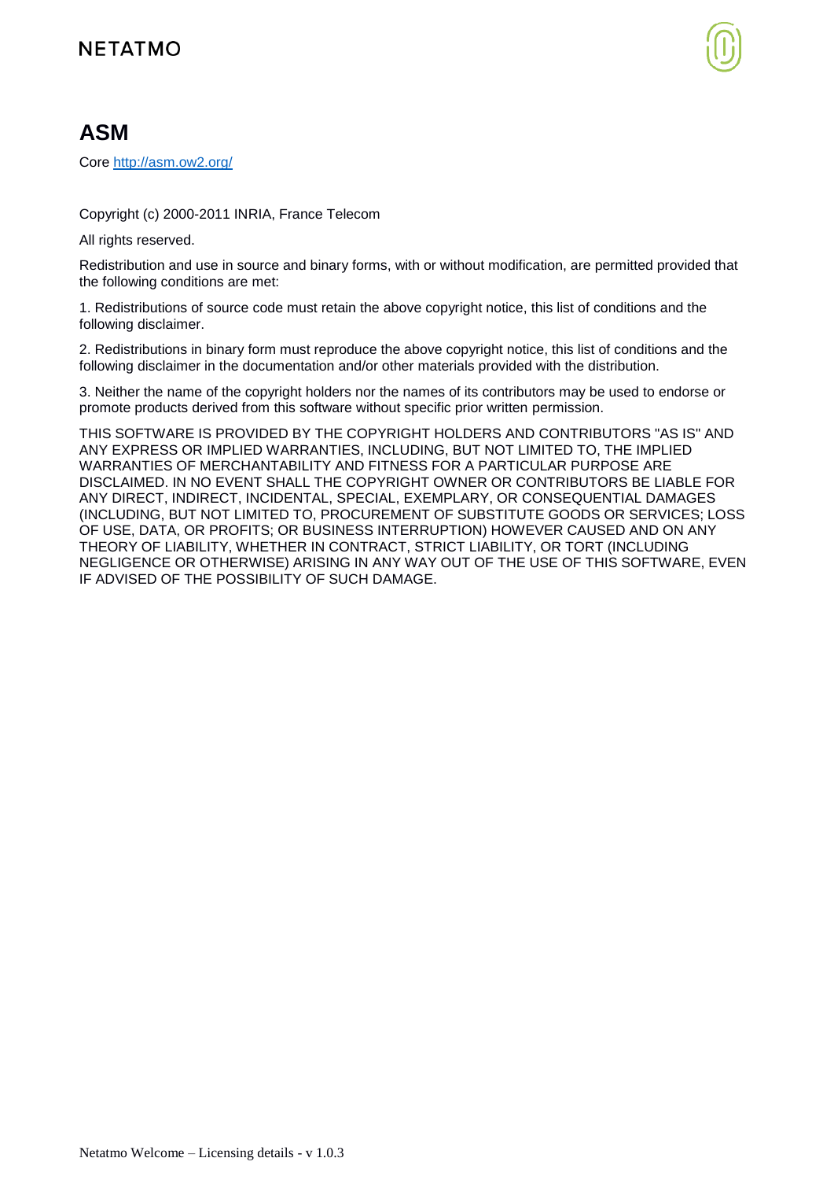# ASM

Core http://asm.ow2.org/

Copyright (c) 2000-2011 INRIA, France Telecom

All rights reserved.

Redistribution and use in source and binary forms, with or without modification, are permitted provided that the following conditions are met:

1. Redistributions of source code must retain the above copyright notice, this list of conditions and the following disclaimer.

2. Redistributions in binary form must reproduce the above copyright notice, this list of conditions and the following disclaimer in the documentation and/or other materials provided with the distribution.

3. Neither the name of the copyright holders nor the names of its contributors may be used to endorse or promote products derived from this software without specific prior written permission.

THIS SOFTWARE IS PROVIDED BY THE COPYRIGHT HOLDERS AND CONTRIBUTORS "AS IS" AND ANY EXPRESS OR IMPLIED WARRANTIES, INCLUDING, BUT NOT LIMITED TO, THE IMPLIED WARRANTIES OF MERCHANTABILITY AND FITNESS FOR A PARTICULAR PURPOSE ARE DISCLAIMED. IN NO EVENT SHALL THE COPYRIGHT OWNER OR CONTRIBUTORS BE LIABLE FOR ANY DIRECT, INDIRECT, INCIDENTAL, SPECIAL, EXEMPLARY, OR CONSEQUENTIAL DAMAGES (INCLUDING, BUT NOT LIMITED TO, PROCUREMENT OF SUBSTITUTE GOODS OR SERVICES; LOSS OF USE, DATA, OR PROFITS; OR BUSINESS INTERRUPTION) HOWEVER CAUSED AND ON ANY THEORY OF LIABILITY, WHETHER IN CONTRACT, STRICT LIABILITY, OR TORT (INCLUDING NEGLIGENCE OR OTHERWISE) ARISING IN ANY WAY OUT OF THE USE OF THIS SOFTWARE, EVEN IF ADVISED OF THE POSSIBILITY OF SUCH DAMAGE.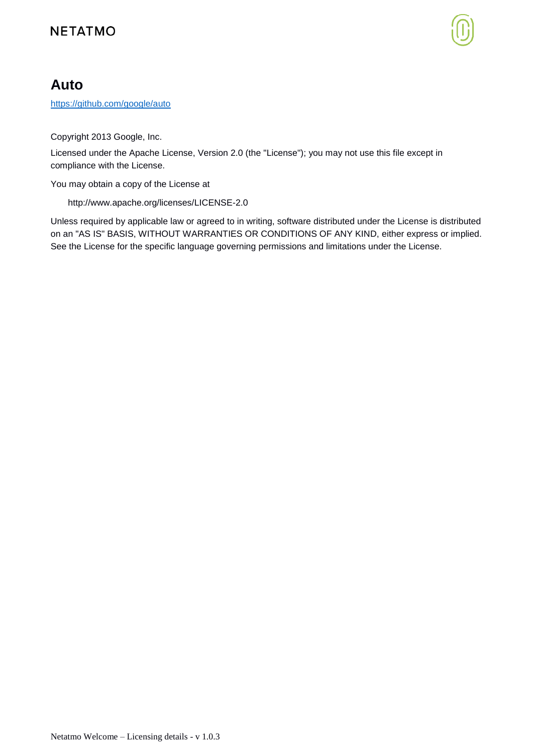# Auto

https://github.com/google/auto

Copyright 2013 Google, Inc.

Licensed under the Apache License, Version 2.0 (the "License"); you may not use this file except in compliance with the License.

You may obtain a copy of the License at

http://www.apache.org/licenses/LICENSE-2.0

Unless required by applicable law or agreed to in writing, software distributed under the License is distributed on an "AS IS" BASIS, WITHOUT WARRANTIES OR CONDITIONS OF ANY KIND, either express or implied. See the License for the specific language governing permissions and limitations under the License.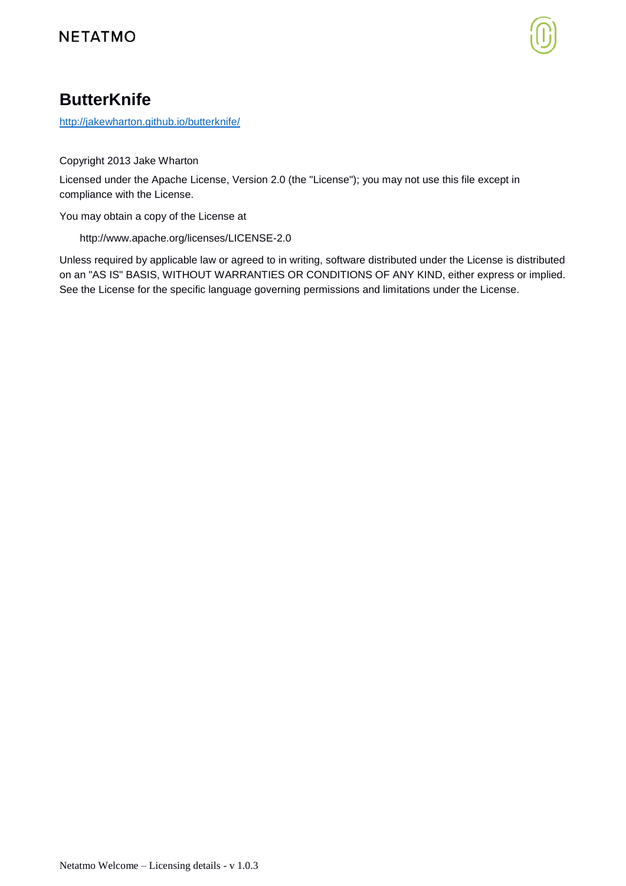# ButterKnife

http://jakewharton.github.io/butterknife/

Copyright 2013 Jake Wharton

Licensed under the Apache License, Version 2.0 (the "License"); you may not use this file except in compliance with the License.

You may obtain a copy of the License at

http://www.apache.org/licenses/LICENSE-2.0

Unless required by applicable law or agreed to in writing, software distributed under the License is distributed on an "AS IS" BASIS, WITHOUT WARRANTIES OR CONDITIONS OF ANY KIND, either express or implied. See the License for the specific language governing permissions and limitations under the License.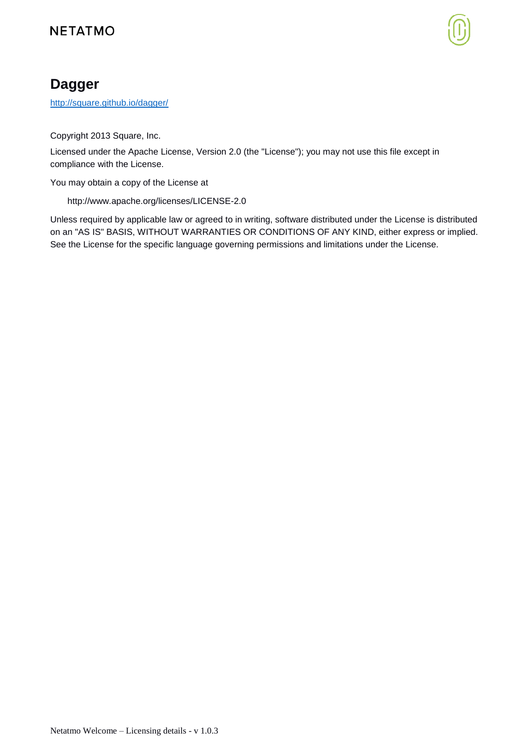# Dagger

http://square.github.io/dagger/

Copyright 2013 Square, Inc.

Licensed under the Apache License, Version 2.0 (the "License"); you may not use this file except in compliance with the License.

You may obtain a copy of the License at

http://www.apache.org/licenses/LICENSE-2.0

Unless required by applicable law or agreed to in writing, software distributed under the License is distributed on an "AS IS" BASIS, WITHOUT WARRANTIES OR CONDITIONS OF ANY KIND, either express or implied. See the License for the specific language governing permissions and limitations under the License.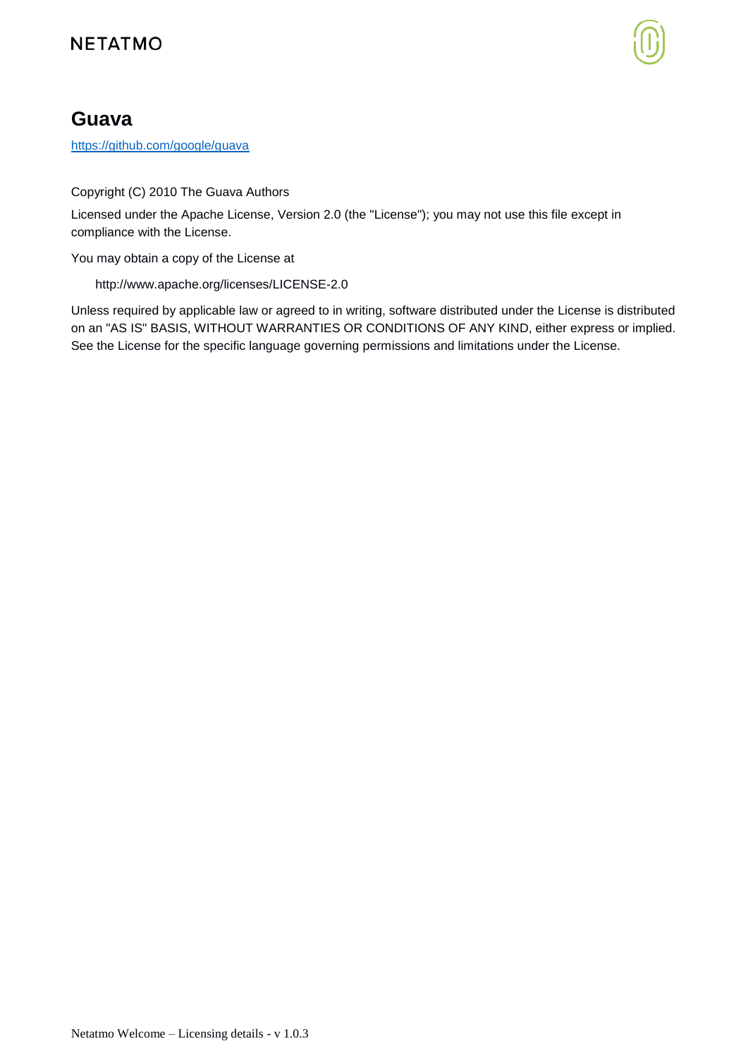# Guava

https://github.com/google/guava

Copyright (C) 2010 The Guava Authors

Licensed under the Apache License, Version 2.0 (the "License"); you may not use this file except in compliance with the License.

You may obtain a copy of the License at

http://www.apache.org/licenses/LICENSE-2.0

Unless required by applicable law or agreed to in writing, software distributed under the License is distributed on an "AS IS" BASIS, WITHOUT WARRANTIES OR CONDITIONS OF ANY KIND, either express or implied. See the License for the specific language governing permissions and limitations under the License.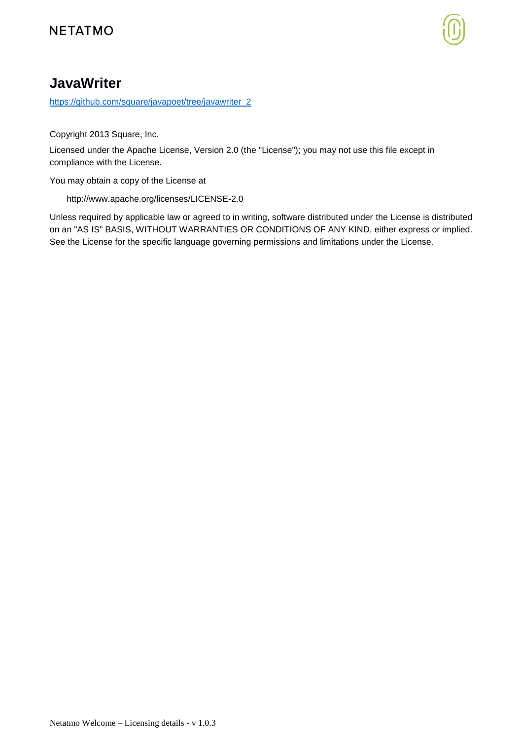# JavaWriter

[https://github.com/square/javapoet/tree/javawriter_2](https://github.com/square/javapoet/tree/javawriter_2)

Copyright 2013 Square, Inc.

Licensed under the Apache License, Version 2.0 (the "License"); you may not use this file except in compliance with the License.

You may obtain a copy of the License at

http://www.apache.org/licenses/LICENSE-2.0

Unless required by applicable law or agreed to in writing, software distributed under the License is distributed on an "AS IS" BASIS, WITHOUT WARRANTIES OR CONDITIONS OF ANY KIND, either express or implied. See the License for the specific language governing permissions and limitations under the License.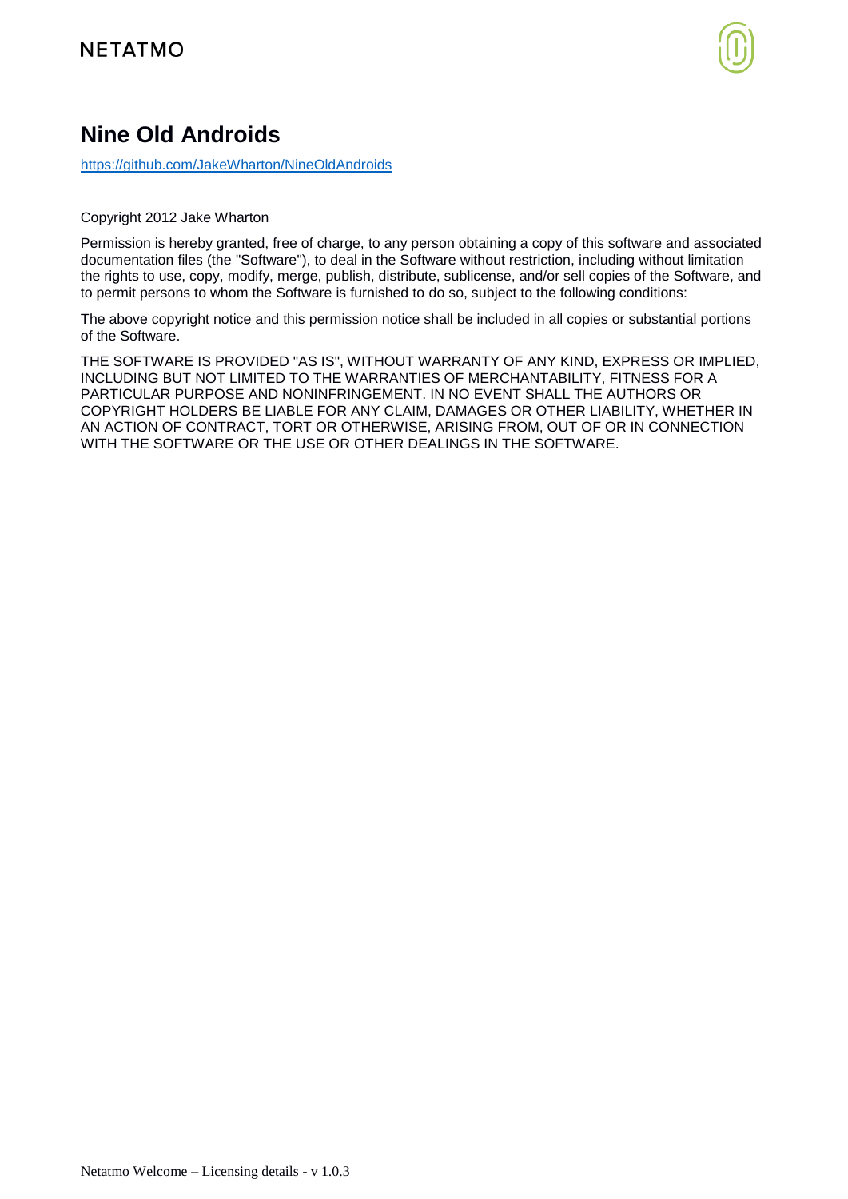# Nine Old Androids

https://github.com/JakeWharton/NineOldAndroids

Copyright 2012 Jake Wharton

Permission is hereby granted, free of charge, to any person obtaining a copy of this software and associated documentation files (the "Software"), to deal in the Software without restriction, including without limitation the rights to use, copy, modify, merge, publish, distribute, sublicense, and/or sell copies of the Software, and to permit persons to whom the Software is furnished to do so, subject to the following conditions:

The above copyright notice and this permission notice shall be included in all copies or substantial portions of the Software.

THE SOFTWARE IS PROVIDED "AS IS", WITHOUT WARRANTY OF ANY KIND, EXPRESS OR IMPLIED, INCLUDING BUT NOT LIMITED TO THE WARRANTIES OF MERCHANTABILITY, FITNESS FOR A PARTICULAR PURPOSE AND NONINFRINGEMENT. IN NO EVENT SHALL THE AUTHORS OR COPYRIGHT HOLDERS BE LIABLE FOR ANY CLAIM, DAMAGES OR OTHER LIABILITY, WHETHER IN AN ACTION OF CONTRACT, TORT OR OTHERWISE, ARISING FROM, OUT OF OR IN CONNECTION WITH THE SOFTWARE OR THE USE OR OTHER DEALINGS IN THE SOFTWARE.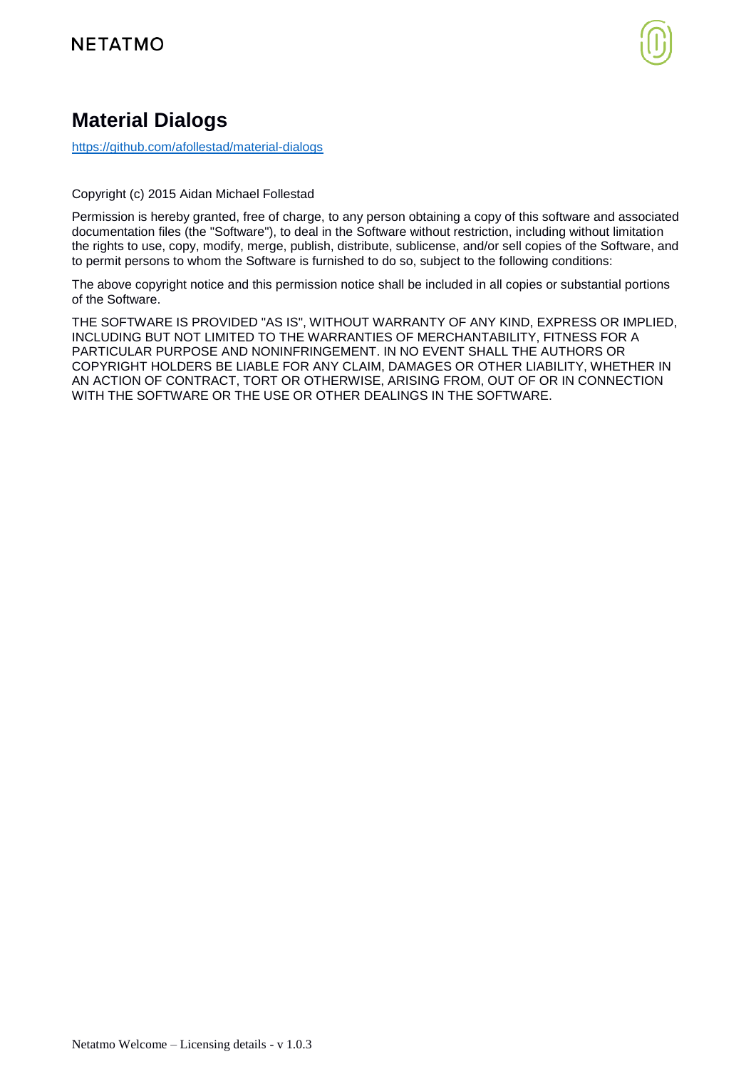# Material Dialogs

https://github.com/afollestad/material-dialogs

Copyright (c) 2015 Aidan Michael Follestad

Permission is hereby granted, free of charge, to any person obtaining a copy of this software and associated documentation files (the "Software"), to deal in the Software without restriction, including without limitation the rights to use, copy, modify, merge, publish, distribute, sublicense, and/or sell copies of the Software, and to permit persons to whom the Software is furnished to do so, subject to the following conditions:

The above copyright notice and this permission notice shall be included in all copies or substantial portions of the Software.

THE SOFTWARE IS PROVIDED "AS IS", WITHOUT WARRANTY OF ANY KIND, EXPRESS OR IMPLIED, INCLUDING BUT NOT LIMITED TO THE WARRANTIES OF MERCHANTABILITY, FITNESS FOR A PARTICULAR PURPOSE AND NONINFRINGEMENT. IN NO EVENT SHALL THE AUTHORS OR COPYRIGHT HOLDERS BE LIABLE FOR ANY CLAIM, DAMAGES OR OTHER LIABILITY, WHETHER IN AN ACTION OF CONTRACT, TORT OR OTHERWISE, ARISING FROM, OUT OF OR IN CONNECTION WITH THE SOFTWARE OR THE USE OR OTHER DEALINGS IN THE SOFTWARE.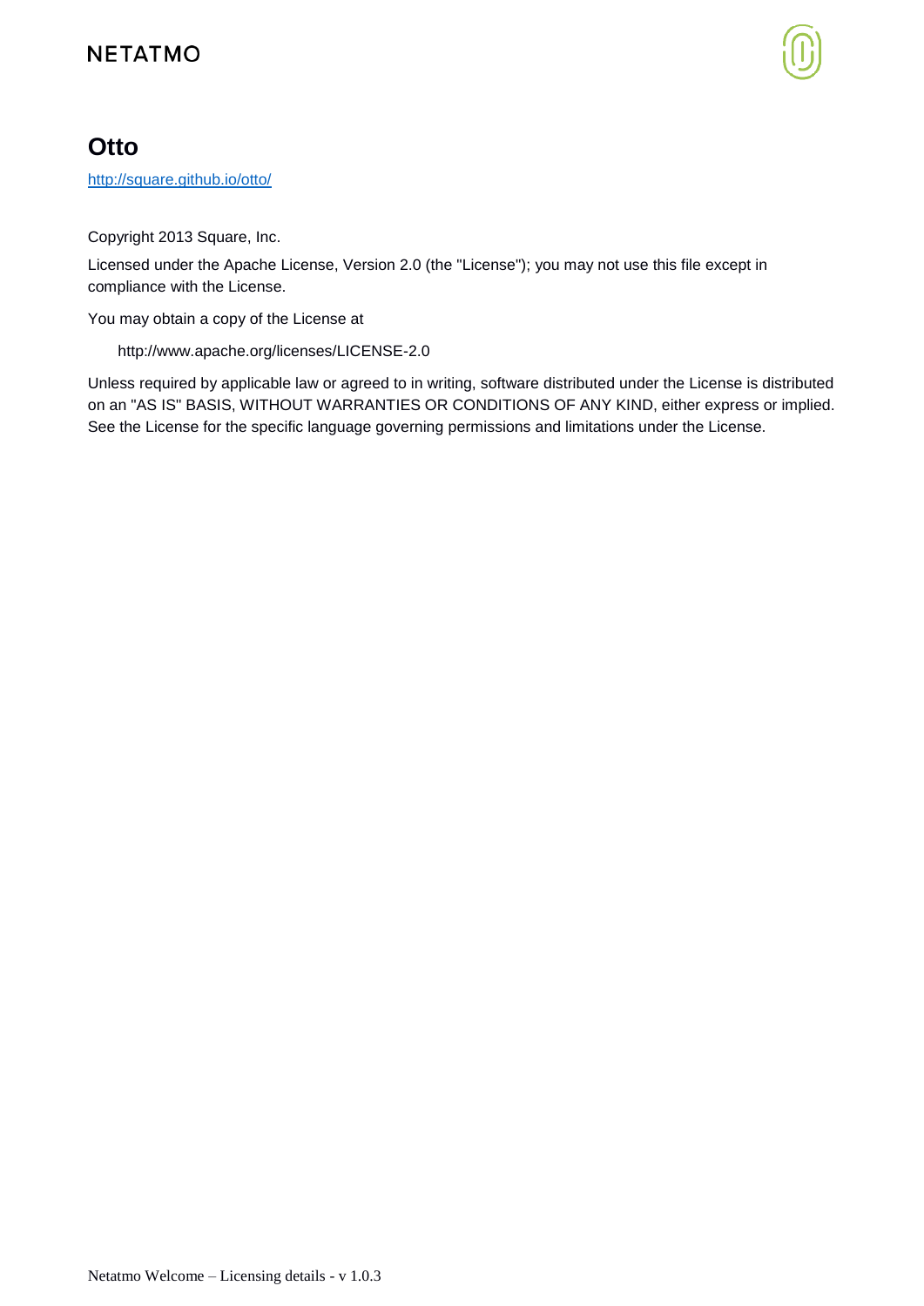# Otto

http://square.github.io/otto/

Copyright 2013 Square, Inc.

Licensed under the Apache License, Version 2.0 (the "License"); you may not use this file except in compliance with the License.

You may obtain a copy of the License at

http://www.apache.org/licenses/LICENSE-2.0

Unless required by applicable law or agreed to in writing, software distributed under the License is distributed on an "AS IS" BASIS, WITHOUT WARRANTIES OR CONDITIONS OF ANY KIND, either express or implied. See the License for the specific language governing permissions and limitations under the License.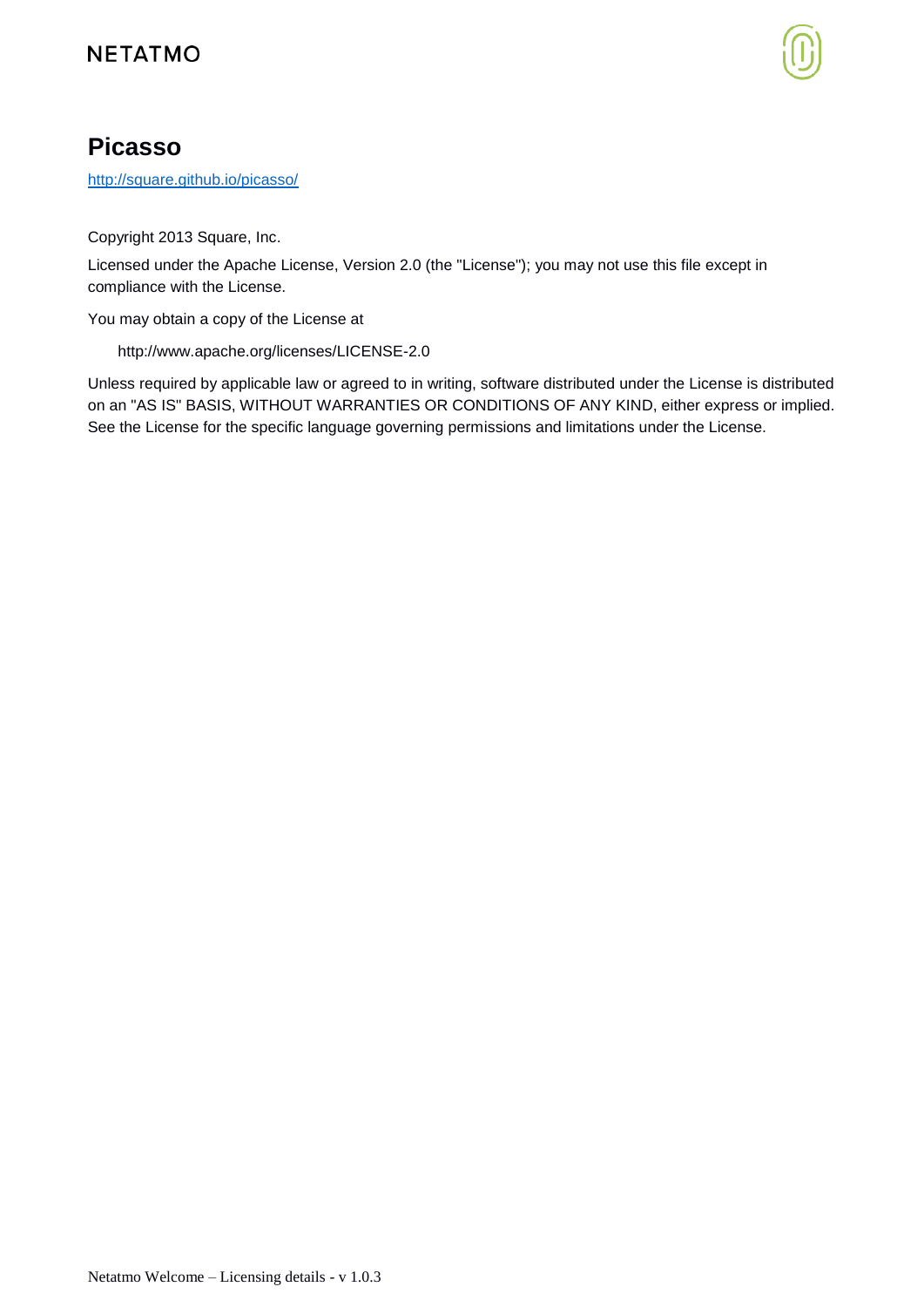## Picasso

http://square.github.io/picasso/

Copyright 2013 Square, Inc.

Licensed under the Apache License, Version 2.0 (the "License"); you may not use this file except in compliance with the License.

You may obtain a copy of the License at

    http://www.apache.org/licenses/LICENSE-2.0

Unless required by applicable law or agreed to in writing, software distributed under the License is distributed on an "AS IS" BASIS, WITHOUT WARRANTIES OR CONDITIONS OF ANY KIND, either express or implied. See the License for the specific language governing permissions and limitations under the License.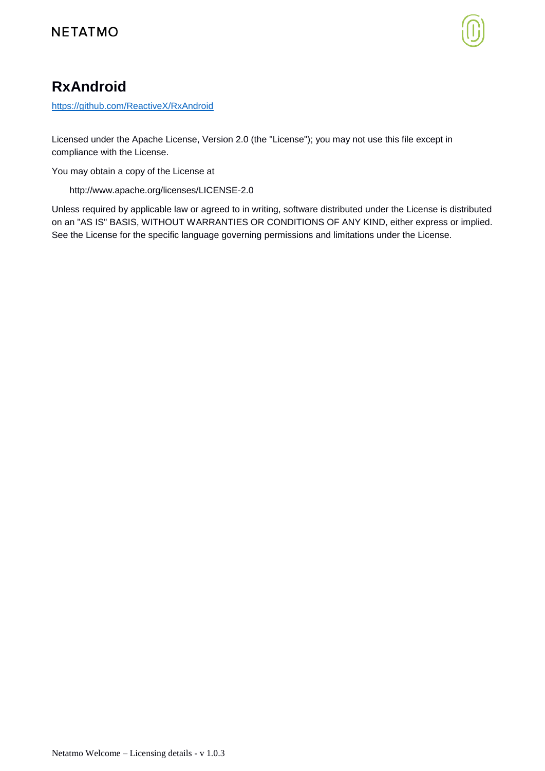# RxAndroid

https://github.com/ReactiveX/RxAndroid

Licensed under the Apache License, Version 2.0 (the "License"); you may not use this file except in compliance with the License.

You may obtain a copy of the License at

    http://www.apache.org/licenses/LICENSE-2.0

Unless required by applicable law or agreed to in writing, software distributed under the License is distributed on an "AS IS" BASIS, WITHOUT WARRANTIES OR CONDITIONS OF ANY KIND, either express or implied. See the License for the specific language governing permissions and limitations under the License.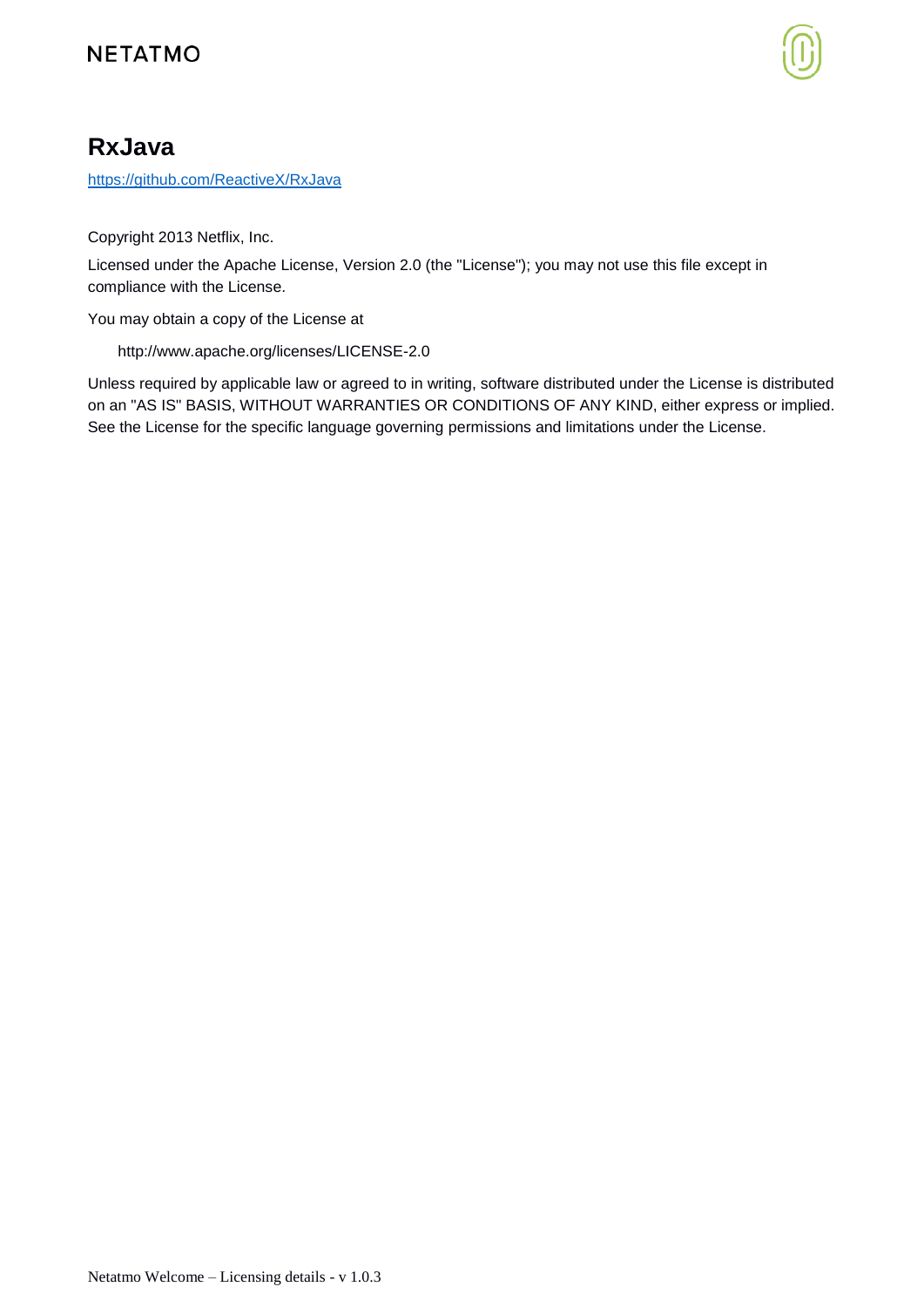# RxJava

https://github.com/ReactiveX/RxJava

Copyright 2013 Netflix, Inc.

Licensed under the Apache License, Version 2.0 (the "License"); you may not use this file except in compliance with the License.

You may obtain a copy of the License at

http://www.apache.org/licenses/LICENSE-2.0

Unless required by applicable law or agreed to in writing, software distributed under the License is distributed on an "AS IS" BASIS, WITHOUT WARRANTIES OR CONDITIONS OF ANY KIND, either express or implied. See the License for the specific language governing permissions and limitations under the License.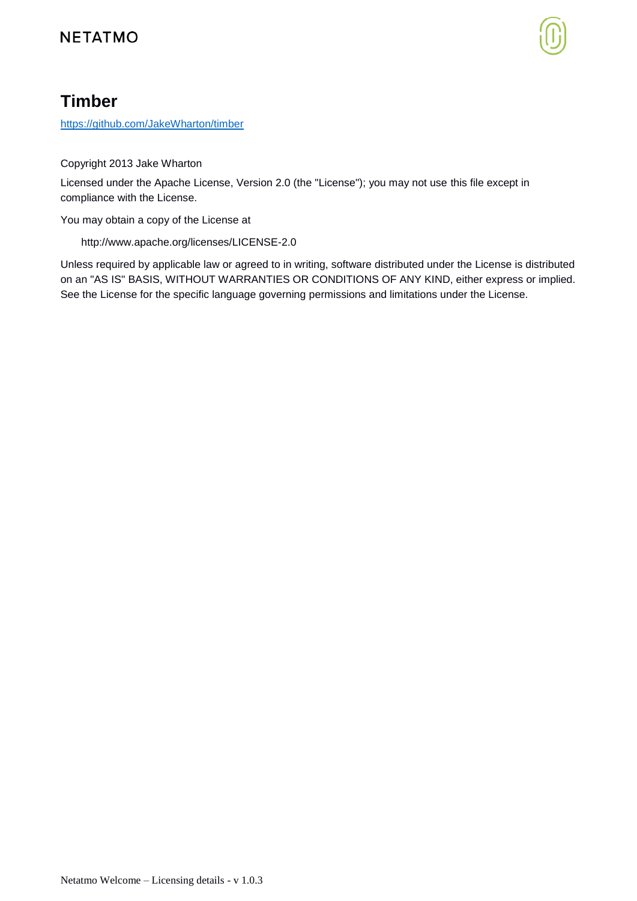## Timber

https://github.com/JakeWharton/timber

Copyright 2013 Jake Wharton

Licensed under the Apache License, Version 2.0 (the "License"); you may not use this file except in compliance with the License.

You may obtain a copy of the License at

http://www.apache.org/licenses/LICENSE-2.0

Unless required by applicable law or agreed to in writing, software distributed under the License is distributed on an "AS IS" BASIS, WITHOUT WARRANTIES OR CONDITIONS OF ANY KIND, either express or implied. See the License for the specific language governing permissions and limitations under the License.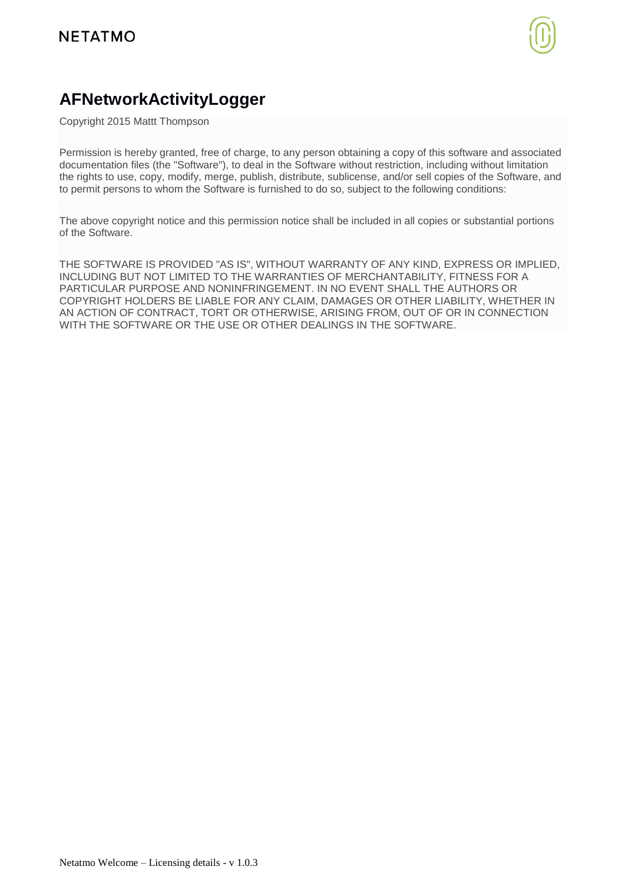# AFNetworkActivityLogger

Copyright 2015 Mattt Thompson

Permission is hereby granted, free of charge, to any person obtaining a copy of this software and associated documentation files (the "Software"), to deal in the Software without restriction, including without limitation the rights to use, copy, modify, merge, publish, distribute, sublicense, and/or sell copies of the Software, and to permit persons to whom the Software is furnished to do so, subject to the following conditions:

The above copyright notice and this permission notice shall be included in all copies or substantial portions of the Software.

THE SOFTWARE IS PROVIDED "AS IS", WITHOUT WARRANTY OF ANY KIND, EXPRESS OR IMPLIED, INCLUDING BUT NOT LIMITED TO THE WARRANTIES OF MERCHANTABILITY, FITNESS FOR A PARTICULAR PURPOSE AND NONINFRINGEMENT. IN NO EVENT SHALL THE AUTHORS OR COPYRIGHT HOLDERS BE LIABLE FOR ANY CLAIM, DAMAGES OR OTHER LIABILITY, WHETHER IN AN ACTION OF CONTRACT, TORT OR OTHERWISE, ARISING FROM, OUT OF OR IN CONNECTION WITH THE SOFTWARE OR THE USE OR OTHER DEALINGS IN THE SOFTWARE.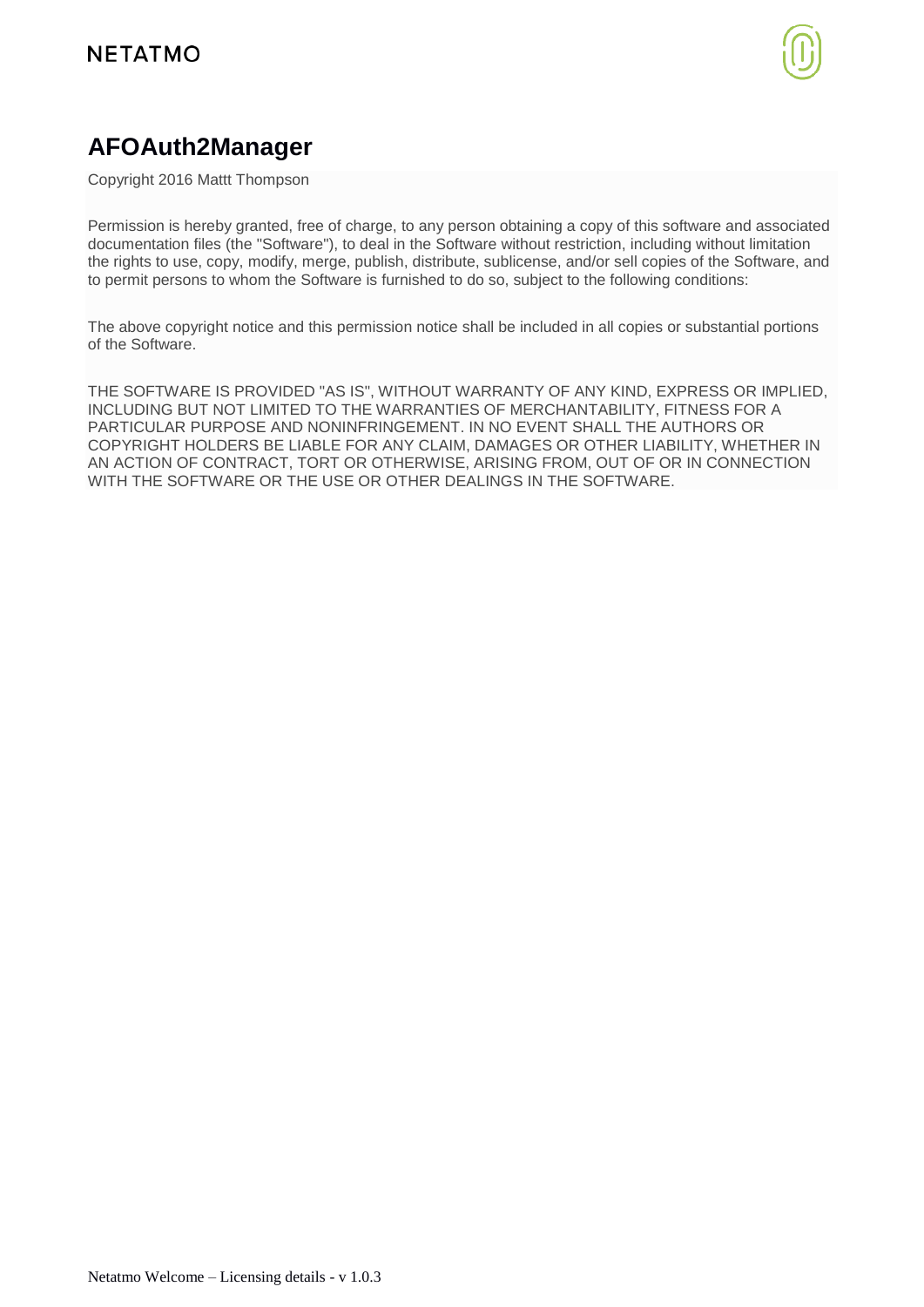# AFOAuth2Manager

Copyright 2016 Mattt Thompson

Permission is hereby granted, free of charge, to any person obtaining a copy of this software and associated documentation files (the "Software"), to deal in the Software without restriction, including without limitation the rights to use, copy, modify, merge, publish, distribute, sublicense, and/or sell copies of the Software, and to permit persons to whom the Software is furnished to do so, subject to the following conditions:

The above copyright notice and this permission notice shall be included in all copies or substantial portions of the Software.

THE SOFTWARE IS PROVIDED "AS IS", WITHOUT WARRANTY OF ANY KIND, EXPRESS OR IMPLIED, INCLUDING BUT NOT LIMITED TO THE WARRANTIES OF MERCHANTABILITY, FITNESS FOR A PARTICULAR PURPOSE AND NONINFRINGEMENT. IN NO EVENT SHALL THE AUTHORS OR COPYRIGHT HOLDERS BE LIABLE FOR ANY CLAIM, DAMAGES OR OTHER LIABILITY, WHETHER IN AN ACTION OF CONTRACT, TORT OR OTHERWISE, ARISING FROM, OUT OF OR IN CONNECTION WITH THE SOFTWARE OR THE USE OR OTHER DEALINGS IN THE SOFTWARE.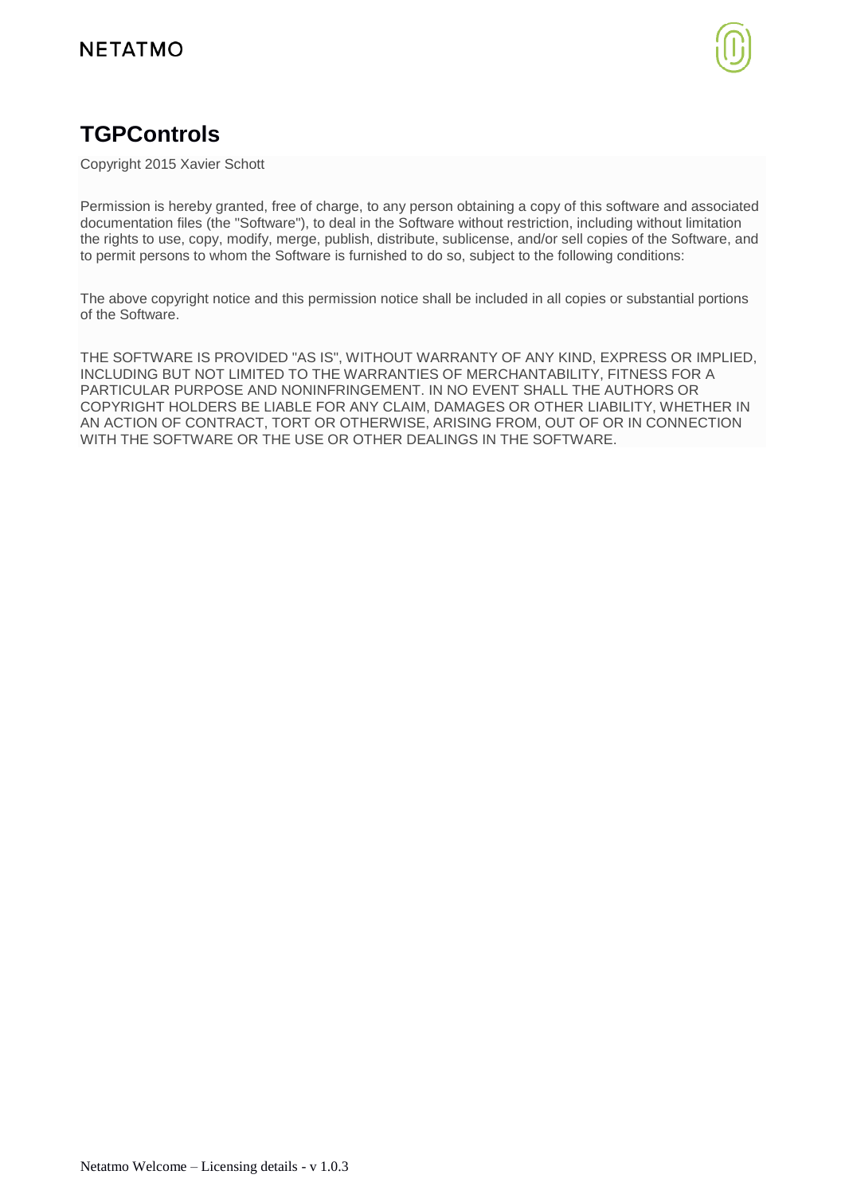## TGPControls

Copyright 2015 Xavier Schott

Permission is hereby granted, free of charge, to any person obtaining a copy of this software and associated documentation files (the "Software"), to deal in the Software without restriction, including without limitation the rights to use, copy, modify, merge, publish, distribute, sublicense, and/or sell copies of the Software, and to permit persons to whom the Software is furnished to do so, subject to the following conditions:

The above copyright notice and this permission notice shall be included in all copies or substantial portions of the Software.

THE SOFTWARE IS PROVIDED "AS IS", WITHOUT WARRANTY OF ANY KIND, EXPRESS OR IMPLIED, INCLUDING BUT NOT LIMITED TO THE WARRANTIES OF MERCHANTABILITY, FITNESS FOR A PARTICULAR PURPOSE AND NONINFRINGEMENT. IN NO EVENT SHALL THE AUTHORS OR COPYRIGHT HOLDERS BE LIABLE FOR ANY CLAIM, DAMAGES OR OTHER LIABILITY, WHETHER IN AN ACTION OF CONTRACT, TORT OR OTHERWISE, ARISING FROM, OUT OF OR IN CONNECTION WITH THE SOFTWARE OR THE USE OR OTHER DEALINGS IN THE SOFTWARE.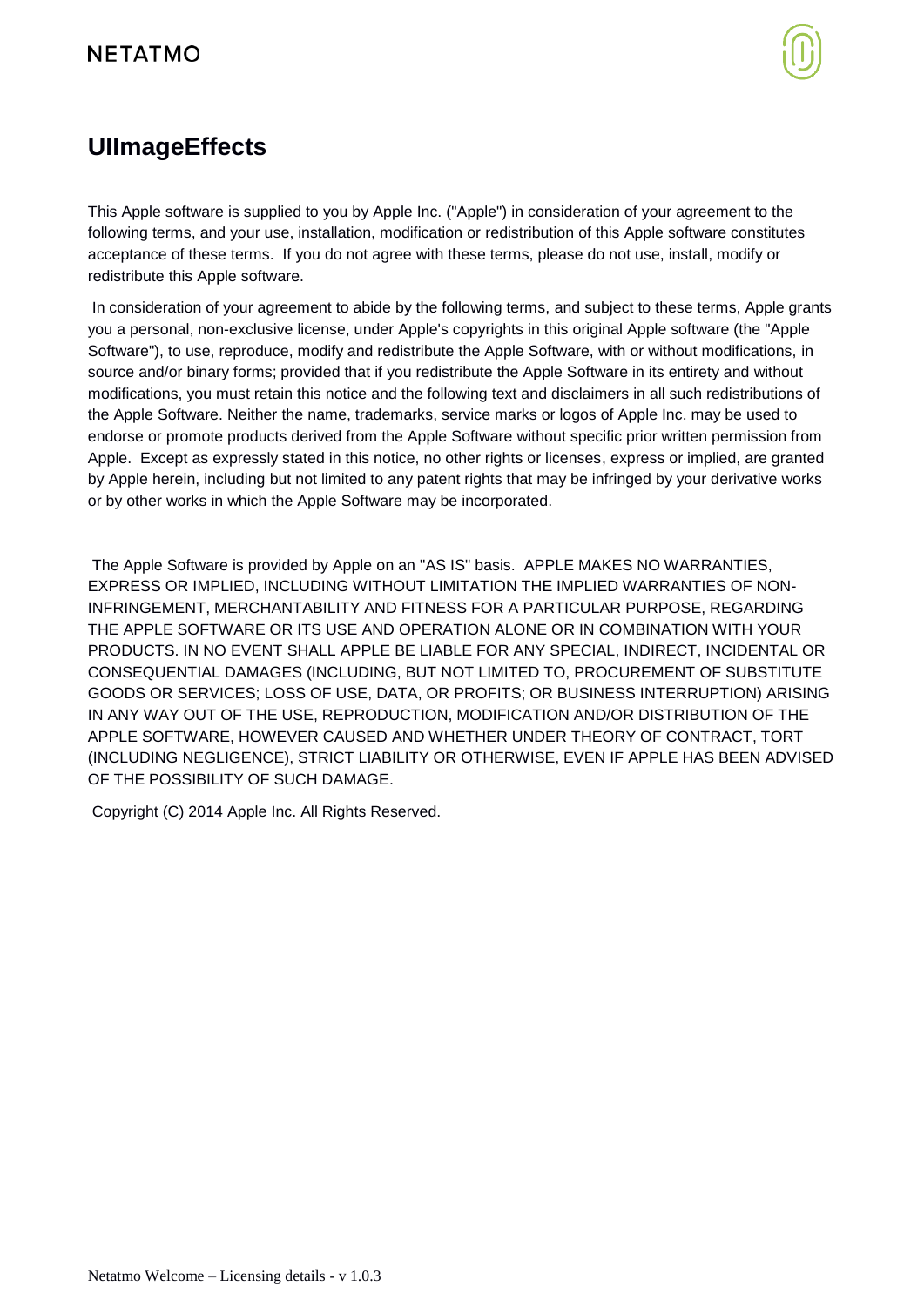## UIImageEffects

This Apple software is supplied to you by Apple Inc. ("Apple") in consideration of your agreement to the following terms, and your use, installation, modification or redistribution of this Apple software constitutes acceptance of these terms. If you do not agree with these terms, please do not use, install, modify or redistribute this Apple software.

In consideration of your agreement to abide by the following terms, and subject to these terms, Apple grants you a personal, non-exclusive license, under Apple's copyrights in this original Apple software (the "Apple Software"), to use, reproduce, modify and redistribute the Apple Software, with or without modifications, in source and/or binary forms; provided that if you redistribute the Apple Software in its entirety and without modifications, you must retain this notice and the following text and disclaimers in all such redistributions of the Apple Software. Neither the name, trademarks, service marks or logos of Apple Inc. may be used to endorse or promote products derived from the Apple Software without specific prior written permission from Apple. Except as expressly stated in this notice, no other rights or licenses, express or implied, are granted by Apple herein, including but not limited to any patent rights that may be infringed by your derivative works or by other works in which the Apple Software may be incorporated.

The Apple Software is provided by Apple on an "AS IS" basis. APPLE MAKES NO WARRANTIES, EXPRESS OR IMPLIED, INCLUDING WITHOUT LIMITATION THE IMPLIED WARRANTIES OF NON-INFRINGEMENT, MERCHANTABILITY AND FITNESS FOR A PARTICULAR PURPOSE, REGARDING THE APPLE SOFTWARE OR ITS USE AND OPERATION ALONE OR IN COMBINATION WITH YOUR PRODUCTS. IN NO EVENT SHALL APPLE BE LIABLE FOR ANY SPECIAL, INDIRECT, INCIDENTAL OR CONSEQUENTIAL DAMAGES (INCLUDING, BUT NOT LIMITED TO, PROCUREMENT OF SUBSTITUTE GOODS OR SERVICES; LOSS OF USE, DATA, OR PROFITS; OR BUSINESS INTERRUPTION) ARISING IN ANY WAY OUT OF THE USE, REPRODUCTION, MODIFICATION AND/OR DISTRIBUTION OF THE APPLE SOFTWARE, HOWEVER CAUSED AND WHETHER UNDER THEORY OF CONTRACT, TORT (INCLUDING NEGLIGENCE), STRICT LIABILITY OR OTHERWISE, EVEN IF APPLE HAS BEEN ADVISED OF THE POSSIBILITY OF SUCH DAMAGE.

Copyright (C) 2014 Apple Inc. All Rights Reserved.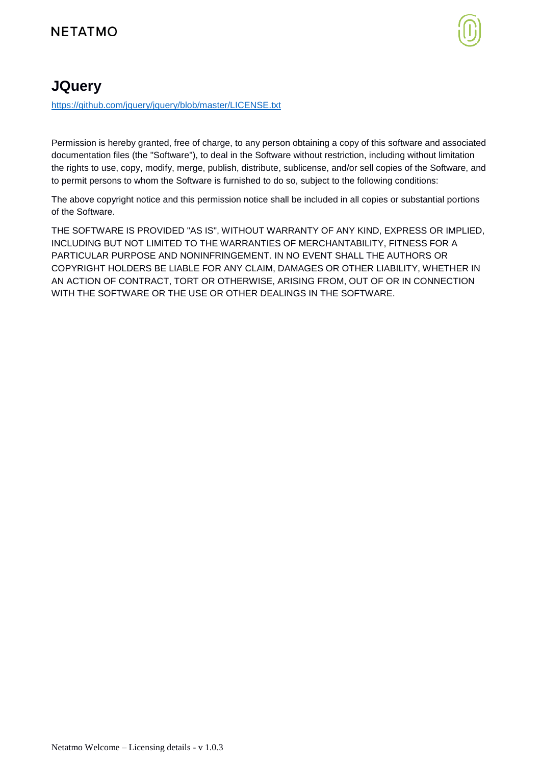# JQuery

https://github.com/jquery/jquery/blob/master/LICENSE.txt

Permission is hereby granted, free of charge, to any person obtaining a copy of this software and associated documentation files (the "Software"), to deal in the Software without restriction, including without limitation the rights to use, copy, modify, merge, publish, distribute, sublicense, and/or sell copies of the Software, and to permit persons to whom the Software is furnished to do so, subject to the following conditions:

The above copyright notice and this permission notice shall be included in all copies or substantial portions of the Software.

THE SOFTWARE IS PROVIDED "AS IS", WITHOUT WARRANTY OF ANY KIND, EXPRESS OR IMPLIED, INCLUDING BUT NOT LIMITED TO THE WARRANTIES OF MERCHANTABILITY, FITNESS FOR A PARTICULAR PURPOSE AND NONINFRINGEMENT. IN NO EVENT SHALL THE AUTHORS OR COPYRIGHT HOLDERS BE LIABLE FOR ANY CLAIM, DAMAGES OR OTHER LIABILITY, WHETHER IN AN ACTION OF CONTRACT, TORT OR OTHERWISE, ARISING FROM, OUT OF OR IN CONNECTION WITH THE SOFTWARE OR THE USE OR OTHER DEALINGS IN THE SOFTWARE.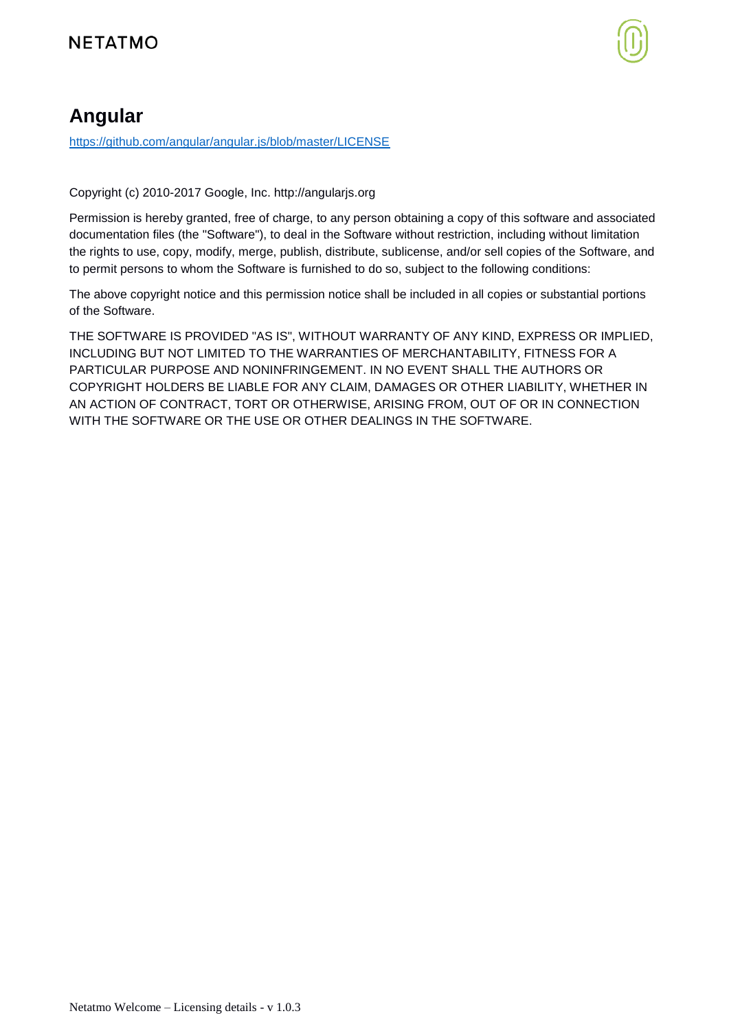# Angular

https://github.com/angular/angular.js/blob/master/LICENSE

Copyright (c) 2010-2017 Google, Inc. http://angularjs.org

Permission is hereby granted, free of charge, to any person obtaining a copy of this software and associated documentation files (the "Software"), to deal in the Software without restriction, including without limitation the rights to use, copy, modify, merge, publish, distribute, sublicense, and/or sell copies of the Software, and to permit persons to whom the Software is furnished to do so, subject to the following conditions:

The above copyright notice and this permission notice shall be included in all copies or substantial portions of the Software.

THE SOFTWARE IS PROVIDED "AS IS", WITHOUT WARRANTY OF ANY KIND, EXPRESS OR IMPLIED, INCLUDING BUT NOT LIMITED TO THE WARRANTIES OF MERCHANTABILITY, FITNESS FOR A PARTICULAR PURPOSE AND NONINFRINGEMENT. IN NO EVENT SHALL THE AUTHORS OR COPYRIGHT HOLDERS BE LIABLE FOR ANY CLAIM, DAMAGES OR OTHER LIABILITY, WHETHER IN AN ACTION OF CONTRACT, TORT OR OTHERWISE, ARISING FROM, OUT OF OR IN CONNECTION WITH THE SOFTWARE OR THE USE OR OTHER DEALINGS IN THE SOFTWARE.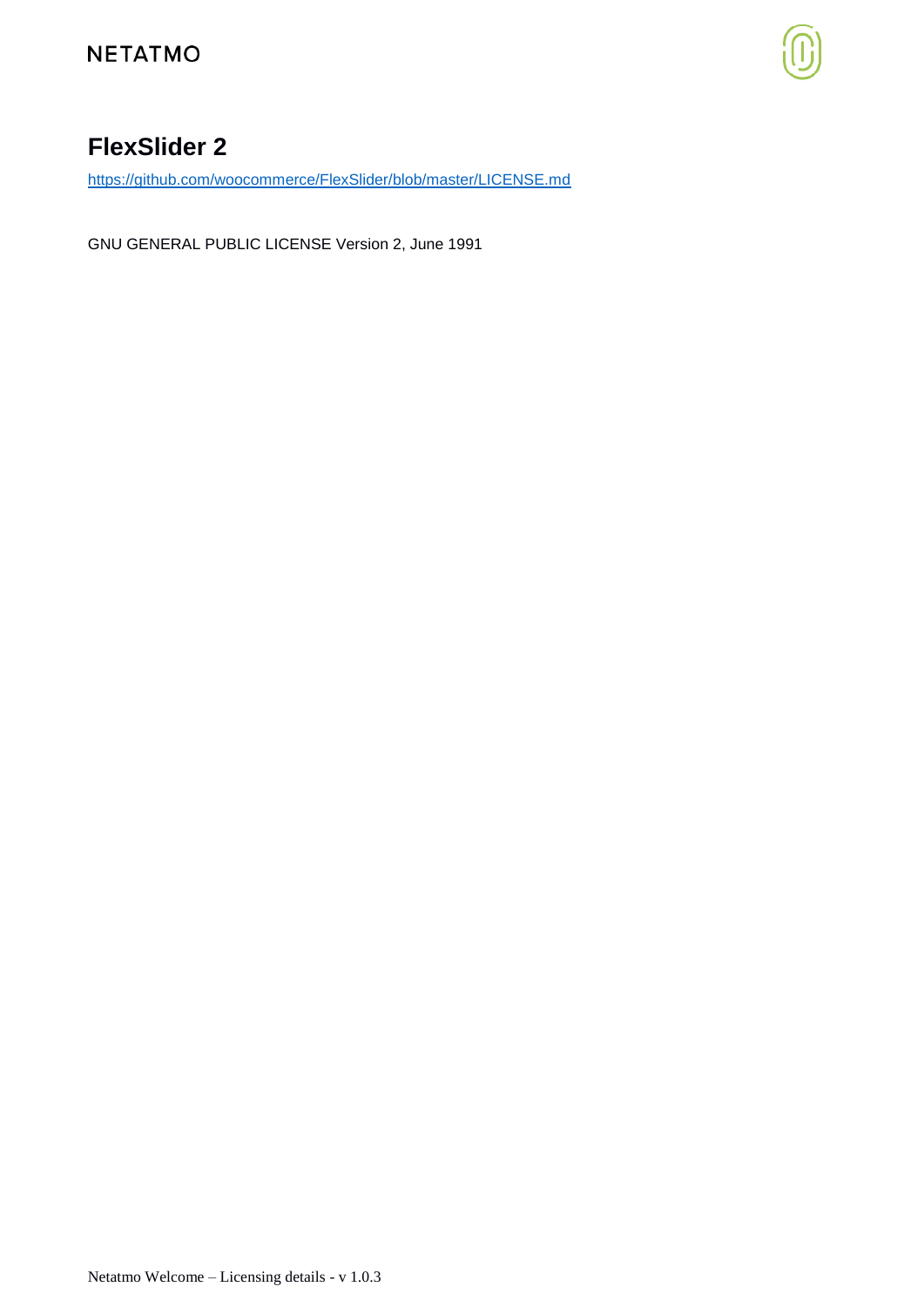## FlexSlider 2

https://github.com/woocommerce/FlexSlider/blob/master/LICENSE.md

GNU GENERAL PUBLIC LICENSE Version 2, June 1991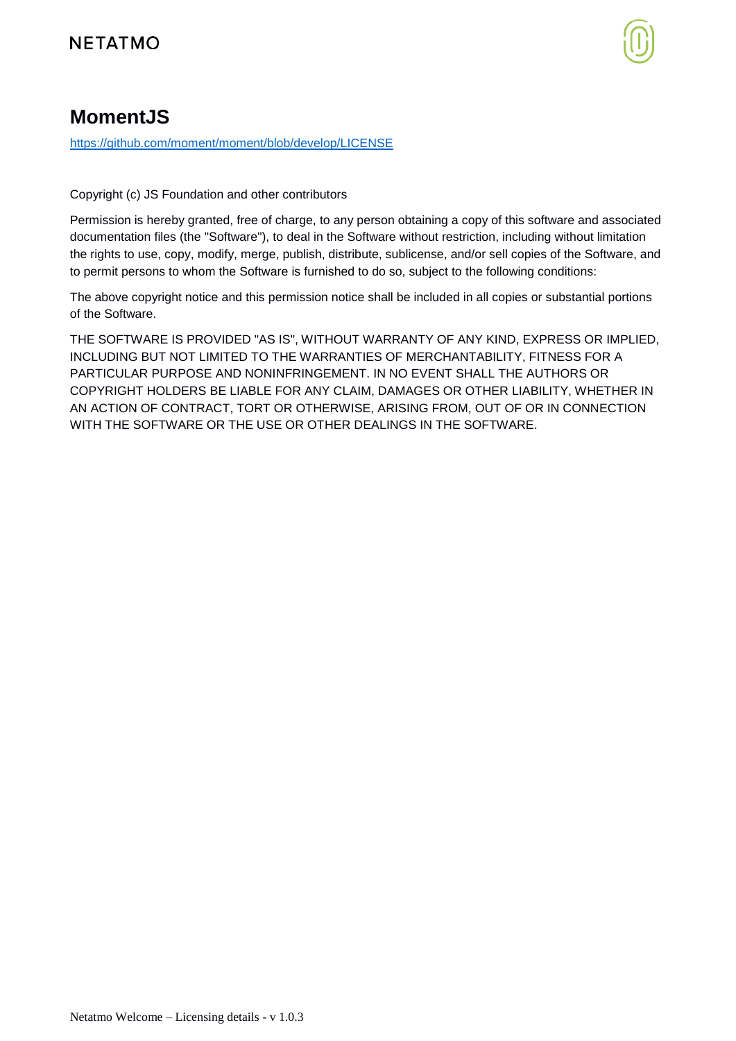# MomentJS

https://github.com/moment/moment/blob/develop/LICENSE

Copyright (c) JS Foundation and other contributors

Permission is hereby granted, free of charge, to any person obtaining a copy of this software and associated documentation files (the "Software"), to deal in the Software without restriction, including without limitation the rights to use, copy, modify, merge, publish, distribute, sublicense, and/or sell copies of the Software, and to permit persons to whom the Software is furnished to do so, subject to the following conditions:

The above copyright notice and this permission notice shall be included in all copies or substantial portions of the Software.

THE SOFTWARE IS PROVIDED "AS IS", WITHOUT WARRANTY OF ANY KIND, EXPRESS OR IMPLIED, INCLUDING BUT NOT LIMITED TO THE WARRANTIES OF MERCHANTABILITY, FITNESS FOR A PARTICULAR PURPOSE AND NONINFRINGEMENT. IN NO EVENT SHALL THE AUTHORS OR COPYRIGHT HOLDERS BE LIABLE FOR ANY CLAIM, DAMAGES OR OTHER LIABILITY, WHETHER IN AN ACTION OF CONTRACT, TORT OR OTHERWISE, ARISING FROM, OUT OF OR IN CONNECTION WITH THE SOFTWARE OR THE USE OR OTHER DEALINGS IN THE SOFTWARE.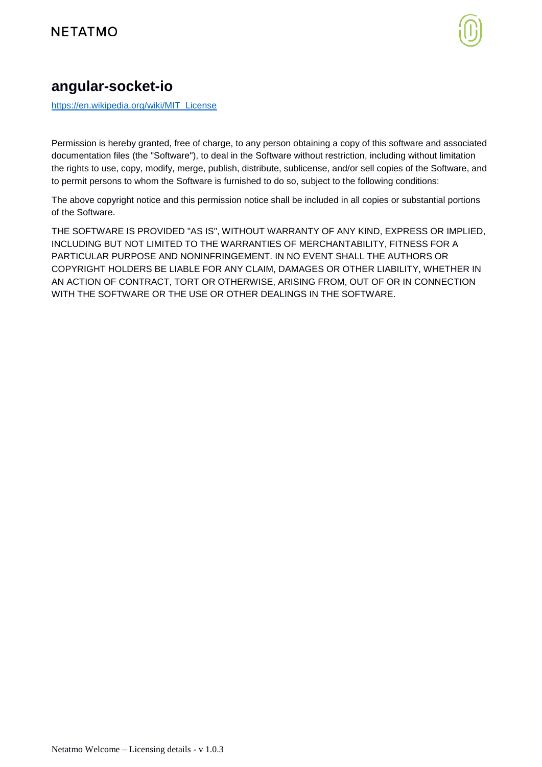## angular-socket-io

https://en.wikipedia.org/wiki/MIT_License

Permission is hereby granted, free of charge, to any person obtaining a copy of this software and associated documentation files (the "Software"), to deal in the Software without restriction, including without limitation the rights to use, copy, modify, merge, publish, distribute, sublicense, and/or sell copies of the Software, and to permit persons to whom the Software is furnished to do so, subject to the following conditions:

The above copyright notice and this permission notice shall be included in all copies or substantial portions of the Software.

THE SOFTWARE IS PROVIDED "AS IS", WITHOUT WARRANTY OF ANY KIND, EXPRESS OR IMPLIED, INCLUDING BUT NOT LIMITED TO THE WARRANTIES OF MERCHANTABILITY, FITNESS FOR A PARTICULAR PURPOSE AND NONINFRINGEMENT. IN NO EVENT SHALL THE AUTHORS OR COPYRIGHT HOLDERS BE LIABLE FOR ANY CLAIM, DAMAGES OR OTHER LIABILITY, WHETHER IN AN ACTION OF CONTRACT, TORT OR OTHERWISE, ARISING FROM, OUT OF OR IN CONNECTION WITH THE SOFTWARE OR THE USE OR OTHER DEALINGS IN THE SOFTWARE.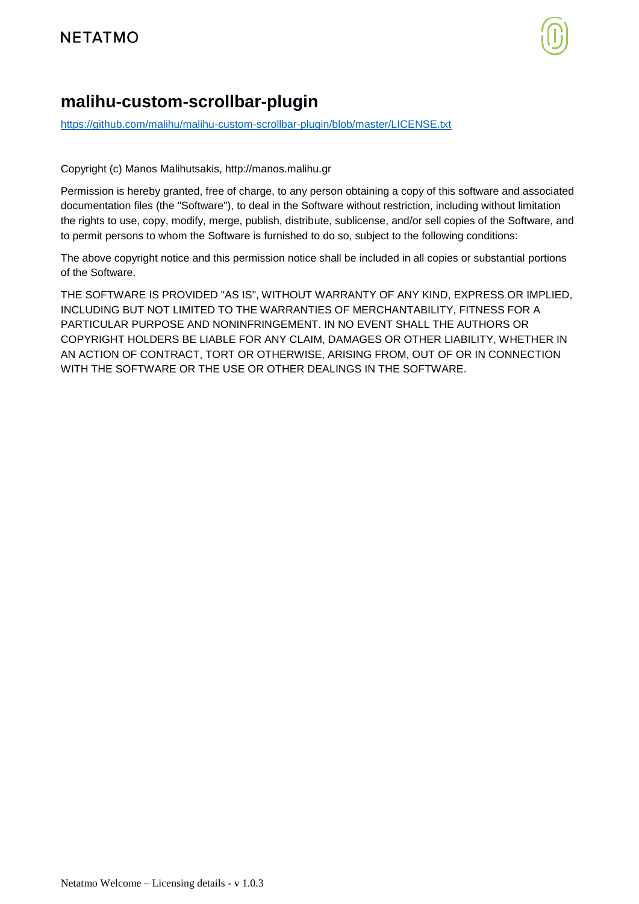# malihu-custom-scrollbar-plugin

https://github.com/malihu/malihu-custom-scrollbar-plugin/blob/master/LICENSE.txt

Copyright (c) Manos Malihutsakis, http://manos.malihu.gr

Permission is hereby granted, free of charge, to any person obtaining a copy of this software and associated documentation files (the "Software"), to deal in the Software without restriction, including without limitation the rights to use, copy, modify, merge, publish, distribute, sublicense, and/or sell copies of the Software, and to permit persons to whom the Software is furnished to do so, subject to the following conditions:

The above copyright notice and this permission notice shall be included in all copies or substantial portions of the Software.

THE SOFTWARE IS PROVIDED "AS IS", WITHOUT WARRANTY OF ANY KIND, EXPRESS OR IMPLIED, INCLUDING BUT NOT LIMITED TO THE WARRANTIES OF MERCHANTABILITY, FITNESS FOR A PARTICULAR PURPOSE AND NONINFRINGEMENT. IN NO EVENT SHALL THE AUTHORS OR COPYRIGHT HOLDERS BE LIABLE FOR ANY CLAIM, DAMAGES OR OTHER LIABILITY, WHETHER IN AN ACTION OF CONTRACT, TORT OR OTHERWISE, ARISING FROM, OUT OF OR IN CONNECTION WITH THE SOFTWARE OR THE USE OR OTHER DEALINGS IN THE SOFTWARE.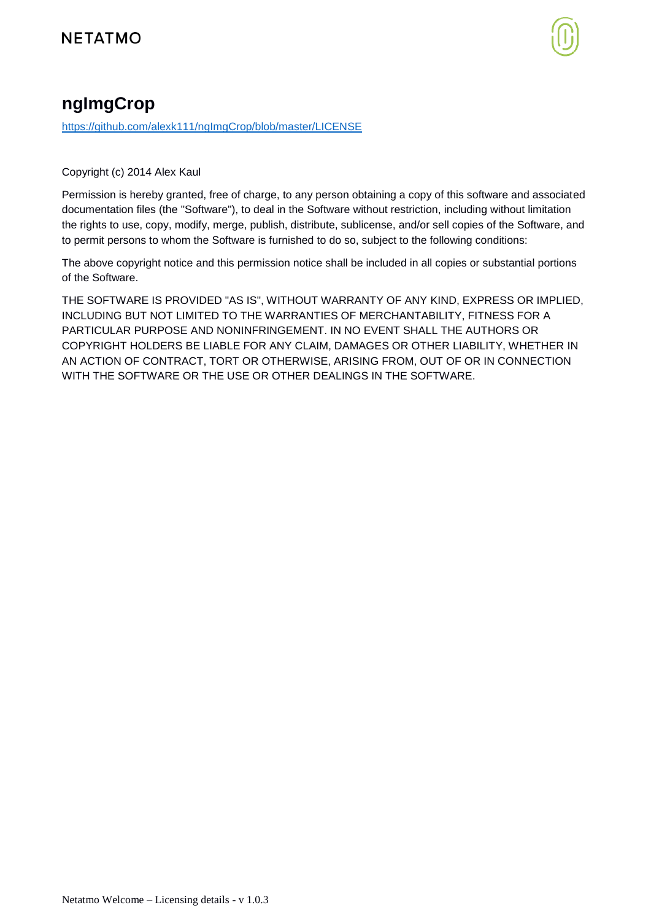# ngImgCrop

https://github.com/alexk111/ngImgCrop/blob/master/LICENSE

Copyright (c) 2014 Alex Kaul

Permission is hereby granted, free of charge, to any person obtaining a copy of this software and associated documentation files (the "Software"), to deal in the Software without restriction, including without limitation the rights to use, copy, modify, merge, publish, distribute, sublicense, and/or sell copies of the Software, and to permit persons to whom the Software is furnished to do so, subject to the following conditions:

The above copyright notice and this permission notice shall be included in all copies or substantial portions of the Software.

THE SOFTWARE IS PROVIDED "AS IS", WITHOUT WARRANTY OF ANY KIND, EXPRESS OR IMPLIED, INCLUDING BUT NOT LIMITED TO THE WARRANTIES OF MERCHANTABILITY, FITNESS FOR A PARTICULAR PURPOSE AND NONINFRINGEMENT. IN NO EVENT SHALL THE AUTHORS OR COPYRIGHT HOLDERS BE LIABLE FOR ANY CLAIM, DAMAGES OR OTHER LIABILITY, WHETHER IN AN ACTION OF CONTRACT, TORT OR OTHERWISE, ARISING FROM, OUT OF OR IN CONNECTION WITH THE SOFTWARE OR THE USE OR OTHER DEALINGS IN THE SOFTWARE.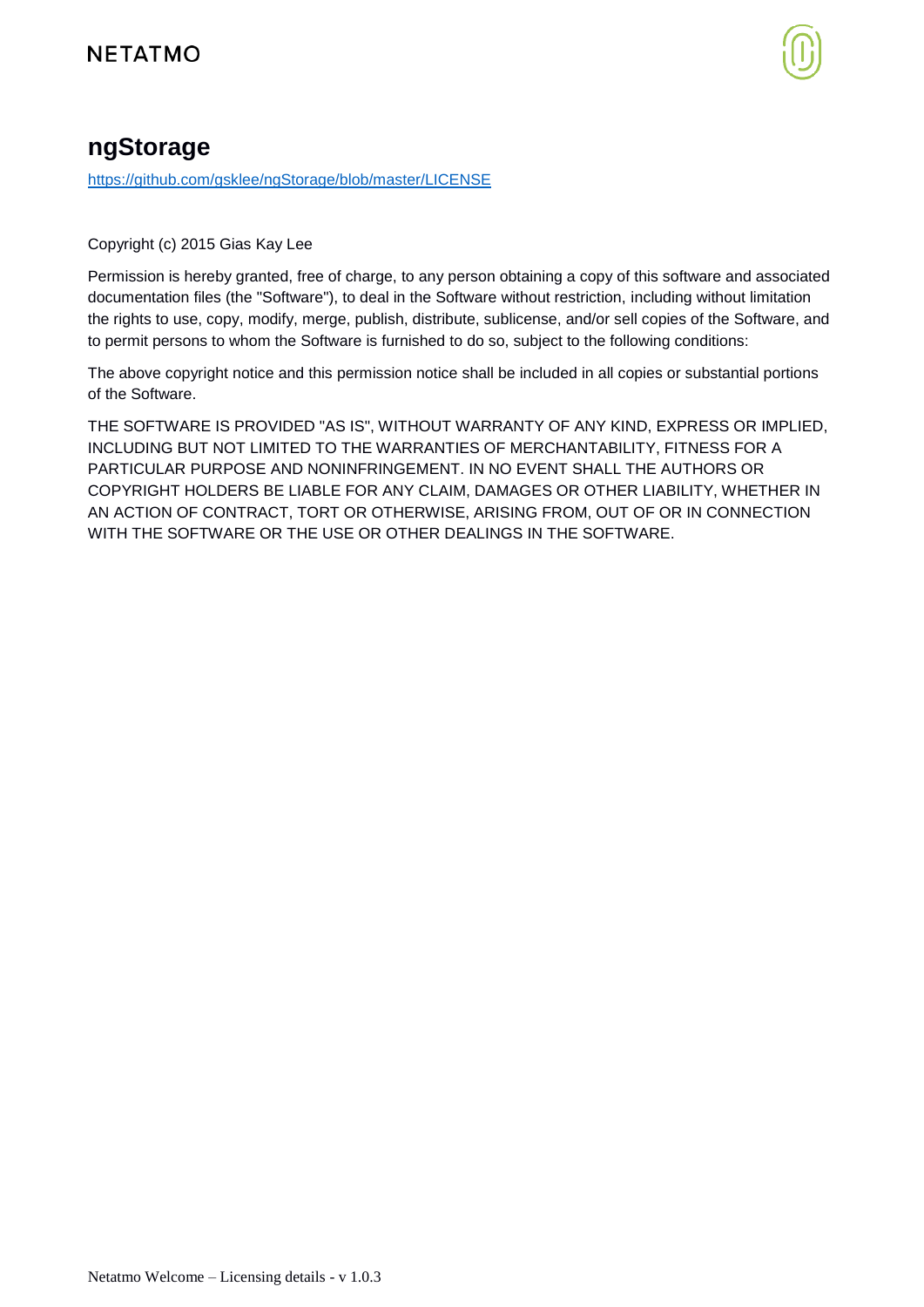## ngStorage

https://github.com/gsklee/ngStorage/blob/master/LICENSE

Copyright (c) 2015 Gias Kay Lee

Permission is hereby granted, free of charge, to any person obtaining a copy of this software and associated documentation files (the "Software"), to deal in the Software without restriction, including without limitation the rights to use, copy, modify, merge, publish, distribute, sublicense, and/or sell copies of the Software, and to permit persons to whom the Software is furnished to do so, subject to the following conditions:

The above copyright notice and this permission notice shall be included in all copies or substantial portions of the Software.

THE SOFTWARE IS PROVIDED "AS IS", WITHOUT WARRANTY OF ANY KIND, EXPRESS OR IMPLIED, INCLUDING BUT NOT LIMITED TO THE WARRANTIES OF MERCHANTABILITY, FITNESS FOR A PARTICULAR PURPOSE AND NONINFRINGEMENT. IN NO EVENT SHALL THE AUTHORS OR COPYRIGHT HOLDERS BE LIABLE FOR ANY CLAIM, DAMAGES OR OTHER LIABILITY, WHETHER IN AN ACTION OF CONTRACT, TORT OR OTHERWISE, ARISING FROM, OUT OF OR IN CONNECTION WITH THE SOFTWARE OR THE USE OR OTHER DEALINGS IN THE SOFTWARE.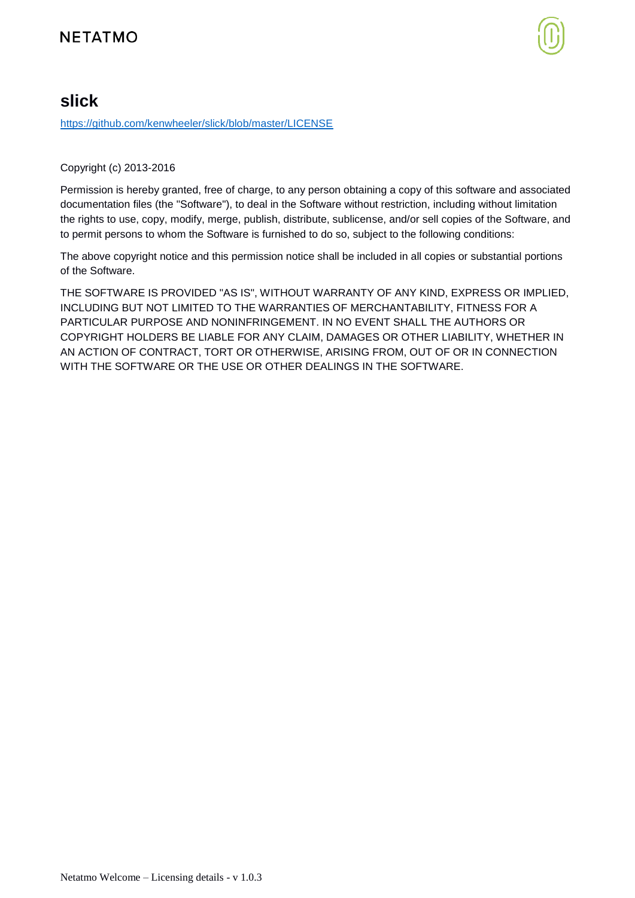# slick

https://github.com/kenwheeler/slick/blob/master/LICENSE

Copyright (c) 2013-2016

Permission is hereby granted, free of charge, to any person obtaining a copy of this software and associated documentation files (the "Software"), to deal in the Software without restriction, including without limitation the rights to use, copy, modify, merge, publish, distribute, sublicense, and/or sell copies of the Software, and to permit persons to whom the Software is furnished to do so, subject to the following conditions:

The above copyright notice and this permission notice shall be included in all copies or substantial portions of the Software.

THE SOFTWARE IS PROVIDED "AS IS", WITHOUT WARRANTY OF ANY KIND, EXPRESS OR IMPLIED, INCLUDING BUT NOT LIMITED TO THE WARRANTIES OF MERCHANTABILITY, FITNESS FOR A PARTICULAR PURPOSE AND NONINFRINGEMENT. IN NO EVENT SHALL THE AUTHORS OR COPYRIGHT HOLDERS BE LIABLE FOR ANY CLAIM, DAMAGES OR OTHER LIABILITY, WHETHER IN AN ACTION OF CONTRACT, TORT OR OTHERWISE, ARISING FROM, OUT OF OR IN CONNECTION WITH THE SOFTWARE OR THE USE OR OTHER DEALINGS IN THE SOFTWARE.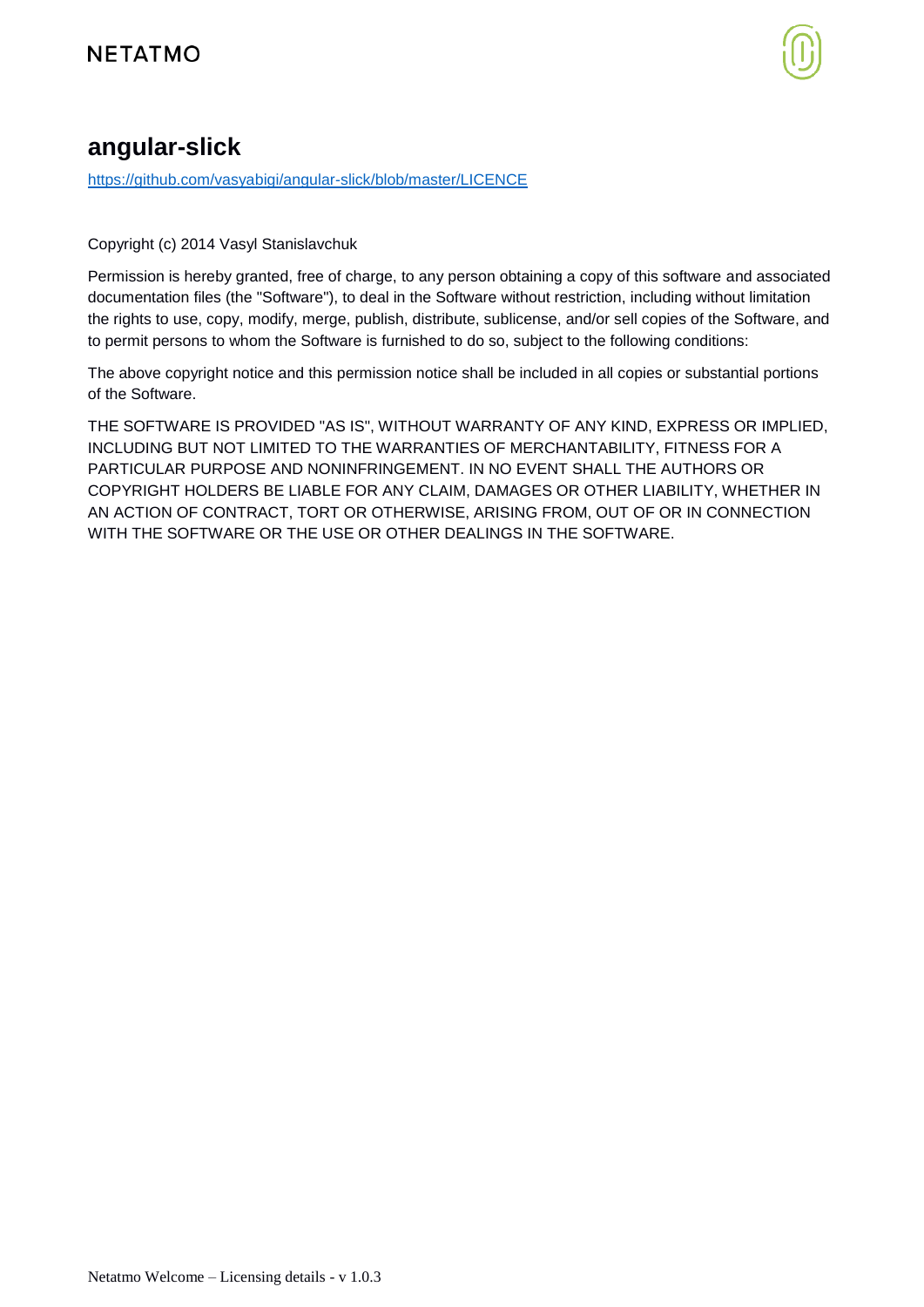## angular-slick

https://github.com/vasyabigi/angular-slick/blob/master/LICENCE

Copyright (c) 2014 Vasyl Stanislavchuk

Permission is hereby granted, free of charge, to any person obtaining a copy of this software and associated documentation files (the "Software"), to deal in the Software without restriction, including without limitation the rights to use, copy, modify, merge, publish, distribute, sublicense, and/or sell copies of the Software, and to permit persons to whom the Software is furnished to do so, subject to the following conditions:

The above copyright notice and this permission notice shall be included in all copies or substantial portions of the Software.

THE SOFTWARE IS PROVIDED "AS IS", WITHOUT WARRANTY OF ANY KIND, EXPRESS OR IMPLIED, INCLUDING BUT NOT LIMITED TO THE WARRANTIES OF MERCHANTABILITY, FITNESS FOR A PARTICULAR PURPOSE AND NONINFRINGEMENT. IN NO EVENT SHALL THE AUTHORS OR COPYRIGHT HOLDERS BE LIABLE FOR ANY CLAIM, DAMAGES OR OTHER LIABILITY, WHETHER IN AN ACTION OF CONTRACT, TORT OR OTHERWISE, ARISING FROM, OUT OF OR IN CONNECTION WITH THE SOFTWARE OR THE USE OR OTHER DEALINGS IN THE SOFTWARE.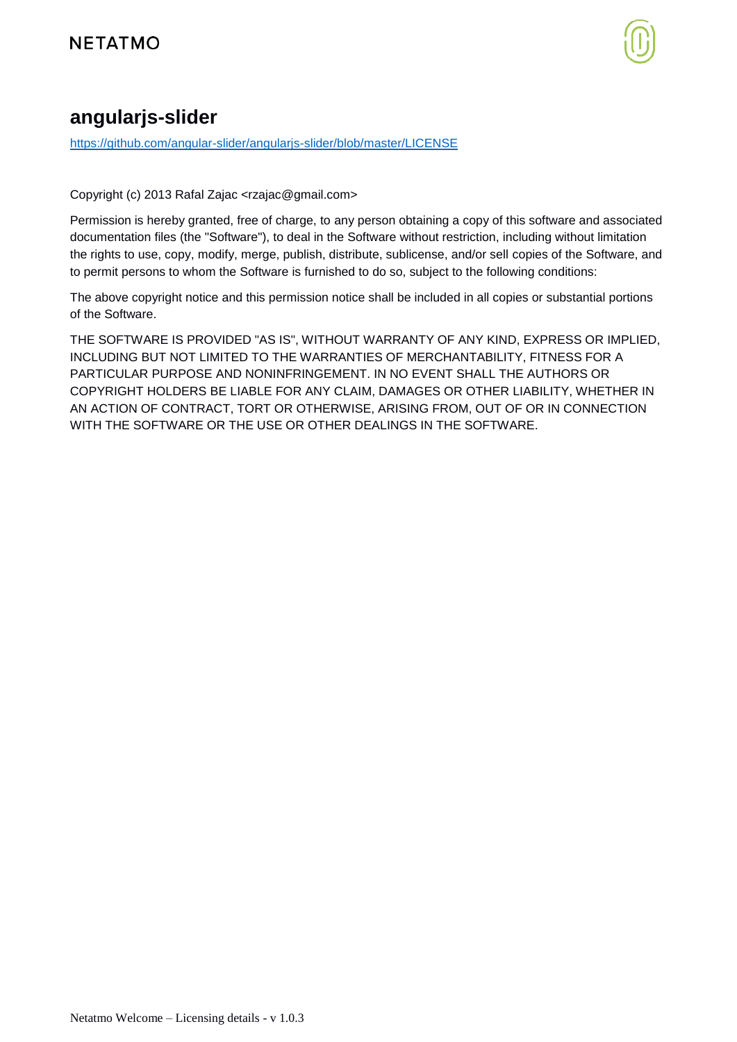## angularjs-slider

https://github.com/angular-slider/angularjs-slider/blob/master/LICENSE

Copyright (c) 2013 Rafal Zajac <rzajac@gmail.com>

Permission is hereby granted, free of charge, to any person obtaining a copy of this software and associated documentation files (the "Software"), to deal in the Software without restriction, including without limitation the rights to use, copy, modify, merge, publish, distribute, sublicense, and/or sell copies of the Software, and to permit persons to whom the Software is furnished to do so, subject to the following conditions:

The above copyright notice and this permission notice shall be included in all copies or substantial portions of the Software.

THE SOFTWARE IS PROVIDED "AS IS", WITHOUT WARRANTY OF ANY KIND, EXPRESS OR IMPLIED, INCLUDING BUT NOT LIMITED TO THE WARRANTIES OF MERCHANTABILITY, FITNESS FOR A PARTICULAR PURPOSE AND NONINFRINGEMENT. IN NO EVENT SHALL THE AUTHORS OR COPYRIGHT HOLDERS BE LIABLE FOR ANY CLAIM, DAMAGES OR OTHER LIABILITY, WHETHER IN AN ACTION OF CONTRACT, TORT OR OTHERWISE, ARISING FROM, OUT OF OR IN CONNECTION WITH THE SOFTWARE OR THE USE OR OTHER DEALINGS IN THE SOFTWARE.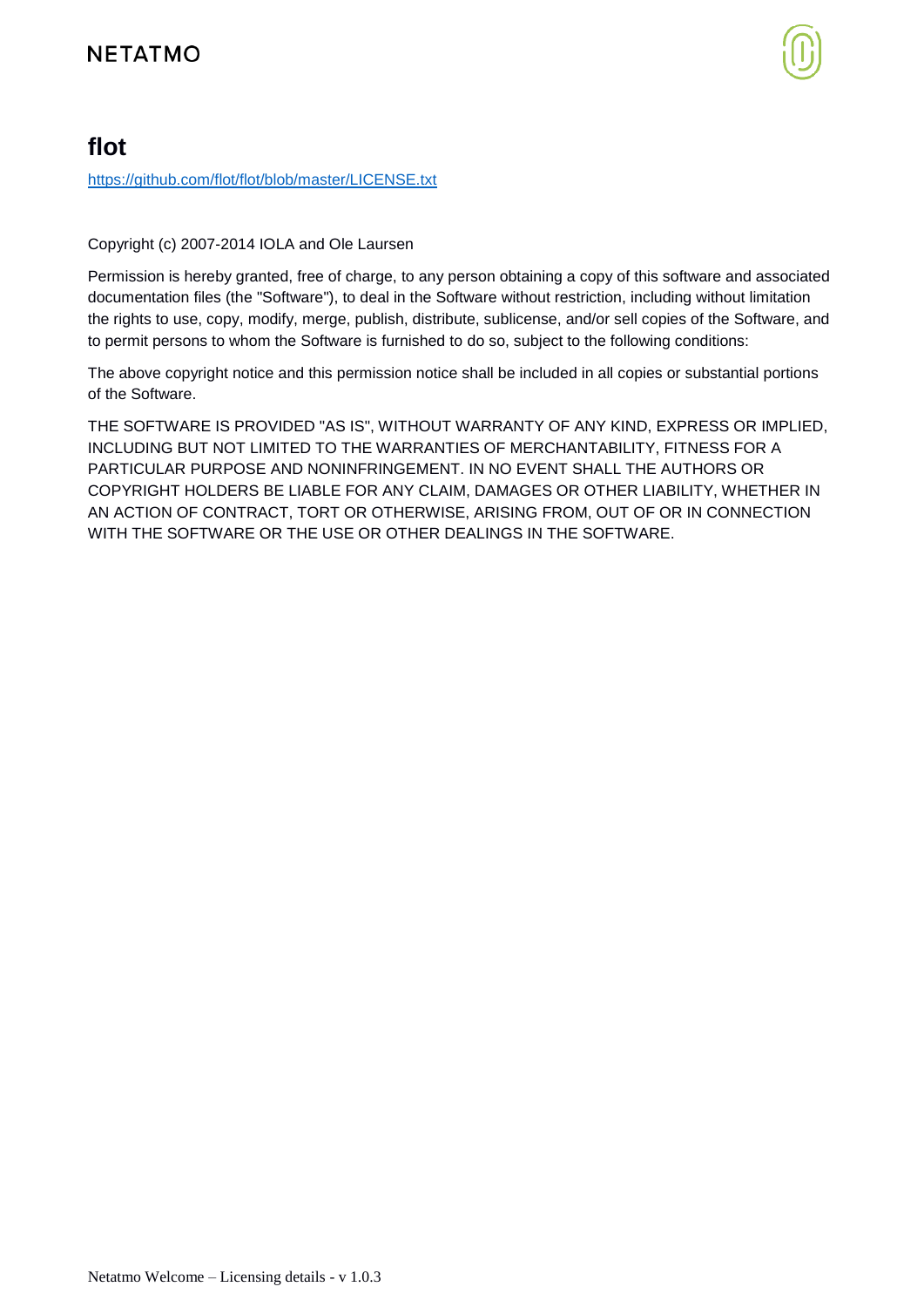# flot

https://github.com/flot/flot/blob/master/LICENSE.txt

Copyright (c) 2007-2014 IOLA and Ole Laursen

Permission is hereby granted, free of charge, to any person obtaining a copy of this software and associated documentation files (the "Software"), to deal in the Software without restriction, including without limitation the rights to use, copy, modify, merge, publish, distribute, sublicense, and/or sell copies of the Software, and to permit persons to whom the Software is furnished to do so, subject to the following conditions:

The above copyright notice and this permission notice shall be included in all copies or substantial portions of the Software.

THE SOFTWARE IS PROVIDED "AS IS", WITHOUT WARRANTY OF ANY KIND, EXPRESS OR IMPLIED, INCLUDING BUT NOT LIMITED TO THE WARRANTIES OF MERCHANTABILITY, FITNESS FOR A PARTICULAR PURPOSE AND NONINFRINGEMENT. IN NO EVENT SHALL THE AUTHORS OR COPYRIGHT HOLDERS BE LIABLE FOR ANY CLAIM, DAMAGES OR OTHER LIABILITY, WHETHER IN AN ACTION OF CONTRACT, TORT OR OTHERWISE, ARISING FROM, OUT OF OR IN CONNECTION WITH THE SOFTWARE OR THE USE OR OTHER DEALINGS IN THE SOFTWARE.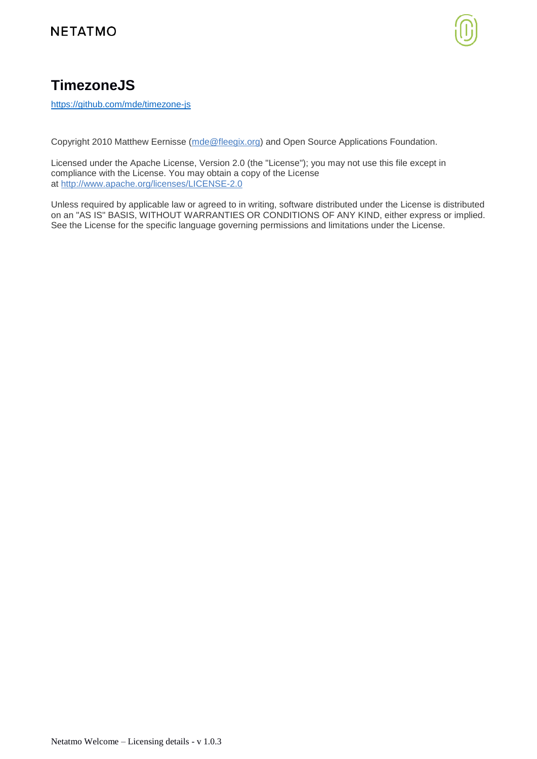# TimezoneJS

https://github.com/mde/timezone-js

Copyright 2010 Matthew Eernisse (mde@fleegix.org) and Open Source Applications Foundation.

Licensed under the Apache License, Version 2.0 (the "License"); you may not use this file except in compliance with the License. You may obtain a copy of the License at http://www.apache.org/licenses/LICENSE-2.0

Unless required by applicable law or agreed to in writing, software distributed under the License is distributed on an "AS IS" BASIS, WITHOUT WARRANTIES OR CONDITIONS OF ANY KIND, either express or implied. See the License for the specific language governing permissions and limitations under the License.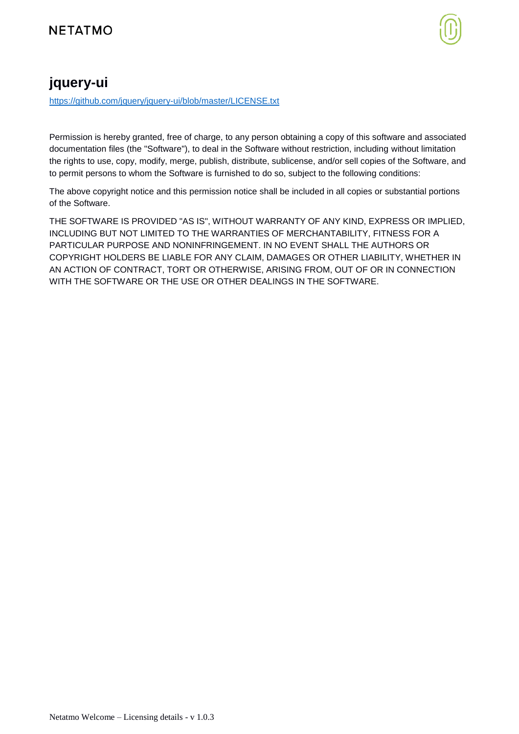## jquery-ui

https://github.com/jquery/jquery-ui/blob/master/LICENSE.txt

Permission is hereby granted, free of charge, to any person obtaining a copy of this software and associated documentation files (the "Software"), to deal in the Software without restriction, including without limitation the rights to use, copy, modify, merge, publish, distribute, sublicense, and/or sell copies of the Software, and to permit persons to whom the Software is furnished to do so, subject to the following conditions:

The above copyright notice and this permission notice shall be included in all copies or substantial portions of the Software.

THE SOFTWARE IS PROVIDED "AS IS", WITHOUT WARRANTY OF ANY KIND, EXPRESS OR IMPLIED, INCLUDING BUT NOT LIMITED TO THE WARRANTIES OF MERCHANTABILITY, FITNESS FOR A PARTICULAR PURPOSE AND NONINFRINGEMENT. IN NO EVENT SHALL THE AUTHORS OR COPYRIGHT HOLDERS BE LIABLE FOR ANY CLAIM, DAMAGES OR OTHER LIABILITY, WHETHER IN AN ACTION OF CONTRACT, TORT OR OTHERWISE, ARISING FROM, OUT OF OR IN CONNECTION WITH THE SOFTWARE OR THE USE OR OTHER DEALINGS IN THE SOFTWARE.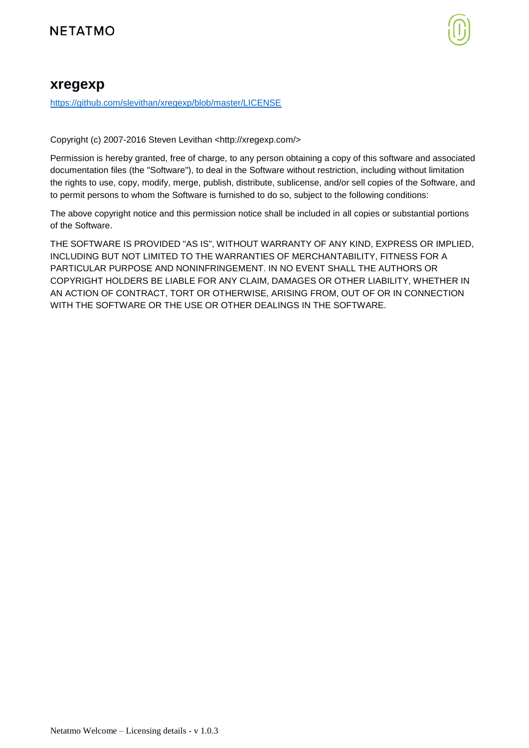## xregexp

https://github.com/slevithan/xregexp/blob/master/LICENSE

Copyright (c) 2007-2016 Steven Levithan <http://xregexp.com/>

Permission is hereby granted, free of charge, to any person obtaining a copy of this software and associated documentation files (the "Software"), to deal in the Software without restriction, including without limitation the rights to use, copy, modify, merge, publish, distribute, sublicense, and/or sell copies of the Software, and to permit persons to whom the Software is furnished to do so, subject to the following conditions:

The above copyright notice and this permission notice shall be included in all copies or substantial portions of the Software.

THE SOFTWARE IS PROVIDED "AS IS", WITHOUT WARRANTY OF ANY KIND, EXPRESS OR IMPLIED, INCLUDING BUT NOT LIMITED TO THE WARRANTIES OF MERCHANTABILITY, FITNESS FOR A PARTICULAR PURPOSE AND NONINFRINGEMENT. IN NO EVENT SHALL THE AUTHORS OR COPYRIGHT HOLDERS BE LIABLE FOR ANY CLAIM, DAMAGES OR OTHER LIABILITY, WHETHER IN AN ACTION OF CONTRACT, TORT OR OTHERWISE, ARISING FROM, OUT OF OR IN CONNECTION WITH THE SOFTWARE OR THE USE OR OTHER DEALINGS IN THE SOFTWARE.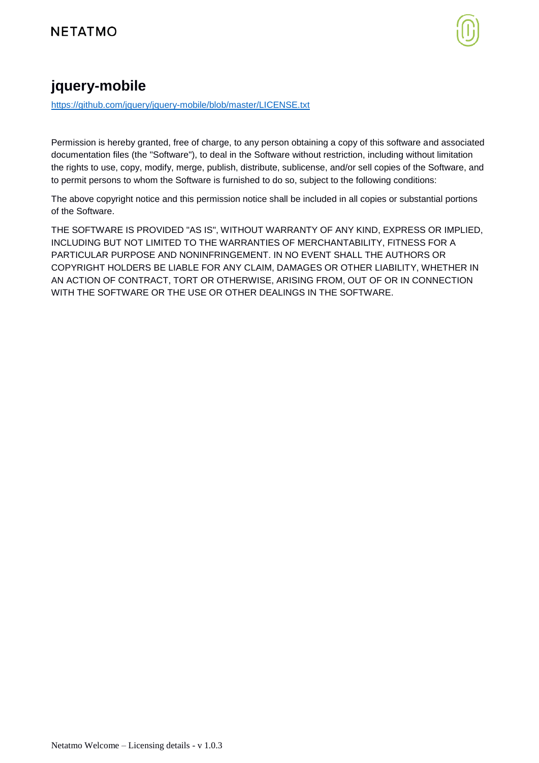## jquery-mobile

https://github.com/jquery/jquery-mobile/blob/master/LICENSE.txt

Permission is hereby granted, free of charge, to any person obtaining a copy of this software and associated documentation files (the "Software"), to deal in the Software without restriction, including without limitation the rights to use, copy, modify, merge, publish, distribute, sublicense, and/or sell copies of the Software, and to permit persons to whom the Software is furnished to do so, subject to the following conditions:

The above copyright notice and this permission notice shall be included in all copies or substantial portions of the Software.

THE SOFTWARE IS PROVIDED "AS IS", WITHOUT WARRANTY OF ANY KIND, EXPRESS OR IMPLIED, INCLUDING BUT NOT LIMITED TO THE WARRANTIES OF MERCHANTABILITY, FITNESS FOR A PARTICULAR PURPOSE AND NONINFRINGEMENT. IN NO EVENT SHALL THE AUTHORS OR COPYRIGHT HOLDERS BE LIABLE FOR ANY CLAIM, DAMAGES OR OTHER LIABILITY, WHETHER IN AN ACTION OF CONTRACT, TORT OR OTHERWISE, ARISING FROM, OUT OF OR IN CONNECTION WITH THE SOFTWARE OR THE USE OR OTHER DEALINGS IN THE SOFTWARE.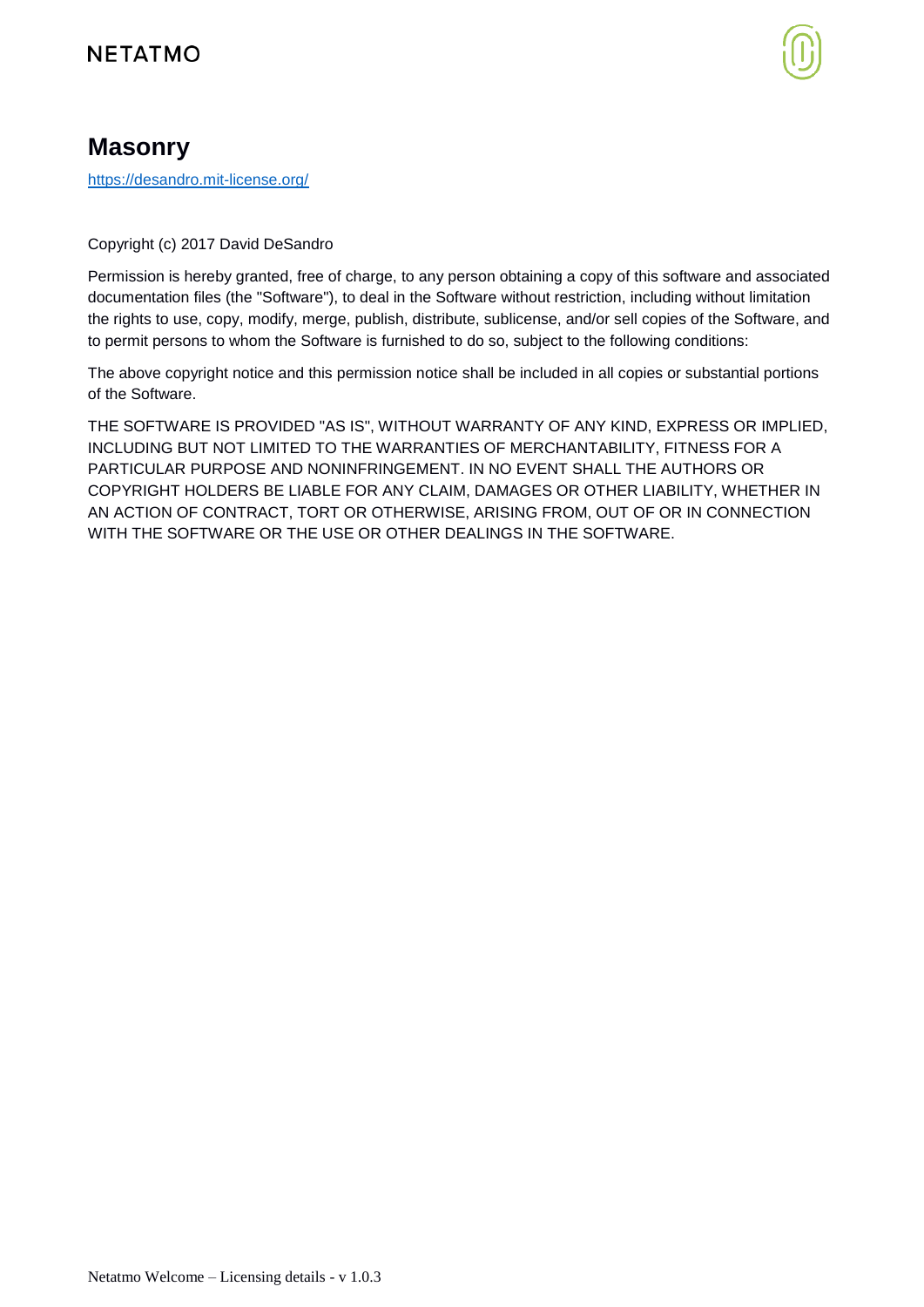## Masonry

https://desandro.mit-license.org/

Copyright (c) 2017 David DeSandro

Permission is hereby granted, free of charge, to any person obtaining a copy of this software and associated documentation files (the "Software"), to deal in the Software without restriction, including without limitation the rights to use, copy, modify, merge, publish, distribute, sublicense, and/or sell copies of the Software, and to permit persons to whom the Software is furnished to do so, subject to the following conditions:

The above copyright notice and this permission notice shall be included in all copies or substantial portions of the Software.

THE SOFTWARE IS PROVIDED "AS IS", WITHOUT WARRANTY OF ANY KIND, EXPRESS OR IMPLIED, INCLUDING BUT NOT LIMITED TO THE WARRANTIES OF MERCHANTABILITY, FITNESS FOR A PARTICULAR PURPOSE AND NONINFRINGEMENT. IN NO EVENT SHALL THE AUTHORS OR COPYRIGHT HOLDERS BE LIABLE FOR ANY CLAIM, DAMAGES OR OTHER LIABILITY, WHETHER IN AN ACTION OF CONTRACT, TORT OR OTHERWISE, ARISING FROM, OUT OF OR IN CONNECTION WITH THE SOFTWARE OR THE USE OR OTHER DEALINGS IN THE SOFTWARE.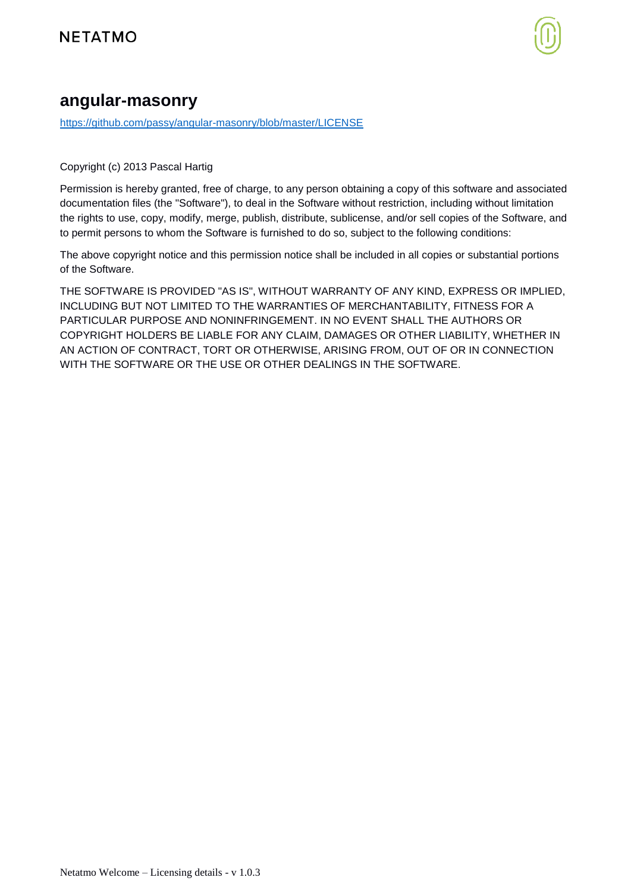## angular-masonry

https://github.com/passy/angular-masonry/blob/master/LICENSE

Copyright (c) 2013 Pascal Hartig

Permission is hereby granted, free of charge, to any person obtaining a copy of this software and associated documentation files (the "Software"), to deal in the Software without restriction, including without limitation the rights to use, copy, modify, merge, publish, distribute, sublicense, and/or sell copies of the Software, and to permit persons to whom the Software is furnished to do so, subject to the following conditions:

The above copyright notice and this permission notice shall be included in all copies or substantial portions of the Software.

THE SOFTWARE IS PROVIDED "AS IS", WITHOUT WARRANTY OF ANY KIND, EXPRESS OR IMPLIED, INCLUDING BUT NOT LIMITED TO THE WARRANTIES OF MERCHANTABILITY, FITNESS FOR A PARTICULAR PURPOSE AND NONINFRINGEMENT. IN NO EVENT SHALL THE AUTHORS OR COPYRIGHT HOLDERS BE LIABLE FOR ANY CLAIM, DAMAGES OR OTHER LIABILITY, WHETHER IN AN ACTION OF CONTRACT, TORT OR OTHERWISE, ARISING FROM, OUT OF OR IN CONNECTION WITH THE SOFTWARE OR THE USE OR OTHER DEALINGS IN THE SOFTWARE.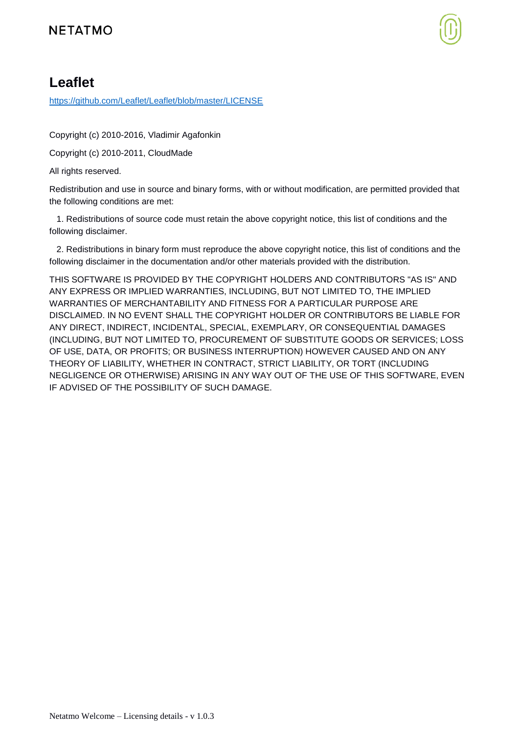# Leaflet

https://github.com/Leaflet/Leaflet/blob/master/LICENSE

Copyright (c) 2010-2016, Vladimir Agafonkin

Copyright (c) 2010-2011, CloudMade

All rights reserved.

Redistribution and use in source and binary forms, with or without modification, are permitted provided that the following conditions are met:

1. Redistributions of source code must retain the above copyright notice, this list of conditions and the following disclaimer.

2. Redistributions in binary form must reproduce the above copyright notice, this list of conditions and the following disclaimer in the documentation and/or other materials provided with the distribution.

THIS SOFTWARE IS PROVIDED BY THE COPYRIGHT HOLDERS AND CONTRIBUTORS "AS IS" AND ANY EXPRESS OR IMPLIED WARRANTIES, INCLUDING, BUT NOT LIMITED TO, THE IMPLIED WARRANTIES OF MERCHANTABILITY AND FITNESS FOR A PARTICULAR PURPOSE ARE DISCLAIMED. IN NO EVENT SHALL THE COPYRIGHT HOLDER OR CONTRIBUTORS BE LIABLE FOR ANY DIRECT, INDIRECT, INCIDENTAL, SPECIAL, EXEMPLARY, OR CONSEQUENTIAL DAMAGES (INCLUDING, BUT NOT LIMITED TO, PROCUREMENT OF SUBSTITUTE GOODS OR SERVICES; LOSS OF USE, DATA, OR PROFITS; OR BUSINESS INTERRUPTION) HOWEVER CAUSED AND ON ANY THEORY OF LIABILITY, WHETHER IN CONTRACT, STRICT LIABILITY, OR TORT (INCLUDING NEGLIGENCE OR OTHERWISE) ARISING IN ANY WAY OUT OF THE USE OF THIS SOFTWARE, EVEN IF ADVISED OF THE POSSIBILITY OF SUCH DAMAGE.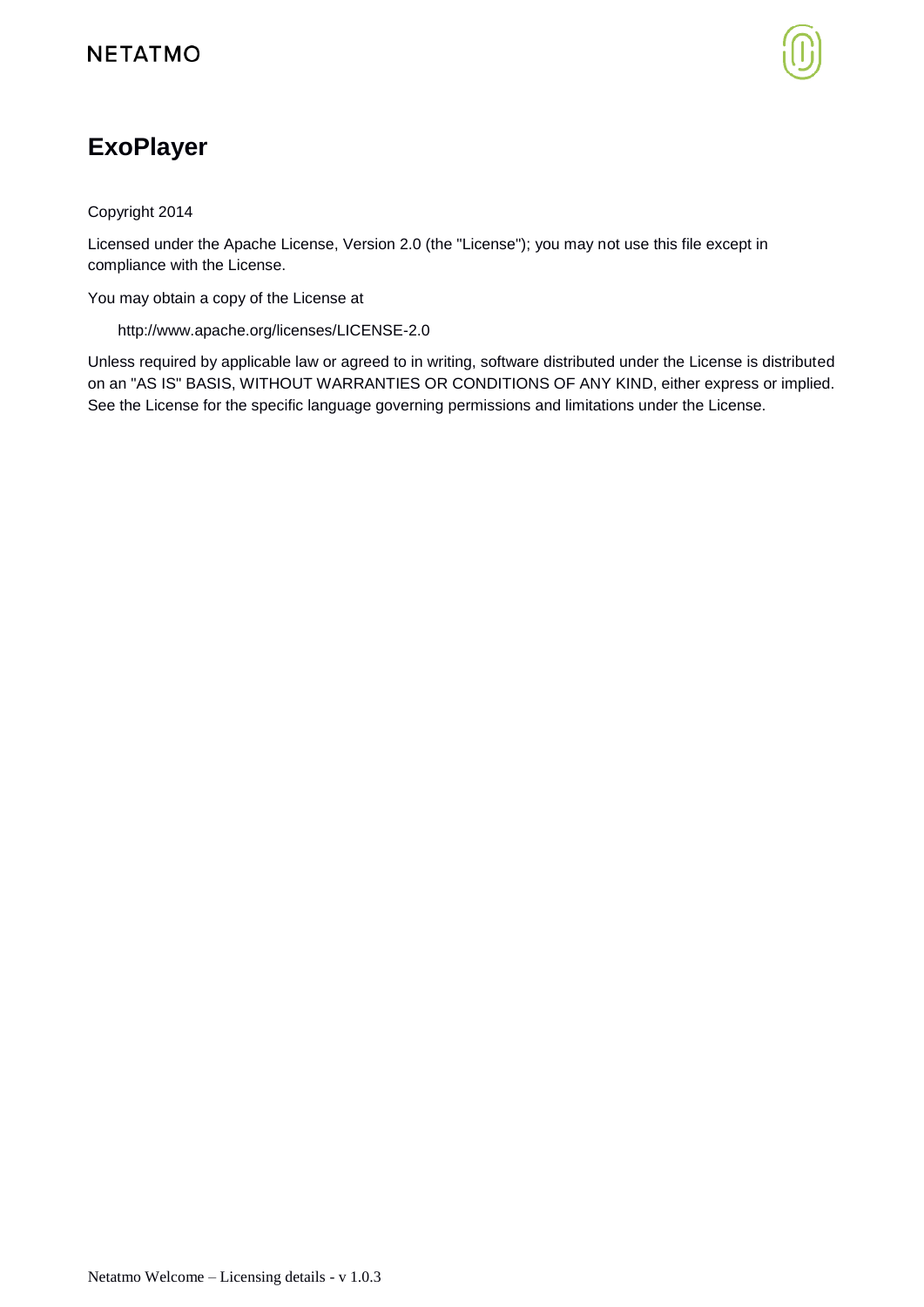# ExoPlayer

Copyright 2014

Licensed under the Apache License, Version 2.0 (the "License"); you may not use this file except in compliance with the License.

You may obtain a copy of the License at

  http://www.apache.org/licenses/LICENSE-2.0

Unless required by applicable law or agreed to in writing, software distributed under the License is distributed on an "AS IS" BASIS, WITHOUT WARRANTIES OR CONDITIONS OF ANY KIND, either express or implied. See the License for the specific language governing permissions and limitations under the License.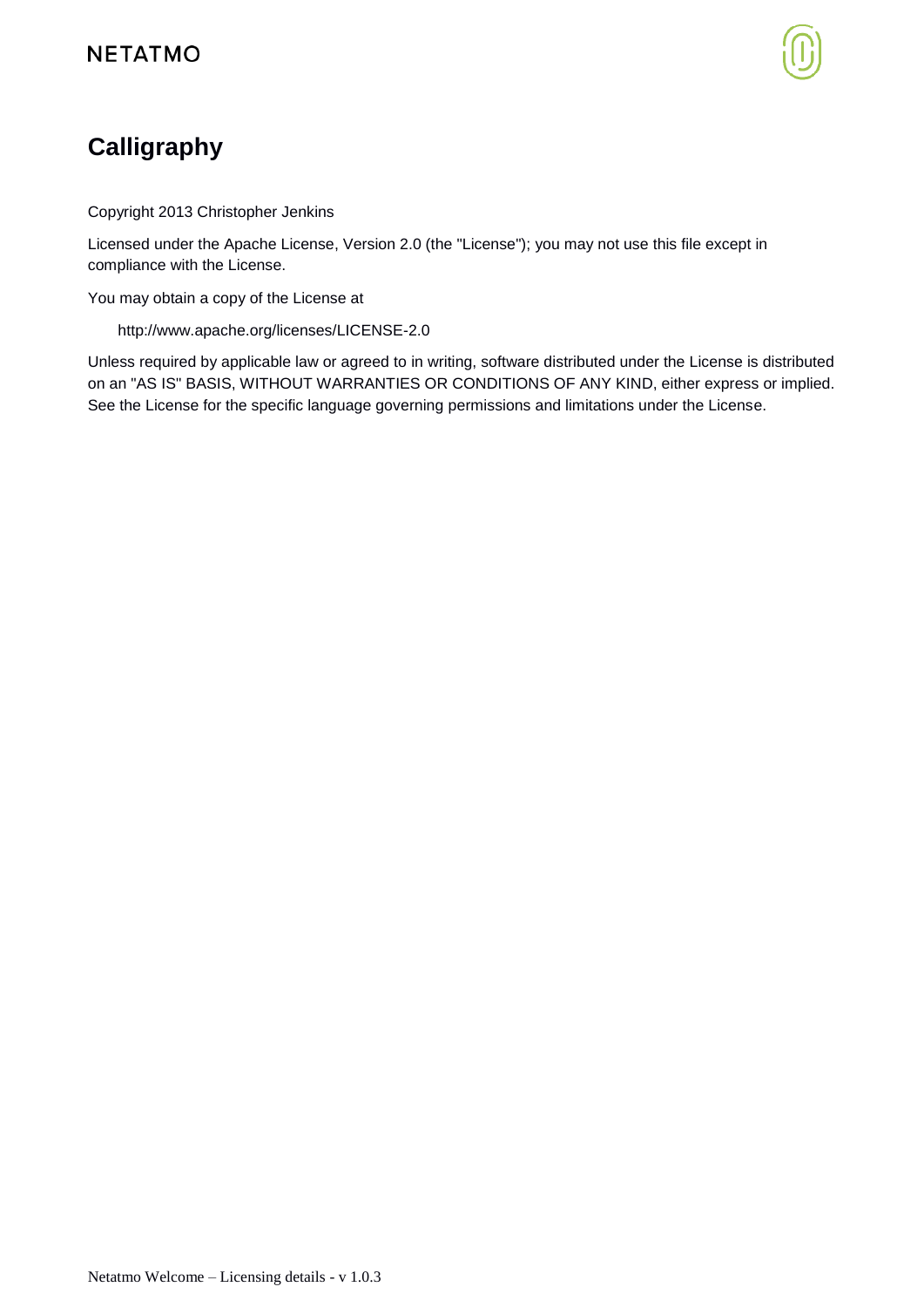## Calligraphy

Copyright 2013 Christopher Jenkins

Licensed under the Apache License, Version 2.0 (the "License"); you may not use this file except in compliance with the License.

You may obtain a copy of the License at

http://www.apache.org/licenses/LICENSE-2.0

Unless required by applicable law or agreed to in writing, software distributed under the License is distributed on an "AS IS" BASIS, WITHOUT WARRANTIES OR CONDITIONS OF ANY KIND, either express or implied. See the License for the specific language governing permissions and limitations under the License.